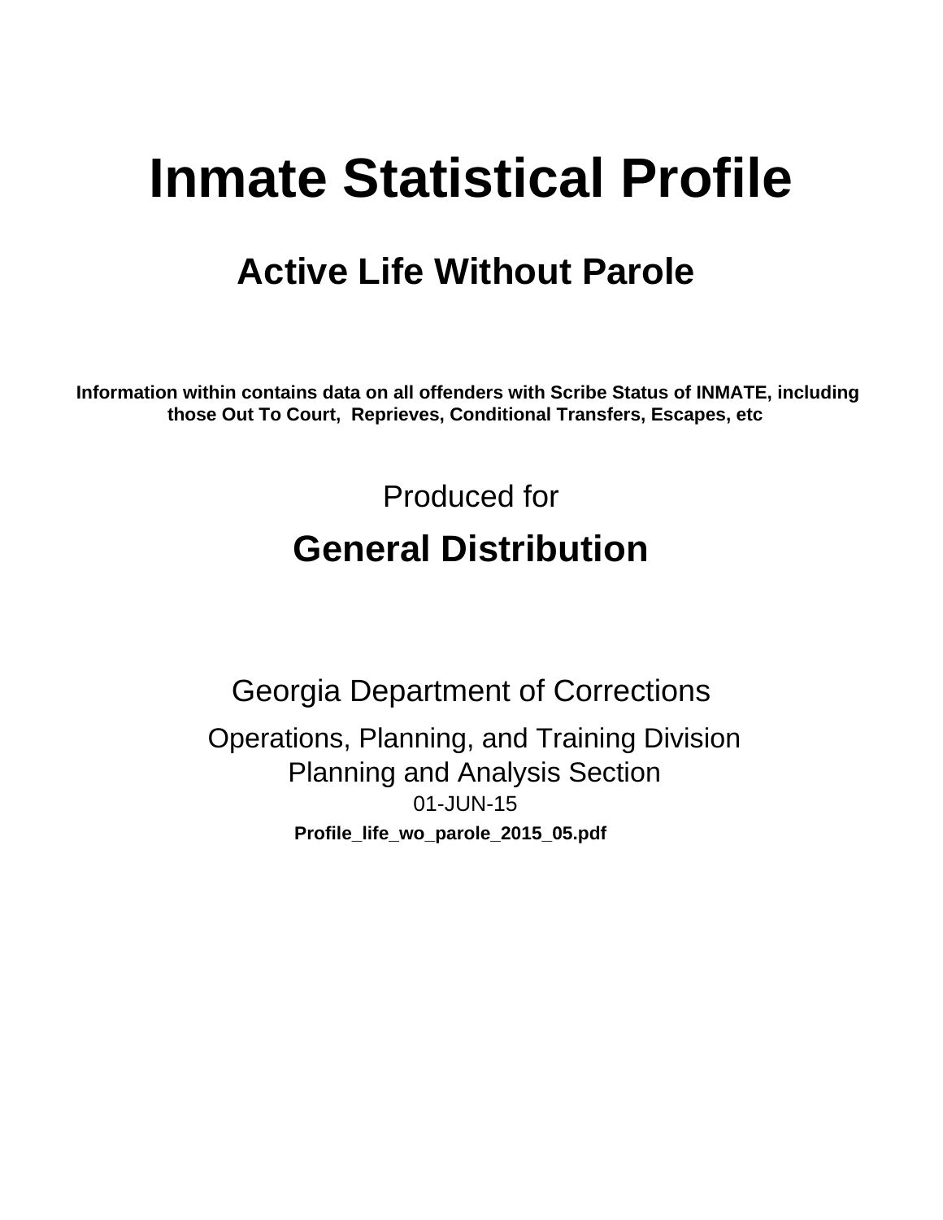# Inmate Statistical Profile

## Active Life Without Parole

**Information within contains data on all offenders with Scribe Status of INMATE, including those Out To Court, Reprieves, Conditional Transfers, Escapes, etc**

Produced for

## General Distribution

Georgia Department of Corrections

Operations, Planning, and Training Division

Planning and Analysis Section

01-JUN-15

**Profile_life_wo_parole_2015_05.pdf**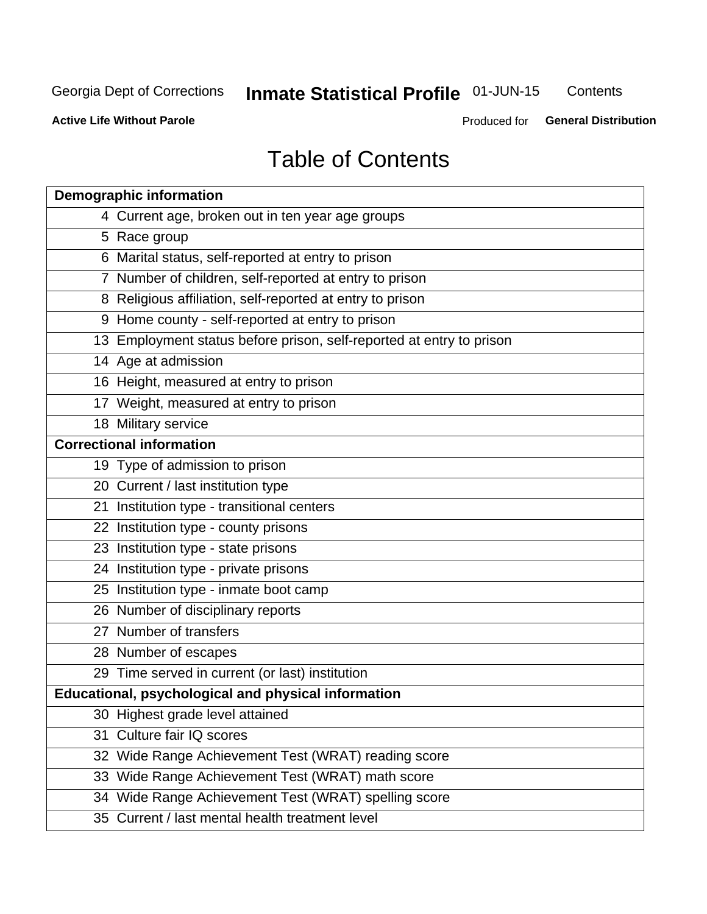Georgia Dept of Corrections **Inmate Statistical Profile** 01-JUN-15 Contents

**Active Life Without Parole** Produced for **General Distribution**

# Table of Contents

| Page | Section |
|---|---|
| **Demographic information** | |
| 4 | Current age, broken out in ten year age groups |
| 5 | Race group |
| 6 | Marital status, self-reported at entry to prison |
| 7 | Number of children, self-reported at entry to prison |
| 8 | Religious affiliation, self-reported at entry to prison |
| 9 | Home county - self-reported at entry to prison |
| 13 | Employment status before prison, self-reported at entry to prison |
| 14 | Age at admission |
| 16 | Height, measured at entry to prison |
| 17 | Weight, measured at entry to prison |
| 18 | Military service |
| **Correctional information** | |
| 19 | Type of admission to prison |
| 20 | Current / last institution type |
| 21 | Institution type - transitional centers |
| 22 | Institution type - county prisons |
| 23 | Institution type - state prisons |
| 24 | Institution type - private prisons |
| 25 | Institution type - inmate boot camp |
| 26 | Number of disciplinary reports |
| 27 | Number of transfers |
| 28 | Number of escapes |
| 29 | Time served in current (or last) institution |
| **Educational, psychological and physical information** | |
| 30 | Highest grade level attained |
| 31 | Culture fair IQ scores |
| 32 | Wide Range Achievement Test (WRAT) reading score |
| 33 | Wide Range Achievement Test (WRAT) math score |
| 34 | Wide Range Achievement Test (WRAT) spelling score |
| 35 | Current / last mental health treatment level |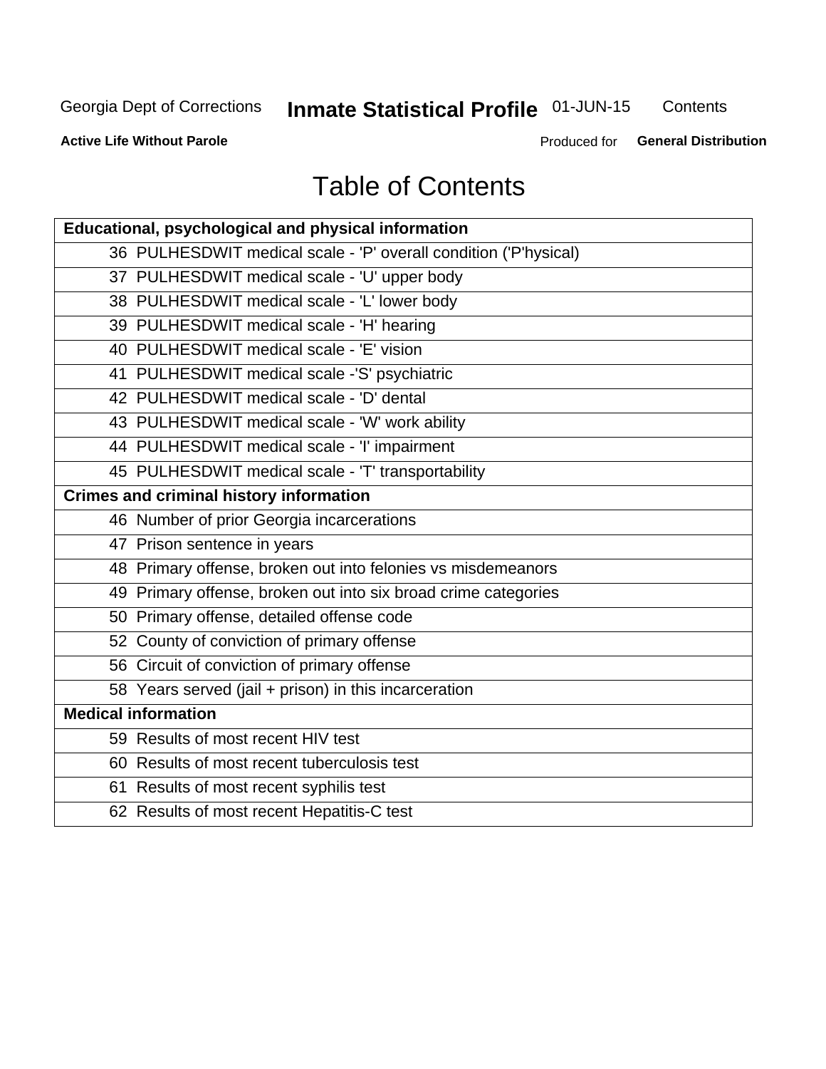Georgia Dept of Corrections **Inmate Statistical Profile** 01-JUN-15 Contents

**Active Life Without Parole** Produced for **General Distribution**

# Table of Contents

| **Educational, psychological and physical information** |
|---|
| 36 PULHESDWIT medical scale - 'P' overall condition ('P'hysical) |
| 37 PULHESDWIT medical scale - 'U' upper body |
| 38 PULHESDWIT medical scale - 'L' lower body |
| 39 PULHESDWIT medical scale - 'H' hearing |
| 40 PULHESDWIT medical scale - 'E' vision |
| 41 PULHESDWIT medical scale -'S' psychiatric |
| 42 PULHESDWIT medical scale - 'D' dental |
| 43 PULHESDWIT medical scale - 'W' work ability |
| 44 PULHESDWIT medical scale - 'I' impairment |
| 45 PULHESDWIT medical scale - 'T' transportability |
| **Crimes and criminal history information** |
| 46 Number of prior Georgia incarcerations |
| 47 Prison sentence in years |
| 48 Primary offense, broken out into felonies vs misdemeanors |
| 49 Primary offense, broken out into six broad crime categories |
| 50 Primary offense, detailed offense code |
| 52 County of conviction of primary offense |
| 56 Circuit of conviction of primary offense |
| 58 Years served (jail + prison) in this incarceration |
| **Medical information** |
| 59 Results of most recent HIV test |
| 60 Results of most recent tuberculosis test |
| 61 Results of most recent syphilis test |
| 62 Results of most recent Hepatitis-C test |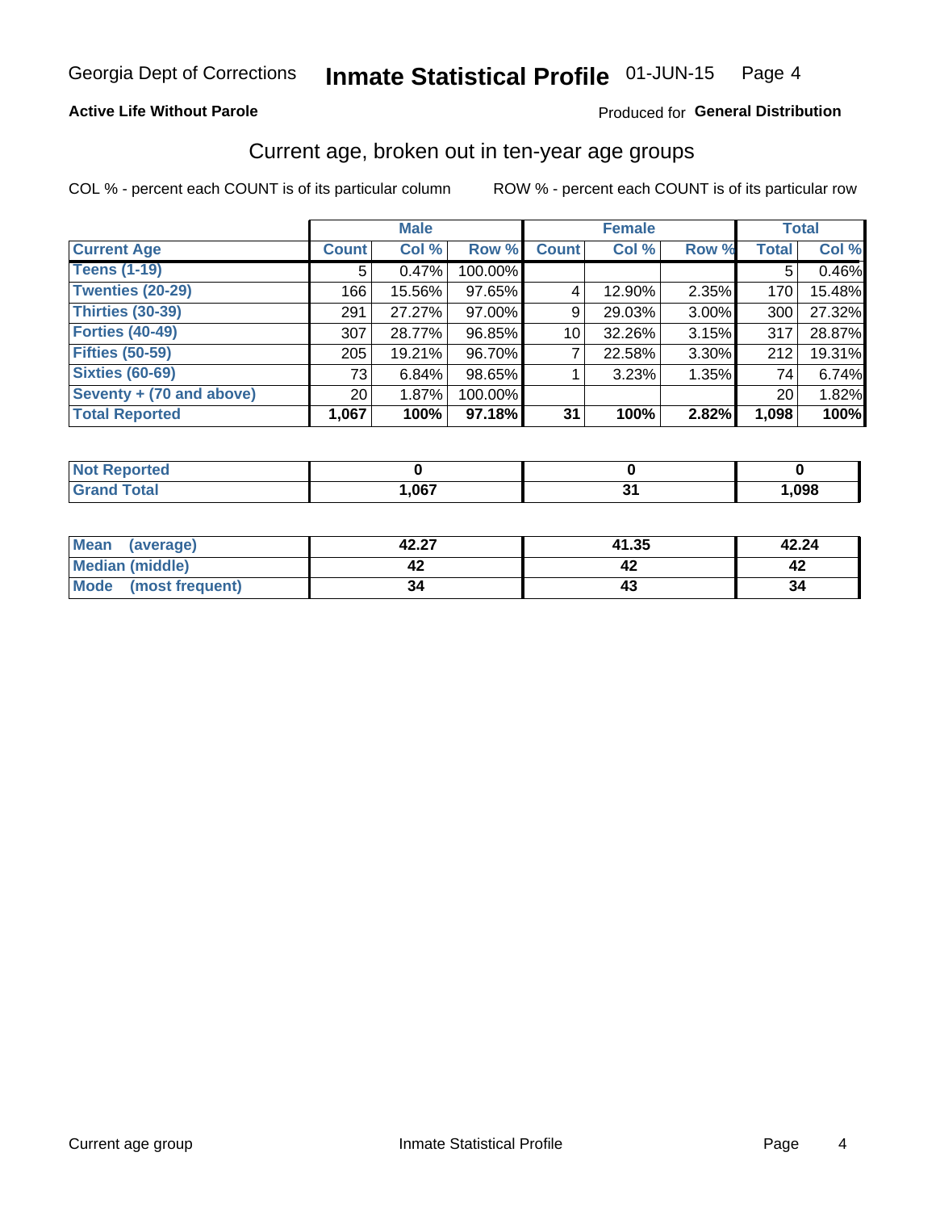Georgia Dept of Corrections **Inmate Statistical Profile** 01-JUN-15

**Active Life Without Parole** Produced for **General Distribution**

## Current age, broken out in ten-year age groups

COL % - percent each COUNT is of its particular column    ROW % - percent each COUNT is of its particular row

| | Male | | | Female | | | Total | |
|---|---|---|---|---|---|---|---|---|
| **Current Age** | **Count** | **Col %** | **Row %** | **Count** | **Col %** | **Row %** | **Total** | **Col %** |
| **Teens (1-19)** | 5 | 0.47% | 100.00% | | | | 5 | 0.46% |
| **Twenties (20-29)** | 166 | 15.56% | 97.65% | 4 | 12.90% | 2.35% | 170 | 15.48% |
| **Thirties (30-39)** | 291 | 27.27% | 97.00% | 9 | 29.03% | 3.00% | 300 | 27.32% |
| **Forties (40-49)** | 307 | 28.77% | 96.85% | 10 | 32.26% | 3.15% | 317 | 28.87% |
| **Fifties (50-59)** | 205 | 19.21% | 96.70% | 7 | 22.58% | 3.30% | 212 | 19.31% |
| **Sixties (60-69)** | 73 | 6.84% | 98.65% | 1 | 3.23% | 1.35% | 74 | 6.74% |
| **Seventy + (70 and above)** | 20 | 1.87% | 100.00% | | | | 20 | 1.82% |
| **Total Reported** | **1,067** | **100%** | **97.18%** | **31** | **100%** | **2.82%** | **1,098** | **100%** |

| | Male | Female | Total |
|---|---|---|---|
| **Not Reported** | **0** | **0** | **0** |
| **Grand Total** | **1,067** | **31** | **1,098** |

| | Male | Female | Total |
|---|---|---|---|
| **Mean (average)** | **42.27** | **41.35** | **42.24** |
| **Median (middle)** | **42** | **42** | **42** |
| **Mode (most frequent)** | **34** | **43** | **34** |

Current age group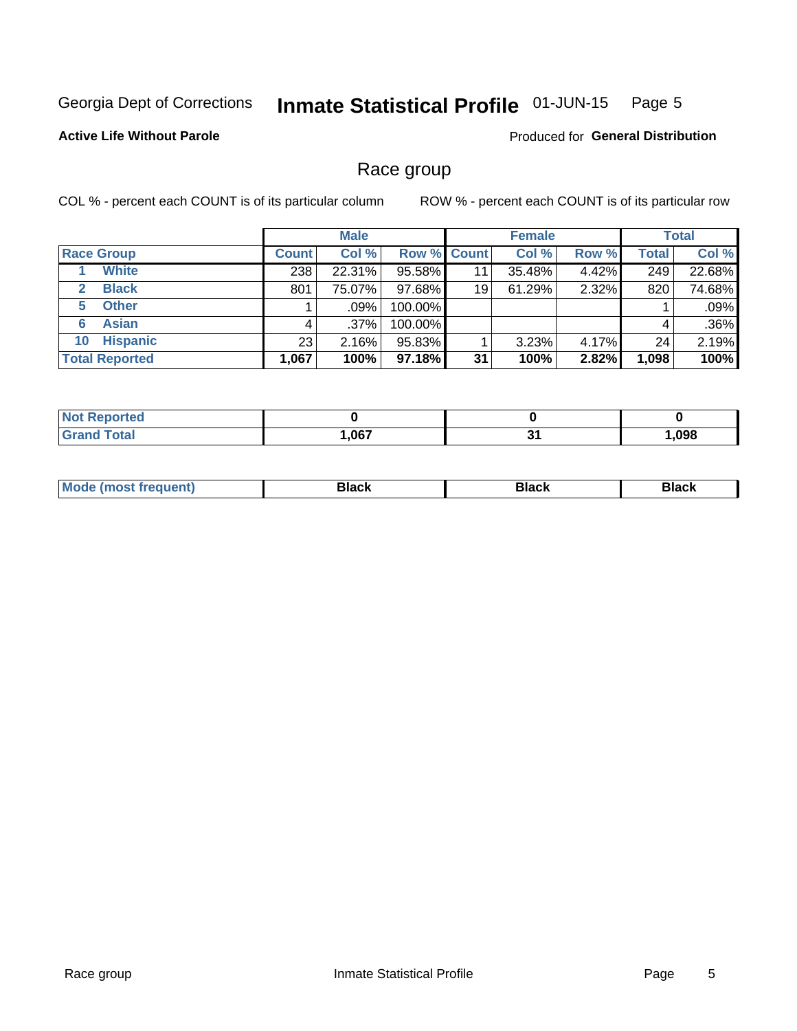Georgia Dept of Corrections **Inmate Statistical Profile** 01-JUN-15

**Active Life Without Parole**

Produced for **General Distribution**

## Race group

COL % - percent each COUNT is of its particular column ROW % - percent each COUNT is of its particular row

| | Male | | | Female | | | Total | |
|---|---|---|---|---|---|---|---|---|
| **Race Group** | **Count** | **Col %** | **Row %** | **Count** | **Col %** | **Row %** | **Total** | **Col %** |
| 1 White | 238 | 22.31% | 95.58% | 11 | 35.48% | 4.42% | 249 | 22.68% |
| 2 Black | 801 | 75.07% | 97.68% | 19 | 61.29% | 2.32% | 820 | 74.68% |
| 5 Other | 1 | .09% | 100.00% | | | | 1 | .09% |
| 6 Asian | 4 | .37% | 100.00% | | | | 4 | .36% |
| 10 Hispanic | 23 | 2.16% | 95.83% | 1 | 3.23% | 4.17% | 24 | 2.19% |
| **Total Reported** | **1,067** | **100%** | **97.18%** | **31** | **100%** | **2.82%** | **1,098** | **100%** |

| | Male | Female | Total |
|---|---|---|---|
| Not Reported | 0 | 0 | 0 |
| Grand Total | 1,067 | 31 | 1,098 |

| | Male | Female | Total |
|---|---|---|---|
| Mode (most frequent) | Black | Black | Black |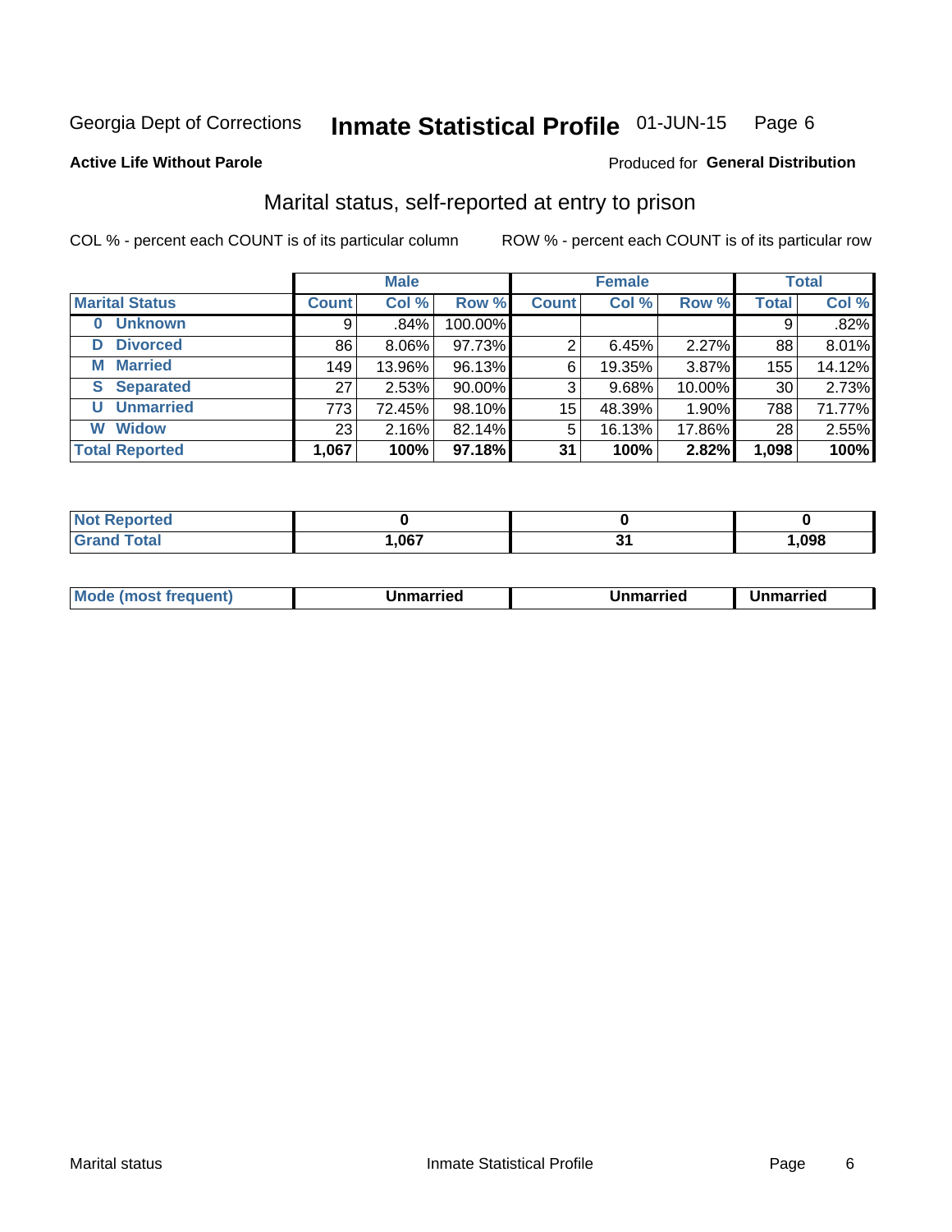Georgia Dept of Corrections **Inmate Statistical Profile** 01-JUN-15 Page 6

**Active Life Without Parole**

Produced for **General Distribution**

## Marital status, self-reported at entry to prison

COL % - percent each COUNT is of its particular column ROW % - percent each COUNT is of its particular row

| | Male | | | Female | | | Total | |
|---|---|---|---|---|---|---|---|---|
| **Marital Status** | **Count** | **Col %** | **Row %** | **Count** | **Col %** | **Row %** | **Total** | **Col %** |
| **0 Unknown** | 9 | .84% | 100.00% | | | | 9 | .82% |
| **D Divorced** | 86 | 8.06% | 97.73% | 2 | 6.45% | 2.27% | 88 | 8.01% |
| **M Married** | 149 | 13.96% | 96.13% | 6 | 19.35% | 3.87% | 155 | 14.12% |
| **S Separated** | 27 | 2.53% | 90.00% | 3 | 9.68% | 10.00% | 30 | 2.73% |
| **U Unmarried** | 773 | 72.45% | 98.10% | 15 | 48.39% | 1.90% | 788 | 71.77% |
| **W Widow** | 23 | 2.16% | 82.14% | 5 | 16.13% | 17.86% | 28 | 2.55% |
| **Total Reported** | **1,067** | **100%** | **97.18%** | **31** | **100%** | **2.82%** | **1,098** | **100%** |

| | Male | Female | Total |
|---|---|---|---|
| **Not Reported** | **0** | **0** | **0** |
| **Grand Total** | **1,067** | **31** | **1,098** |

| | Male | Female | Total |
|---|---|---|---|
| **Mode (most frequent)** | **Unmarried** | **Unmarried** | **Unmarried** |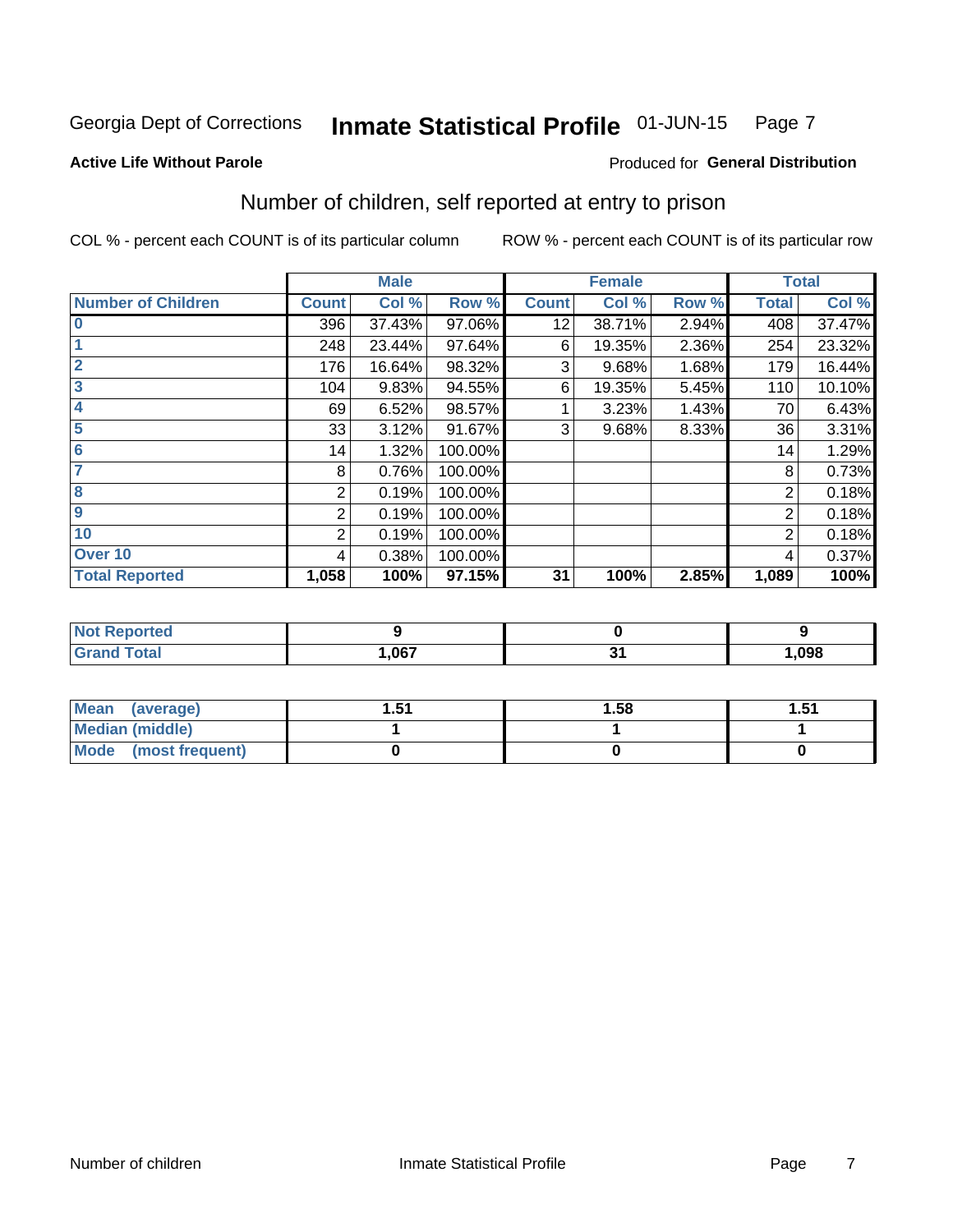Georgia Dept of Corrections **Inmate Statistical Profile** 01-JUN-15

**Active Life Without Parole**

Produced for **General Distribution**

## Number of children, self reported at entry to prison

COL % - percent each COUNT is of its particular column

ROW % - percent each COUNT is of its particular row

| | Male | | | Female | | | Total | |
|---|---|---|---|---|---|---|---|---|
| **Number of Children** | **Count** | **Col %** | **Row %** | **Count** | **Col %** | **Row %** | **Total** | **Col %** |
| **0** | 396 | 37.43% | 97.06% | 12 | 38.71% | 2.94% | 408 | 37.47% |
| **1** | 248 | 23.44% | 97.64% | 6 | 19.35% | 2.36% | 254 | 23.32% |
| **2** | 176 | 16.64% | 98.32% | 3 | 9.68% | 1.68% | 179 | 16.44% |
| **3** | 104 | 9.83% | 94.55% | 6 | 19.35% | 5.45% | 110 | 10.10% |
| **4** | 69 | 6.52% | 98.57% | 1 | 3.23% | 1.43% | 70 | 6.43% |
| **5** | 33 | 3.12% | 91.67% | 3 | 9.68% | 8.33% | 36 | 3.31% |
| **6** | 14 | 1.32% | 100.00% | | | | 14 | 1.29% |
| **7** | 8 | 0.76% | 100.00% | | | | 8 | 0.73% |
| **8** | 2 | 0.19% | 100.00% | | | | 2 | 0.18% |
| **9** | 2 | 0.19% | 100.00% | | | | 2 | 0.18% |
| **10** | 2 | 0.19% | 100.00% | | | | 2 | 0.18% |
| **Over 10** | 4 | 0.38% | 100.00% | | | | 4 | 0.37% |
| **Total Reported** | **1,058** | **100%** | **97.15%** | **31** | **100%** | **2.85%** | **1,089** | **100%** |

| | Male | Female | Total |
|---|---|---|---|
| **Not Reported** | **9** | **0** | **9** |
| **Grand Total** | **1,067** | **31** | **1,098** |

| | Male | Female | Total |
|---|---|---|---|
| **Mean (average)** | **1.51** | **1.58** | **1.51** |
| **Median (middle)** | **1** | **1** | **1** |
| **Mode (most frequent)** | **0** | **0** | **0** |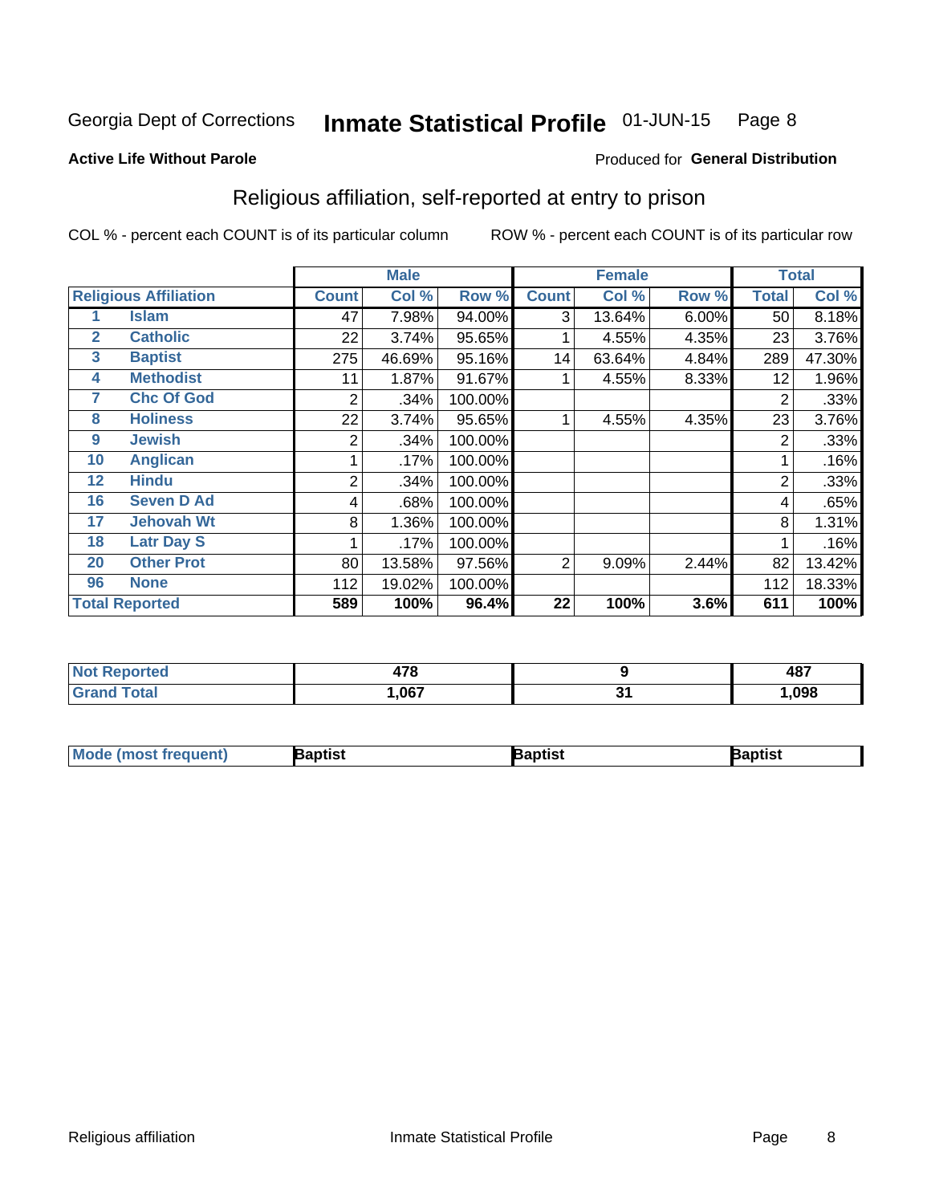Georgia Dept of Corrections **Inmate Statistical Profile** 01-JUN-15

**Active Life Without Parole**

Produced for **General Distribution**

## Religious affiliation, self-reported at entry to prison

COL % - percent each COUNT is of its particular column    ROW % - percent each COUNT is of its particular row

| Religious Affiliation | | Male | | | Female | | | Total | |
|---|---|---|---|---|---|---|---|---|---|
| | | Count | Col % | Row % | Count | Col % | Row % | Total | Col % |
| 1 | Islam | 47 | 7.98% | 94.00% | 3 | 13.64% | 6.00% | 50 | 8.18% |
| 2 | Catholic | 22 | 3.74% | 95.65% | 1 | 4.55% | 4.35% | 23 | 3.76% |
| 3 | Baptist | 275 | 46.69% | 95.16% | 14 | 63.64% | 4.84% | 289 | 47.30% |
| 4 | Methodist | 11 | 1.87% | 91.67% | 1 | 4.55% | 8.33% | 12 | 1.96% |
| 7 | Chc Of God | 2 | .34% | 100.00% | | | | 2 | .33% |
| 8 | Holiness | 22 | 3.74% | 95.65% | 1 | 4.55% | 4.35% | 23 | 3.76% |
| 9 | Jewish | 2 | .34% | 100.00% | | | | 2 | .33% |
| 10 | Anglican | 1 | .17% | 100.00% | | | | 1 | .16% |
| 12 | Hindu | 2 | .34% | 100.00% | | | | 2 | .33% |
| 16 | Seven D Ad | 4 | .68% | 100.00% | | | | 4 | .65% |
| 17 | Jehovah Wt | 8 | 1.36% | 100.00% | | | | 8 | 1.31% |
| 18 | Latr Day S | 1 | .17% | 100.00% | | | | 1 | .16% |
| 20 | Other Prot | 80 | 13.58% | 97.56% | 2 | 9.09% | 2.44% | 82 | 13.42% |
| 96 | None | 112 | 19.02% | 100.00% | | | | 112 | 18.33% |
| **Total Reported** | | **589** | **100%** | **96.4%** | **22** | **100%** | **3.6%** | **611** | **100%** |

| | Male | Female | Total |
|---|---|---|---|
| Not Reported | 478 | 9 | 487 |
| Grand Total | 1,067 | 31 | 1,098 |

| | Male | Female | Total |
|---|---|---|---|
| Mode (most frequent) | Baptist | Baptist | Baptist |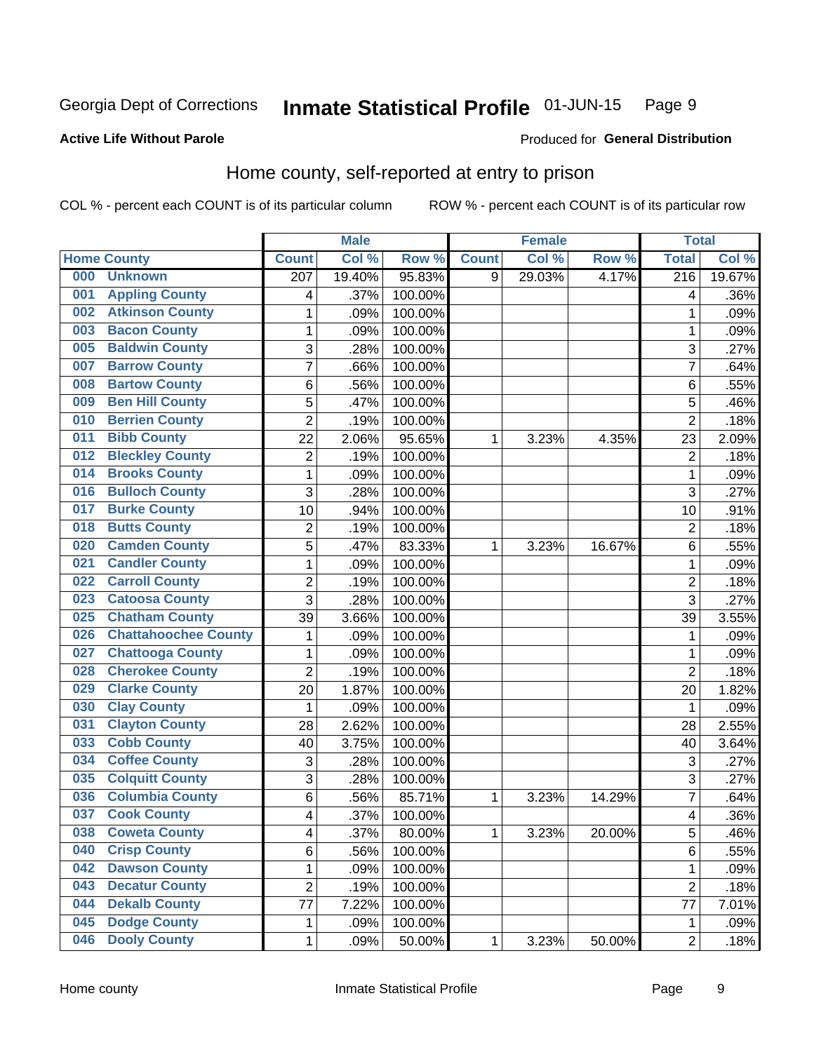Georgia Dept of Corrections **Inmate Statistical Profile** 01-JUN-15

**Active Life Without Parole**

Produced for **General Distribution**

## Home county, self-reported at entry to prison

COL % - percent each COUNT is of its particular column ROW % - percent each COUNT is of its particular row

| Home County | | Male | | | Female | | | Total | |
|---|---|---|---|---|---|---|---|---|---|
| | | Count | Col % | Row % | Count | Col % | Row % | Total | Col % |
| 000 | Unknown | 207 | 19.40% | 95.83% | 9 | 29.03% | 4.17% | 216 | 19.67% |
| 001 | Appling County | 4 | .37% | 100.00% | | | | 4 | .36% |
| 002 | Atkinson County | 1 | .09% | 100.00% | | | | 1 | .09% |
| 003 | Bacon County | 1 | .09% | 100.00% | | | | 1 | .09% |
| 005 | Baldwin County | 3 | .28% | 100.00% | | | | 3 | .27% |
| 007 | Barrow County | 7 | .66% | 100.00% | | | | 7 | .64% |
| 008 | Bartow County | 6 | .56% | 100.00% | | | | 6 | .55% |
| 009 | Ben Hill County | 5 | .47% | 100.00% | | | | 5 | .46% |
| 010 | Berrien County | 2 | .19% | 100.00% | | | | 2 | .18% |
| 011 | Bibb County | 22 | 2.06% | 95.65% | 1 | 3.23% | 4.35% | 23 | 2.09% |
| 012 | Bleckley County | 2 | .19% | 100.00% | | | | 2 | .18% |
| 014 | Brooks County | 1 | .09% | 100.00% | | | | 1 | .09% |
| 016 | Bulloch County | 3 | .28% | 100.00% | | | | 3 | .27% |
| 017 | Burke County | 10 | .94% | 100.00% | | | | 10 | .91% |
| 018 | Butts County | 2 | .19% | 100.00% | | | | 2 | .18% |
| 020 | Camden County | 5 | .47% | 83.33% | 1 | 3.23% | 16.67% | 6 | .55% |
| 021 | Candler County | 1 | .09% | 100.00% | | | | 1 | .09% |
| 022 | Carroll County | 2 | .19% | 100.00% | | | | 2 | .18% |
| 023 | Catoosa County | 3 | .28% | 100.00% | | | | 3 | .27% |
| 025 | Chatham County | 39 | 3.66% | 100.00% | | | | 39 | 3.55% |
| 026 | Chattahoochee County | 1 | .09% | 100.00% | | | | 1 | .09% |
| 027 | Chattooga County | 1 | .09% | 100.00% | | | | 1 | .09% |
| 028 | Cherokee County | 2 | .19% | 100.00% | | | | 2 | .18% |
| 029 | Clarke County | 20 | 1.87% | 100.00% | | | | 20 | 1.82% |
| 030 | Clay County | 1 | .09% | 100.00% | | | | 1 | .09% |
| 031 | Clayton County | 28 | 2.62% | 100.00% | | | | 28 | 2.55% |
| 033 | Cobb County | 40 | 3.75% | 100.00% | | | | 40 | 3.64% |
| 034 | Coffee County | 3 | .28% | 100.00% | | | | 3 | .27% |
| 035 | Colquitt County | 3 | .28% | 100.00% | | | | 3 | .27% |
| 036 | Columbia County | 6 | .56% | 85.71% | 1 | 3.23% | 14.29% | 7 | .64% |
| 037 | Cook County | 4 | .37% | 100.00% | | | | 4 | .36% |
| 038 | Coweta County | 4 | .37% | 80.00% | 1 | 3.23% | 20.00% | 5 | .46% |
| 040 | Crisp County | 6 | .56% | 100.00% | | | | 6 | .55% |
| 042 | Dawson County | 1 | .09% | 100.00% | | | | 1 | .09% |
| 043 | Decatur County | 2 | .19% | 100.00% | | | | 2 | .18% |
| 044 | Dekalb County | 77 | 7.22% | 100.00% | | | | 77 | 7.01% |
| 045 | Dodge County | 1 | .09% | 100.00% | | | | 1 | .09% |
| 046 | Dooly County | 1 | .09% | 50.00% | 1 | 3.23% | 50.00% | 2 | .18% |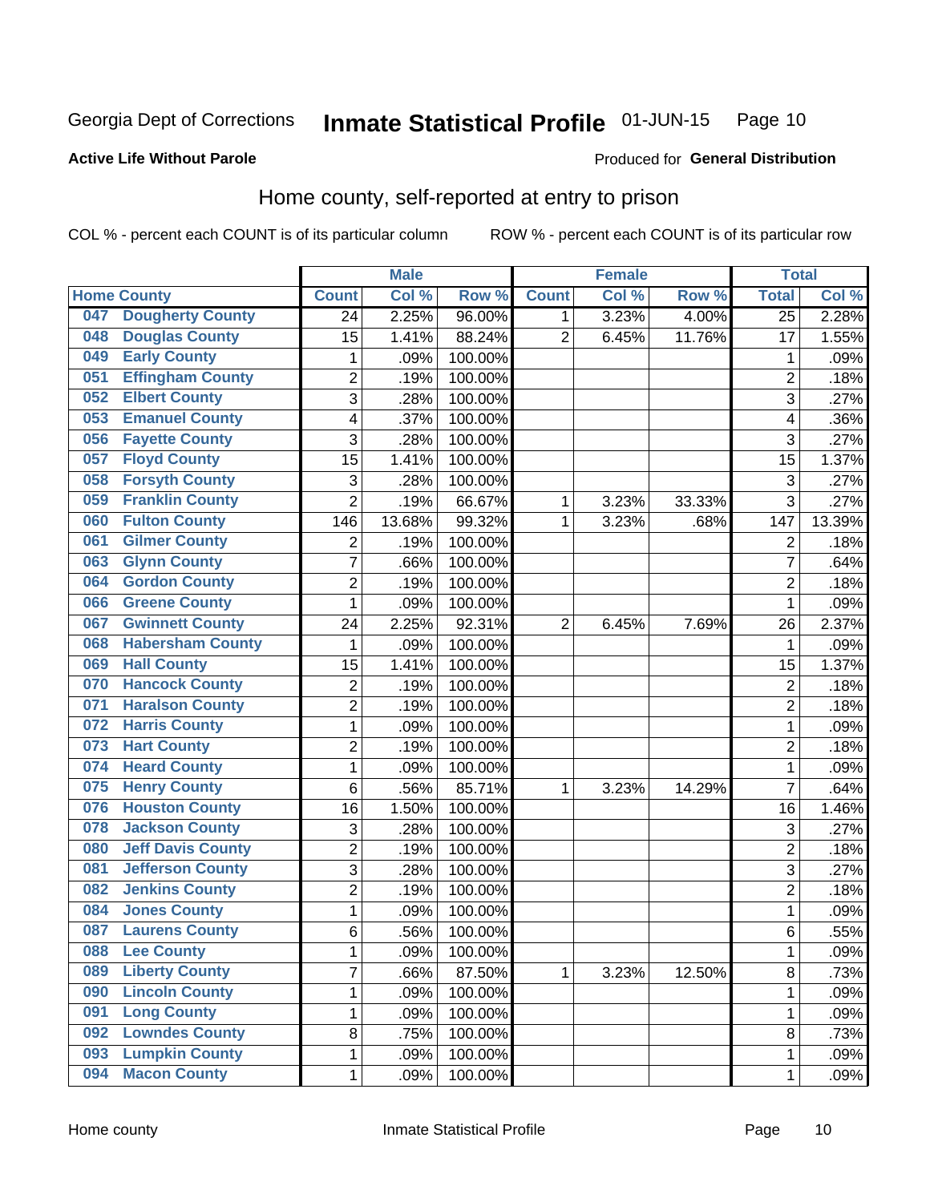Georgia Dept of Corrections **Inmate Statistical Profile** 01-JUN-15

**Active Life Without Parole**

Produced for **General Distribution**

## Home county, self-reported at entry to prison

COL % - percent each COUNT is of its particular column ROW % - percent each COUNT is of its particular row

| Home County | | Male | | | Female | | | Total | |
|---|---|---|---|---|---|---|---|---|---|
| | | Count | Col % | Row % | Count | Col % | Row % | Total | Col % |
| 047 | Dougherty County | 24 | 2.25% | 96.00% | 1 | 3.23% | 4.00% | 25 | 2.28% |
| 048 | Douglas County | 15 | 1.41% | 88.24% | 2 | 6.45% | 11.76% | 17 | 1.55% |
| 049 | Early County | 1 | .09% | 100.00% | | | | 1 | .09% |
| 051 | Effingham County | 2 | .19% | 100.00% | | | | 2 | .18% |
| 052 | Elbert County | 3 | .28% | 100.00% | | | | 3 | .27% |
| 053 | Emanuel County | 4 | .37% | 100.00% | | | | 4 | .36% |
| 056 | Fayette County | 3 | .28% | 100.00% | | | | 3 | .27% |
| 057 | Floyd County | 15 | 1.41% | 100.00% | | | | 15 | 1.37% |
| 058 | Forsyth County | 3 | .28% | 100.00% | | | | 3 | .27% |
| 059 | Franklin County | 2 | .19% | 66.67% | 1 | 3.23% | 33.33% | 3 | .27% |
| 060 | Fulton County | 146 | 13.68% | 99.32% | 1 | 3.23% | .68% | 147 | 13.39% |
| 061 | Gilmer County | 2 | .19% | 100.00% | | | | 2 | .18% |
| 063 | Glynn County | 7 | .66% | 100.00% | | | | 7 | .64% |
| 064 | Gordon County | 2 | .19% | 100.00% | | | | 2 | .18% |
| 066 | Greene County | 1 | .09% | 100.00% | | | | 1 | .09% |
| 067 | Gwinnett County | 24 | 2.25% | 92.31% | 2 | 6.45% | 7.69% | 26 | 2.37% |
| 068 | Habersham County | 1 | .09% | 100.00% | | | | 1 | .09% |
| 069 | Hall County | 15 | 1.41% | 100.00% | | | | 15 | 1.37% |
| 070 | Hancock County | 2 | .19% | 100.00% | | | | 2 | .18% |
| 071 | Haralson County | 2 | .19% | 100.00% | | | | 2 | .18% |
| 072 | Harris County | 1 | .09% | 100.00% | | | | 1 | .09% |
| 073 | Hart County | 2 | .19% | 100.00% | | | | 2 | .18% |
| 074 | Heard County | 1 | .09% | 100.00% | | | | 1 | .09% |
| 075 | Henry County | 6 | .56% | 85.71% | 1 | 3.23% | 14.29% | 7 | .64% |
| 076 | Houston County | 16 | 1.50% | 100.00% | | | | 16 | 1.46% |
| 078 | Jackson County | 3 | .28% | 100.00% | | | | 3 | .27% |
| 080 | Jeff Davis County | 2 | .19% | 100.00% | | | | 2 | .18% |
| 081 | Jefferson County | 3 | .28% | 100.00% | | | | 3 | .27% |
| 082 | Jenkins County | 2 | .19% | 100.00% | | | | 2 | .18% |
| 084 | Jones County | 1 | .09% | 100.00% | | | | 1 | .09% |
| 087 | Laurens County | 6 | .56% | 100.00% | | | | 6 | .55% |
| 088 | Lee County | 1 | .09% | 100.00% | | | | 1 | .09% |
| 089 | Liberty County | 7 | .66% | 87.50% | 1 | 3.23% | 12.50% | 8 | .73% |
| 090 | Lincoln County | 1 | .09% | 100.00% | | | | 1 | .09% |
| 091 | Long County | 1 | .09% | 100.00% | | | | 1 | .09% |
| 092 | Lowndes County | 8 | .75% | 100.00% | | | | 8 | .73% |
| 093 | Lumpkin County | 1 | .09% | 100.00% | | | | 1 | .09% |
| 094 | Macon County | 1 | .09% | 100.00% | | | | 1 | .09% |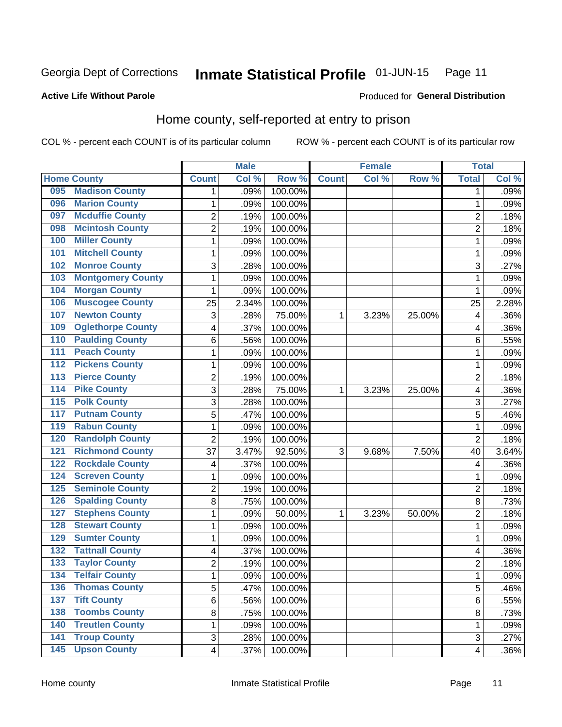Georgia Dept of Corrections **Inmate Statistical Profile** 01-JUN-15

**Active Life Without Parole**

Produced for **General Distribution**

## Home county, self-reported at entry to prison

COL % - percent each COUNT is of its particular column ROW % - percent each COUNT is of its particular row

| Home County | | Male | | | Female | | | Total | |
|---|---|---|---|---|---|---|---|---|---|
| | | Count | Col % | Row % | Count | Col % | Row % | Total | Col % |
| 095 | Madison County | 1 | .09% | 100.00% | | | | 1 | .09% |
| 096 | Marion County | 1 | .09% | 100.00% | | | | 1 | .09% |
| 097 | Mcduffie County | 2 | .19% | 100.00% | | | | 2 | .18% |
| 098 | Mcintosh County | 2 | .19% | 100.00% | | | | 2 | .18% |
| 100 | Miller County | 1 | .09% | 100.00% | | | | 1 | .09% |
| 101 | Mitchell County | 1 | .09% | 100.00% | | | | 1 | .09% |
| 102 | Monroe County | 3 | .28% | 100.00% | | | | 3 | .27% |
| 103 | Montgomery County | 1 | .09% | 100.00% | | | | 1 | .09% |
| 104 | Morgan County | 1 | .09% | 100.00% | | | | 1 | .09% |
| 106 | Muscogee County | 25 | 2.34% | 100.00% | | | | 25 | 2.28% |
| 107 | Newton County | 3 | .28% | 75.00% | 1 | 3.23% | 25.00% | 4 | .36% |
| 109 | Oglethorpe County | 4 | .37% | 100.00% | | | | 4 | .36% |
| 110 | Paulding County | 6 | .56% | 100.00% | | | | 6 | .55% |
| 111 | Peach County | 1 | .09% | 100.00% | | | | 1 | .09% |
| 112 | Pickens County | 1 | .09% | 100.00% | | | | 1 | .09% |
| 113 | Pierce County | 2 | .19% | 100.00% | | | | 2 | .18% |
| 114 | Pike County | 3 | .28% | 75.00% | 1 | 3.23% | 25.00% | 4 | .36% |
| 115 | Polk County | 3 | .28% | 100.00% | | | | 3 | .27% |
| 117 | Putnam County | 5 | .47% | 100.00% | | | | 5 | .46% |
| 119 | Rabun County | 1 | .09% | 100.00% | | | | 1 | .09% |
| 120 | Randolph County | 2 | .19% | 100.00% | | | | 2 | .18% |
| 121 | Richmond County | 37 | 3.47% | 92.50% | 3 | 9.68% | 7.50% | 40 | 3.64% |
| 122 | Rockdale County | 4 | .37% | 100.00% | | | | 4 | .36% |
| 124 | Screven County | 1 | .09% | 100.00% | | | | 1 | .09% |
| 125 | Seminole County | 2 | .19% | 100.00% | | | | 2 | .18% |
| 126 | Spalding County | 8 | .75% | 100.00% | | | | 8 | .73% |
| 127 | Stephens County | 1 | .09% | 50.00% | 1 | 3.23% | 50.00% | 2 | .18% |
| 128 | Stewart County | 1 | .09% | 100.00% | | | | 1 | .09% |
| 129 | Sumter County | 1 | .09% | 100.00% | | | | 1 | .09% |
| 132 | Tattnall County | 4 | .37% | 100.00% | | | | 4 | .36% |
| 133 | Taylor County | 2 | .19% | 100.00% | | | | 2 | .18% |
| 134 | Telfair County | 1 | .09% | 100.00% | | | | 1 | .09% |
| 136 | Thomas County | 5 | .47% | 100.00% | | | | 5 | .46% |
| 137 | Tift County | 6 | .56% | 100.00% | | | | 6 | .55% |
| 138 | Toombs County | 8 | .75% | 100.00% | | | | 8 | .73% |
| 140 | Treutlen County | 1 | .09% | 100.00% | | | | 1 | .09% |
| 141 | Troup County | 3 | .28% | 100.00% | | | | 3 | .27% |
| 145 | Upson County | 4 | .37% | 100.00% | | | | 4 | .36% |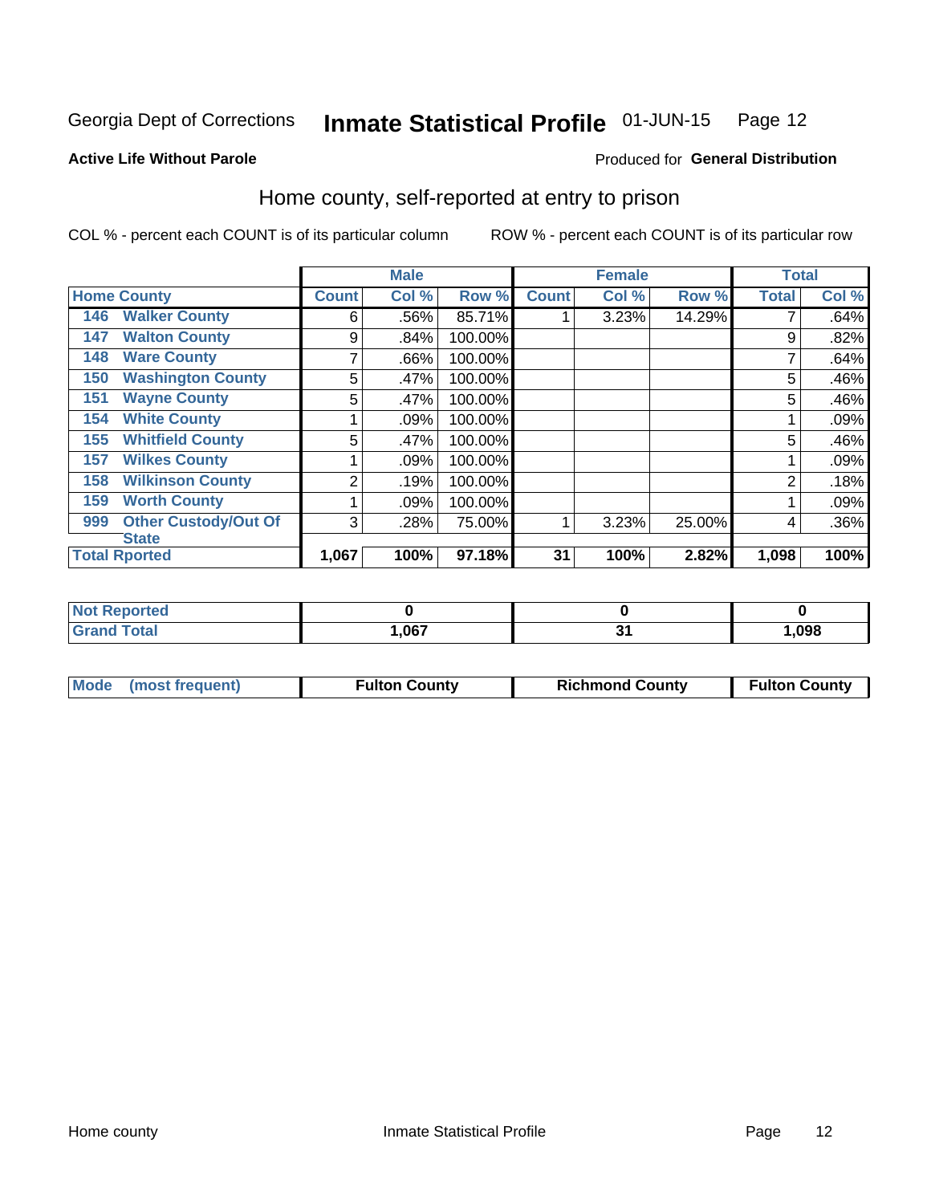Georgia Dept of Corrections **Inmate Statistical Profile** 01-JUN-15

**Active Life Without Parole**

Produced for **General Distribution**

## Home county, self-reported at entry to prison

COL % - percent each COUNT is of its particular column ROW % - percent each COUNT is of its particular row

| Home County | | Male | | | Female | | | Total | |
|---|---|---|---|---|---|---|---|---|---|
| | | Count | Col % | Row % | Count | Col % | Row % | Total | Col % |
| 146 | Walker County | 6 | .56% | 85.71% | 1 | 3.23% | 14.29% | 7 | .64% |
| 147 | Walton County | 9 | .84% | 100.00% | | | | 9 | .82% |
| 148 | Ware County | 7 | .66% | 100.00% | | | | 7 | .64% |
| 150 | Washington County | 5 | .47% | 100.00% | | | | 5 | .46% |
| 151 | Wayne County | 5 | .47% | 100.00% | | | | 5 | .46% |
| 154 | White County | 1 | .09% | 100.00% | | | | 1 | .09% |
| 155 | Whitfield County | 5 | .47% | 100.00% | | | | 5 | .46% |
| 157 | Wilkes County | 1 | .09% | 100.00% | | | | 1 | .09% |
| 158 | Wilkinson County | 2 | .19% | 100.00% | | | | 2 | .18% |
| 159 | Worth County | 1 | .09% | 100.00% | | | | 1 | .09% |
| 999 | Other Custody/Out Of State | 3 | .28% | 75.00% | 1 | 3.23% | 25.00% | 4 | .36% |
| **Total Rported** | | **1,067** | **100%** | **97.18%** | **31** | **100%** | **2.82%** | **1,098** | **100%** |

| | Male | Female | Total |
|---|---|---|---|
| Not Reported | **0** | **0** | **0** |
| Grand Total | **1,067** | **31** | **1,098** |

| Mode (most frequent) | Fulton County | Richmond County | Fulton County |
|---|---|---|---|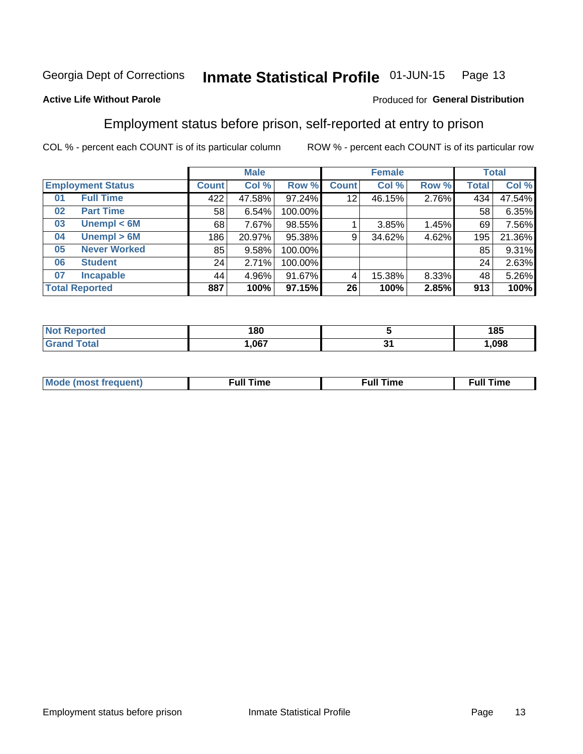Georgia Dept of Corrections **Inmate Statistical Profile** 01-JUN-15

**Active Life Without Parole**

Produced for **General Distribution**

## Employment status before prison, self-reported at entry to prison

COL % - percent each COUNT is of its particular column ROW % - percent each COUNT is of its particular row

| | | Male | | | Female | | | Total | |
|---|---|---|---|---|---|---|---|---|---|
| **Employment Status** | | **Count** | **Col %** | **Row %** | **Count** | **Col %** | **Row %** | **Total** | **Col %** |
| 01 | Full Time | 422 | 47.58% | 97.24% | 12 | 46.15% | 2.76% | 434 | 47.54% |
| 02 | Part Time | 58 | 6.54% | 100.00% | | | | 58 | 6.35% |
| 03 | Unempl < 6M | 68 | 7.67% | 98.55% | 1 | 3.85% | 1.45% | 69 | 7.56% |
| 04 | Unempl > 6M | 186 | 20.97% | 95.38% | 9 | 34.62% | 4.62% | 195 | 21.36% |
| 05 | Never Worked | 85 | 9.58% | 100.00% | | | | 85 | 9.31% |
| 06 | Student | 24 | 2.71% | 100.00% | | | | 24 | 2.63% |
| 07 | Incapable | 44 | 4.96% | 91.67% | 4 | 15.38% | 8.33% | 48 | 5.26% |
| **Total Reported** | | **887** | **100%** | **97.15%** | **26** | **100%** | **2.85%** | **913** | **100%** |

| | Male | Female | Total |
|---|---|---|---|
| Not Reported | 180 | 5 | 185 |
| Grand Total | 1,067 | 31 | 1,098 |

| | Male | Female | Total |
|---|---|---|---|
| Mode (most frequent) | Full Time | Full Time | Full Time |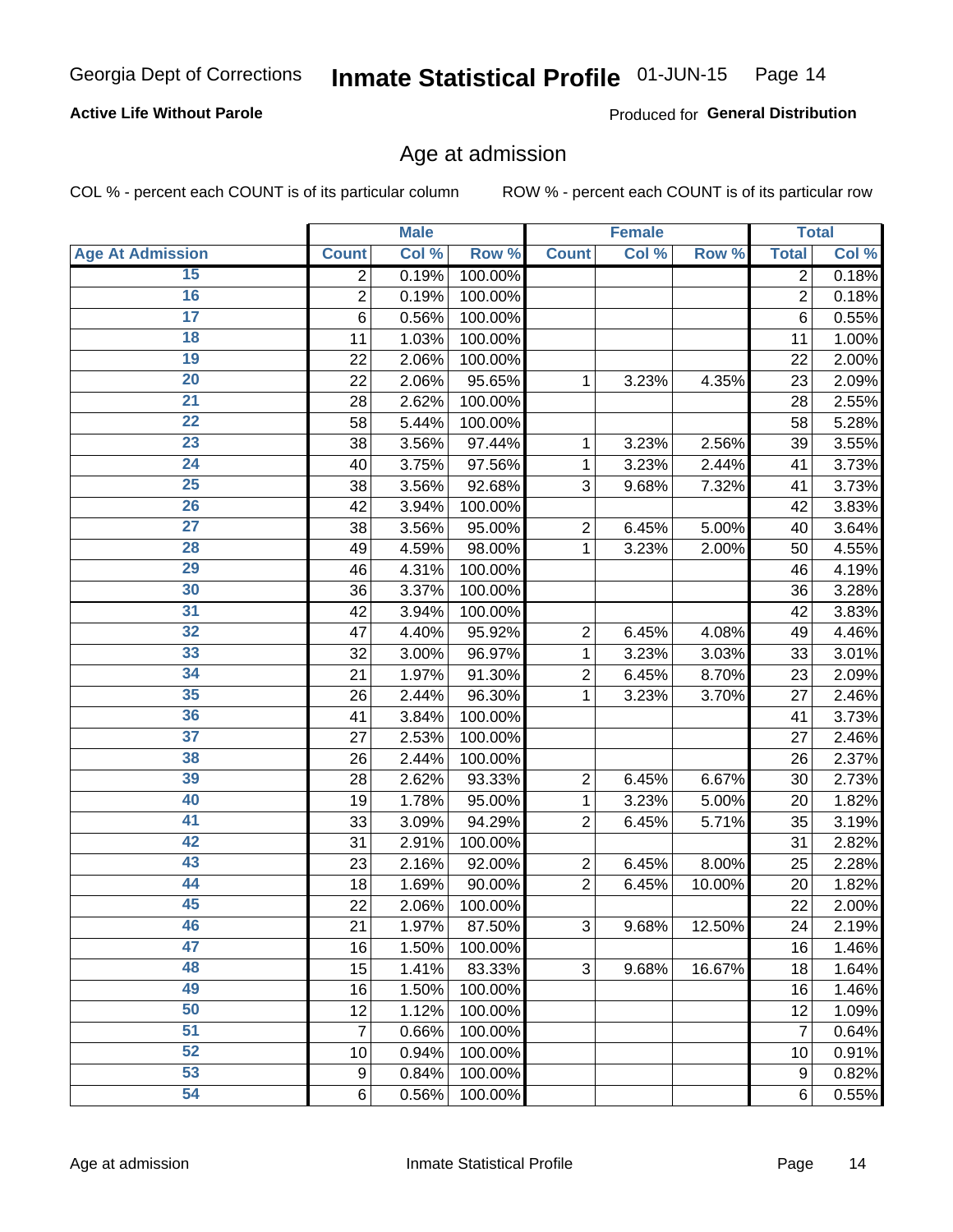Georgia Dept of Corrections **Inmate Statistical Profile** 01-JUN-15

**Active Life Without Parole**

Produced for **General Distribution**

## Age at admission

COL % - percent each COUNT is of its particular column    ROW % - percent each COUNT is of its particular row

| | Male | | | Female | | | Total | |
|---|---|---|---|---|---|---|---|---|
| **Age At Admission** | **Count** | **Col %** | **Row %** | **Count** | **Col %** | **Row %** | **Total** | **Col %** |
| 15 | 2 | 0.19% | 100.00% | | | | 2 | 0.18% |
| 16 | 2 | 0.19% | 100.00% | | | | 2 | 0.18% |
| 17 | 6 | 0.56% | 100.00% | | | | 6 | 0.55% |
| 18 | 11 | 1.03% | 100.00% | | | | 11 | 1.00% |
| 19 | 22 | 2.06% | 100.00% | | | | 22 | 2.00% |
| 20 | 22 | 2.06% | 95.65% | 1 | 3.23% | 4.35% | 23 | 2.09% |
| 21 | 28 | 2.62% | 100.00% | | | | 28 | 2.55% |
| 22 | 58 | 5.44% | 100.00% | | | | 58 | 5.28% |
| 23 | 38 | 3.56% | 97.44% | 1 | 3.23% | 2.56% | 39 | 3.55% |
| 24 | 40 | 3.75% | 97.56% | 1 | 3.23% | 2.44% | 41 | 3.73% |
| 25 | 38 | 3.56% | 92.68% | 3 | 9.68% | 7.32% | 41 | 3.73% |
| 26 | 42 | 3.94% | 100.00% | | | | 42 | 3.83% |
| 27 | 38 | 3.56% | 95.00% | 2 | 6.45% | 5.00% | 40 | 3.64% |
| 28 | 49 | 4.59% | 98.00% | 1 | 3.23% | 2.00% | 50 | 4.55% |
| 29 | 46 | 4.31% | 100.00% | | | | 46 | 4.19% |
| 30 | 36 | 3.37% | 100.00% | | | | 36 | 3.28% |
| 31 | 42 | 3.94% | 100.00% | | | | 42 | 3.83% |
| 32 | 47 | 4.40% | 95.92% | 2 | 6.45% | 4.08% | 49 | 4.46% |
| 33 | 32 | 3.00% | 96.97% | 1 | 3.23% | 3.03% | 33 | 3.01% |
| 34 | 21 | 1.97% | 91.30% | 2 | 6.45% | 8.70% | 23 | 2.09% |
| 35 | 26 | 2.44% | 96.30% | 1 | 3.23% | 3.70% | 27 | 2.46% |
| 36 | 41 | 3.84% | 100.00% | | | | 41 | 3.73% |
| 37 | 27 | 2.53% | 100.00% | | | | 27 | 2.46% |
| 38 | 26 | 2.44% | 100.00% | | | | 26 | 2.37% |
| 39 | 28 | 2.62% | 93.33% | 2 | 6.45% | 6.67% | 30 | 2.73% |
| 40 | 19 | 1.78% | 95.00% | 1 | 3.23% | 5.00% | 20 | 1.82% |
| 41 | 33 | 3.09% | 94.29% | 2 | 6.45% | 5.71% | 35 | 3.19% |
| 42 | 31 | 2.91% | 100.00% | | | | 31 | 2.82% |
| 43 | 23 | 2.16% | 92.00% | 2 | 6.45% | 8.00% | 25 | 2.28% |
| 44 | 18 | 1.69% | 90.00% | 2 | 6.45% | 10.00% | 20 | 1.82% |
| 45 | 22 | 2.06% | 100.00% | | | | 22 | 2.00% |
| 46 | 21 | 1.97% | 87.50% | 3 | 9.68% | 12.50% | 24 | 2.19% |
| 47 | 16 | 1.50% | 100.00% | | | | 16 | 1.46% |
| 48 | 15 | 1.41% | 83.33% | 3 | 9.68% | 16.67% | 18 | 1.64% |
| 49 | 16 | 1.50% | 100.00% | | | | 16 | 1.46% |
| 50 | 12 | 1.12% | 100.00% | | | | 12 | 1.09% |
| 51 | 7 | 0.66% | 100.00% | | | | 7 | 0.64% |
| 52 | 10 | 0.94% | 100.00% | | | | 10 | 0.91% |
| 53 | 9 | 0.84% | 100.00% | | | | 9 | 0.82% |
| 54 | 6 | 0.56% | 100.00% | | | | 6 | 0.55% |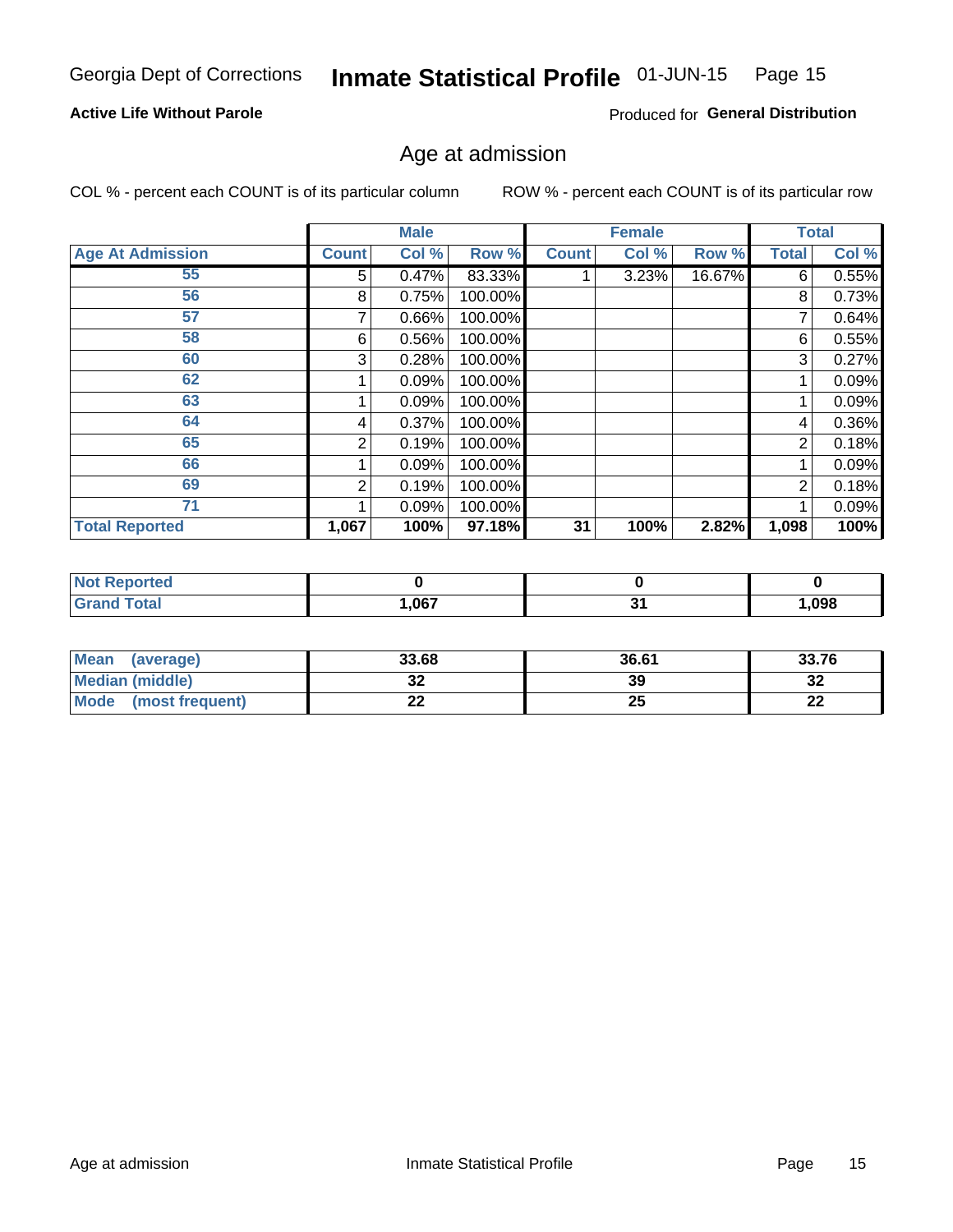Georgia Dept of Corrections **Inmate Statistical Profile** 01-JUN-15

**Active Life Without Parole**

Produced for **General Distribution**

## Age at admission

COL % - percent each COUNT is of its particular column ROW % - percent each COUNT is of its particular row

| | Male | | | Female | | | Total | |
|---|---|---|---|---|---|---|---|---|
| **Age At Admission** | **Count** | **Col %** | **Row %** | **Count** | **Col %** | **Row %** | **Total** | **Col %** |
| 55 | 5 | 0.47% | 83.33% | 1 | 3.23% | 16.67% | 6 | 0.55% |
| 56 | 8 | 0.75% | 100.00% | | | | 8 | 0.73% |
| 57 | 7 | 0.66% | 100.00% | | | | 7 | 0.64% |
| 58 | 6 | 0.56% | 100.00% | | | | 6 | 0.55% |
| 60 | 3 | 0.28% | 100.00% | | | | 3 | 0.27% |
| 62 | 1 | 0.09% | 100.00% | | | | 1 | 0.09% |
| 63 | 1 | 0.09% | 100.00% | | | | 1 | 0.09% |
| 64 | 4 | 0.37% | 100.00% | | | | 4 | 0.36% |
| 65 | 2 | 0.19% | 100.00% | | | | 2 | 0.18% |
| 66 | 1 | 0.09% | 100.00% | | | | 1 | 0.09% |
| 69 | 2 | 0.19% | 100.00% | | | | 2 | 0.18% |
| 71 | 1 | 0.09% | 100.00% | | | | 1 | 0.09% |
| **Total Reported** | **1,067** | **100%** | **97.18%** | **31** | **100%** | **2.82%** | **1,098** | **100%** |

| | Male | Female | Total |
|---|---|---|---|
| **Not Reported** | **0** | **0** | **0** |
| **Grand Total** | **1,067** | **31** | **1,098** |

| | Male | Female | Total |
|---|---|---|---|
| **Mean (average)** | **33.68** | **36.61** | **33.76** |
| **Median (middle)** | **32** | **39** | **32** |
| **Mode (most frequent)** | **22** | **25** | **22** |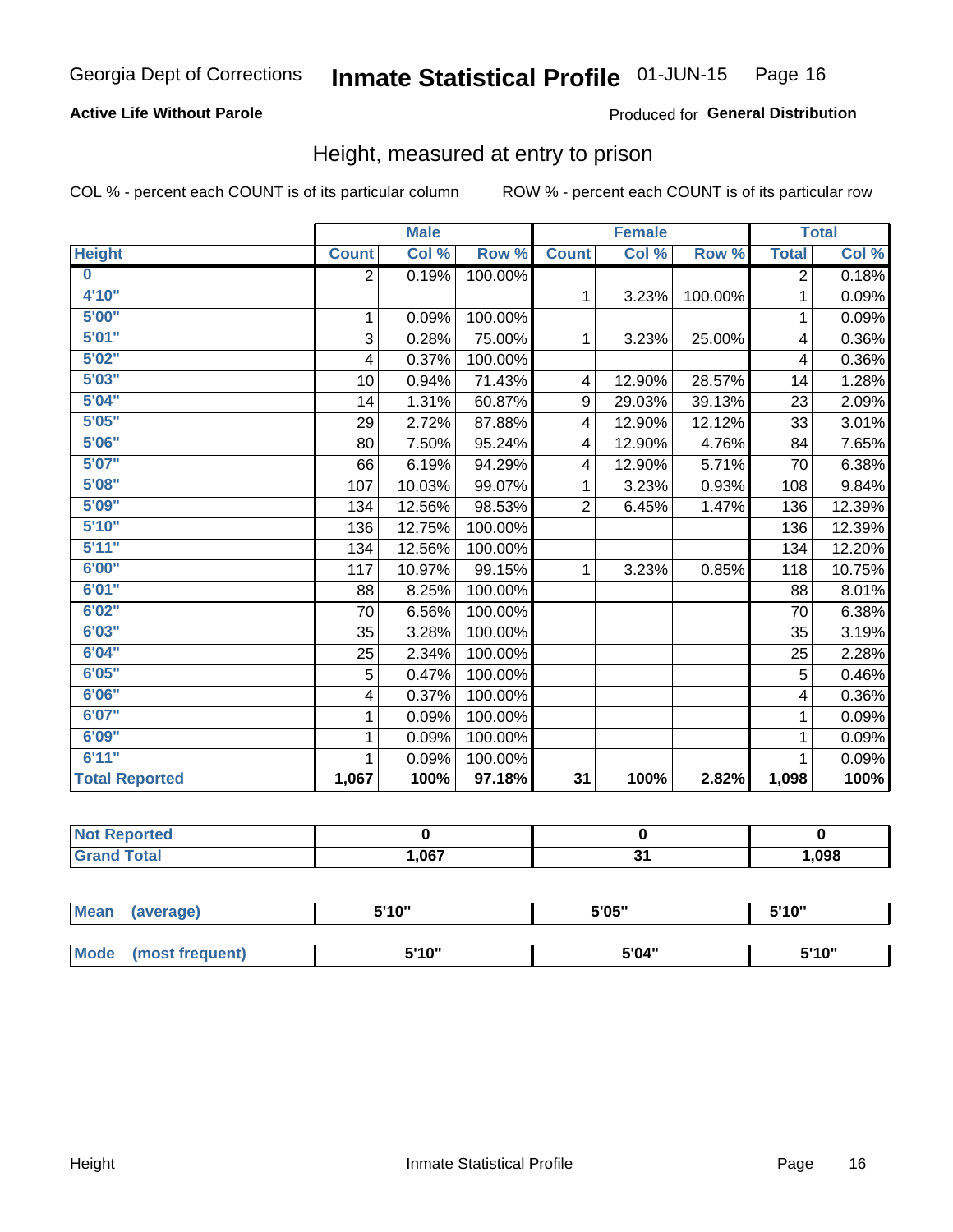Georgia Dept of Corrections **Inmate Statistical Profile** 01-JUN-15

**Active Life Without Parole**

Produced for **General Distribution**

## Height, measured at entry to prison

COL % - percent each COUNT is of its particular column ROW % - percent each COUNT is of its particular row

| | Male | | | Female | | | Total | |
|---|---|---|---|---|---|---|---|---|
| Height | Count | Col % | Row % | Count | Col % | Row % | Total | Col % |
| 0 | 2 | 0.19% | 100.00% | | | | 2 | 0.18% |
| 4'10" | | | | 1 | 3.23% | 100.00% | 1 | 0.09% |
| 5'00" | 1 | 0.09% | 100.00% | | | | 1 | 0.09% |
| 5'01" | 3 | 0.28% | 75.00% | 1 | 3.23% | 25.00% | 4 | 0.36% |
| 5'02" | 4 | 0.37% | 100.00% | | | | 4 | 0.36% |
| 5'03" | 10 | 0.94% | 71.43% | 4 | 12.90% | 28.57% | 14 | 1.28% |
| 5'04" | 14 | 1.31% | 60.87% | 9 | 29.03% | 39.13% | 23 | 2.09% |
| 5'05" | 29 | 2.72% | 87.88% | 4 | 12.90% | 12.12% | 33 | 3.01% |
| 5'06" | 80 | 7.50% | 95.24% | 4 | 12.90% | 4.76% | 84 | 7.65% |
| 5'07" | 66 | 6.19% | 94.29% | 4 | 12.90% | 5.71% | 70 | 6.38% |
| 5'08" | 107 | 10.03% | 99.07% | 1 | 3.23% | 0.93% | 108 | 9.84% |
| 5'09" | 134 | 12.56% | 98.53% | 2 | 6.45% | 1.47% | 136 | 12.39% |
| 5'10" | 136 | 12.75% | 100.00% | | | | 136 | 12.39% |
| 5'11" | 134 | 12.56% | 100.00% | | | | 134 | 12.20% |
| 6'00" | 117 | 10.97% | 99.15% | 1 | 3.23% | 0.85% | 118 | 10.75% |
| 6'01" | 88 | 8.25% | 100.00% | | | | 88 | 8.01% |
| 6'02" | 70 | 6.56% | 100.00% | | | | 70 | 6.38% |
| 6'03" | 35 | 3.28% | 100.00% | | | | 35 | 3.19% |
| 6'04" | 25 | 2.34% | 100.00% | | | | 25 | 2.28% |
| 6'05" | 5 | 0.47% | 100.00% | | | | 5 | 0.46% |
| 6'06" | 4 | 0.37% | 100.00% | | | | 4 | 0.36% |
| 6'07" | 1 | 0.09% | 100.00% | | | | 1 | 0.09% |
| 6'09" | 1 | 0.09% | 100.00% | | | | 1 | 0.09% |
| 6'11" | 1 | 0.09% | 100.00% | | | | 1 | 0.09% |
| **Total Reported** | **1,067** | **100%** | **97.18%** | **31** | **100%** | **2.82%** | **1,098** | **100%** |

| | Male | Female | Total |
|---|---|---|---|
| Not Reported | 0 | 0 | 0 |
| Grand Total | 1,067 | 31 | 1,098 |

| | Male | Female | Total |
|---|---|---|---|
| Mean (average) | 5'10" | 5'05" | 5'10" |
| Mode (most frequent) | 5'10" | 5'04" | 5'10" |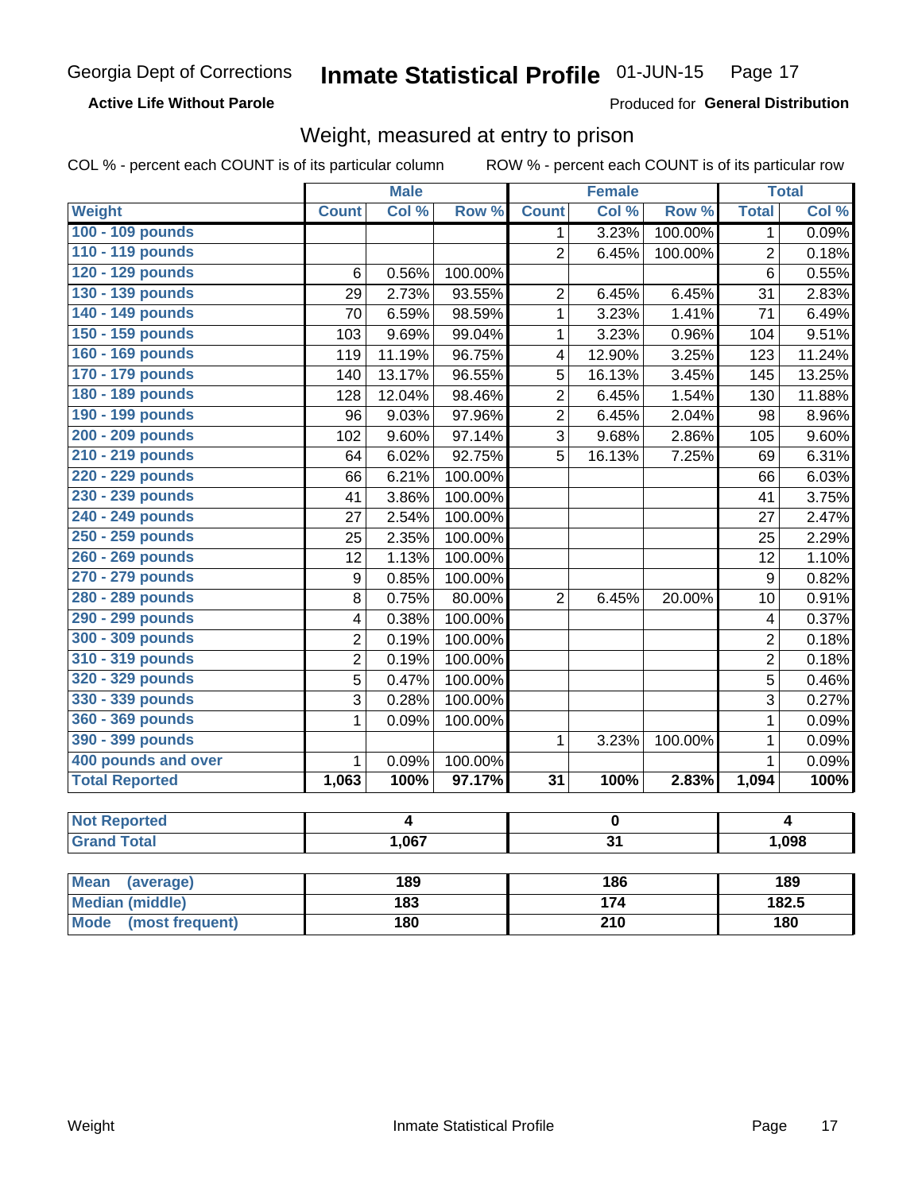Georgia Dept of Corrections **Inmate Statistical Profile** 01-JUN-15

**Active Life Without Parole**

Produced for **General Distribution**

## Weight, measured at entry to prison

COL % - percent each COUNT is of its particular column ROW % - percent each COUNT is of its particular row

| | Male | | | Female | | | Total | |
|---|---|---|---|---|---|---|---|---|
| **Weight** | **Count** | **Col %** | **Row %** | **Count** | **Col %** | **Row %** | **Total** | **Col %** |
| **100 - 109 pounds** | | | | 1 | 3.23% | 100.00% | 1 | 0.09% |
| **110 - 119 pounds** | | | | 2 | 6.45% | 100.00% | 2 | 0.18% |
| **120 - 129 pounds** | 6 | 0.56% | 100.00% | | | | 6 | 0.55% |
| **130 - 139 pounds** | 29 | 2.73% | 93.55% | 2 | 6.45% | 6.45% | 31 | 2.83% |
| **140 - 149 pounds** | 70 | 6.59% | 98.59% | 1 | 3.23% | 1.41% | 71 | 6.49% |
| **150 - 159 pounds** | 103 | 9.69% | 99.04% | 1 | 3.23% | 0.96% | 104 | 9.51% |
| **160 - 169 pounds** | 119 | 11.19% | 96.75% | 4 | 12.90% | 3.25% | 123 | 11.24% |
| **170 - 179 pounds** | 140 | 13.17% | 96.55% | 5 | 16.13% | 3.45% | 145 | 13.25% |
| **180 - 189 pounds** | 128 | 12.04% | 98.46% | 2 | 6.45% | 1.54% | 130 | 11.88% |
| **190 - 199 pounds** | 96 | 9.03% | 97.96% | 2 | 6.45% | 2.04% | 98 | 8.96% |
| **200 - 209 pounds** | 102 | 9.60% | 97.14% | 3 | 9.68% | 2.86% | 105 | 9.60% |
| **210 - 219 pounds** | 64 | 6.02% | 92.75% | 5 | 16.13% | 7.25% | 69 | 6.31% |
| **220 - 229 pounds** | 66 | 6.21% | 100.00% | | | | 66 | 6.03% |
| **230 - 239 pounds** | 41 | 3.86% | 100.00% | | | | 41 | 3.75% |
| **240 - 249 pounds** | 27 | 2.54% | 100.00% | | | | 27 | 2.47% |
| **250 - 259 pounds** | 25 | 2.35% | 100.00% | | | | 25 | 2.29% |
| **260 - 269 pounds** | 12 | 1.13% | 100.00% | | | | 12 | 1.10% |
| **270 - 279 pounds** | 9 | 0.85% | 100.00% | | | | 9 | 0.82% |
| **280 - 289 pounds** | 8 | 0.75% | 80.00% | 2 | 6.45% | 20.00% | 10 | 0.91% |
| **290 - 299 pounds** | 4 | 0.38% | 100.00% | | | | 4 | 0.37% |
| **300 - 309 pounds** | 2 | 0.19% | 100.00% | | | | 2 | 0.18% |
| **310 - 319 pounds** | 2 | 0.19% | 100.00% | | | | 2 | 0.18% |
| **320 - 329 pounds** | 5 | 0.47% | 100.00% | | | | 5 | 0.46% |
| **330 - 339 pounds** | 3 | 0.28% | 100.00% | | | | 3 | 0.27% |
| **360 - 369 pounds** | 1 | 0.09% | 100.00% | | | | 1 | 0.09% |
| **390 - 399 pounds** | | | | 1 | 3.23% | 100.00% | 1 | 0.09% |
| **400 pounds and over** | 1 | 0.09% | 100.00% | | | | 1 | 0.09% |
| **Total Reported** | **1,063** | **100%** | **97.17%** | **31** | **100%** | **2.83%** | **1,094** | **100%** |

| | Male | Female | Total |
|---|---|---|---|
| **Not Reported** | **4** | **0** | **4** |
| **Grand Total** | **1,067** | **31** | **1,098** |

| | Male | Female | Total |
|---|---|---|---|
| **Mean (average)** | **189** | **186** | **189** |
| **Median (middle)** | **183** | **174** | **182.5** |
| **Mode (most frequent)** | **180** | **210** | **180** |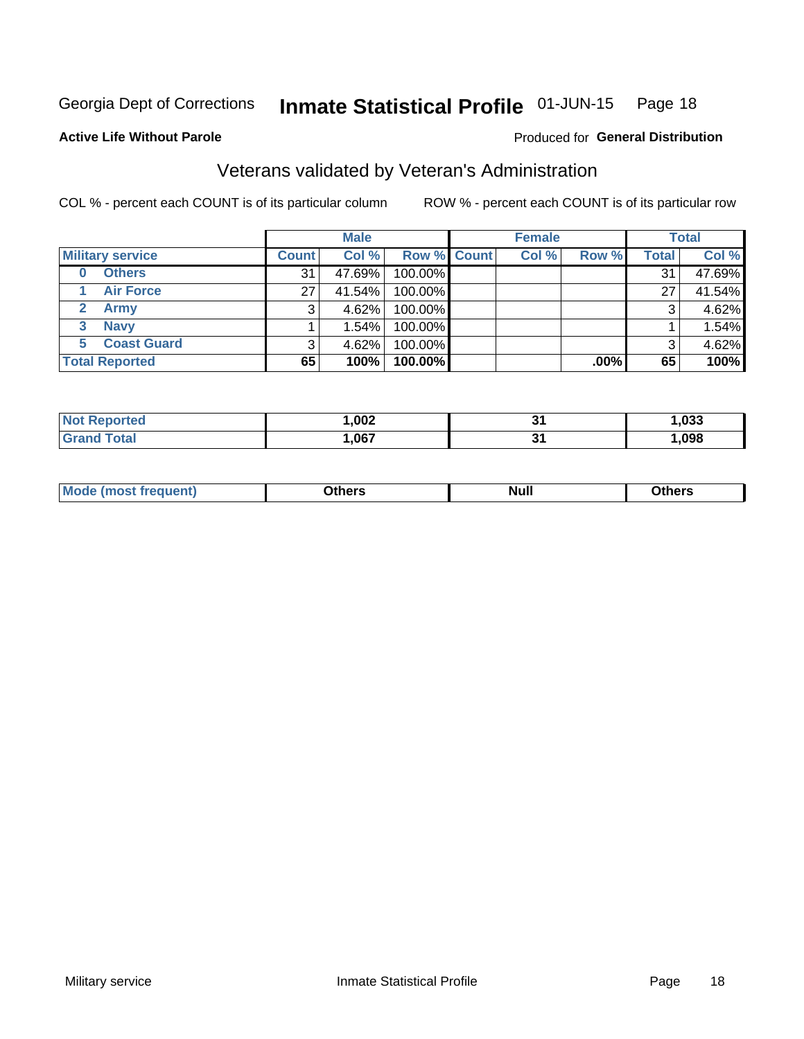Georgia Dept of Corrections **Inmate Statistical Profile** 01-JUN-15

**Active Life Without Parole**

Produced for **General Distribution**

## Veterans validated by Veteran's Administration

COL % - percent each COUNT is of its particular column

ROW % - percent each COUNT is of its particular row

| Military service | Male | | | Female | | | Total | |
|---|---|---|---|---|---|---|---|---|
| | Count | Col % | Row % | Count | Col % | Row % | Total | Col % |
| 0 Others | 31 | 47.69% | 100.00% | | | | 31 | 47.69% |
| 1 Air Force | 27 | 41.54% | 100.00% | | | | 27 | 41.54% |
| 2 Army | 3 | 4.62% | 100.00% | | | | 3 | 4.62% |
| 3 Navy | 1 | 1.54% | 100.00% | | | | 1 | 1.54% |
| 5 Coast Guard | 3 | 4.62% | 100.00% | | | | 3 | 4.62% |
| **Total Reported** | **65** | **100%** | **100.00%** | | | **.00%** | **65** | **100%** |

| | Male | Female | Total |
|---|---|---|---|
| Not Reported | 1,002 | 31 | 1,033 |
| Grand Total | 1,067 | 31 | 1,098 |

| | Male | Female | Total |
|---|---|---|---|
| Mode (most frequent) | Others | Null | Others |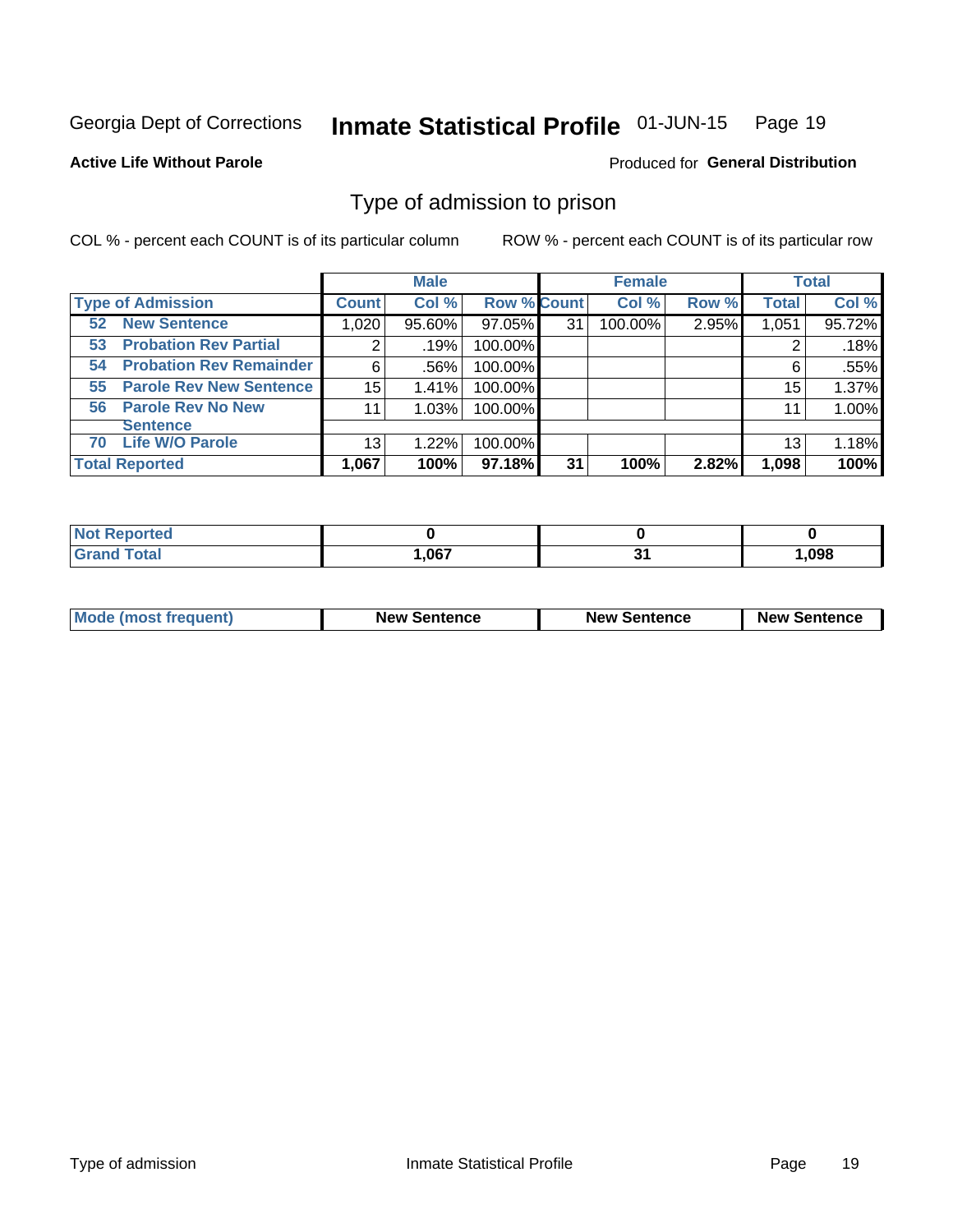Georgia Dept of Corrections **Inmate Statistical Profile** 01-JUN-15

**Active Life Without Parole**

Produced for **General Distribution**

## Type of admission to prison

COL % - percent each COUNT is of its particular column    ROW % - percent each COUNT is of its particular row

| | Male | | | Female | | | Total | |
|---|---|---|---|---|---|---|---|---|
| **Type of Admission** | **Count** | **Col %** | **Row %** | **Count** | **Col %** | **Row %** | **Total** | **Col %** |
| 52 New Sentence | 1,020 | 95.60% | 97.05% | 31 | 100.00% | 2.95% | 1,051 | 95.72% |
| 53 Probation Rev Partial | 2 | .19% | 100.00% | | | | 2 | .18% |
| 54 Probation Rev Remainder | 6 | .56% | 100.00% | | | | 6 | .55% |
| 55 Parole Rev New Sentence | 15 | 1.41% | 100.00% | | | | 15 | 1.37% |
| 56 Parole Rev No New Sentence | 11 | 1.03% | 100.00% | | | | 11 | 1.00% |
| 70 Life W/O Parole | 13 | 1.22% | 100.00% | | | | 13 | 1.18% |
| **Total Reported** | **1,067** | **100%** | **97.18%** | **31** | **100%** | **2.82%** | **1,098** | **100%** |

| | Male | Female | Total |
|---|---|---|---|
| Not Reported | **0** | **0** | **0** |
| Grand Total | **1,067** | **31** | **1,098** |

| | Male | Female | Total |
|---|---|---|---|
| Mode (most frequent) | **New Sentence** | **New Sentence** | **New Sentence** |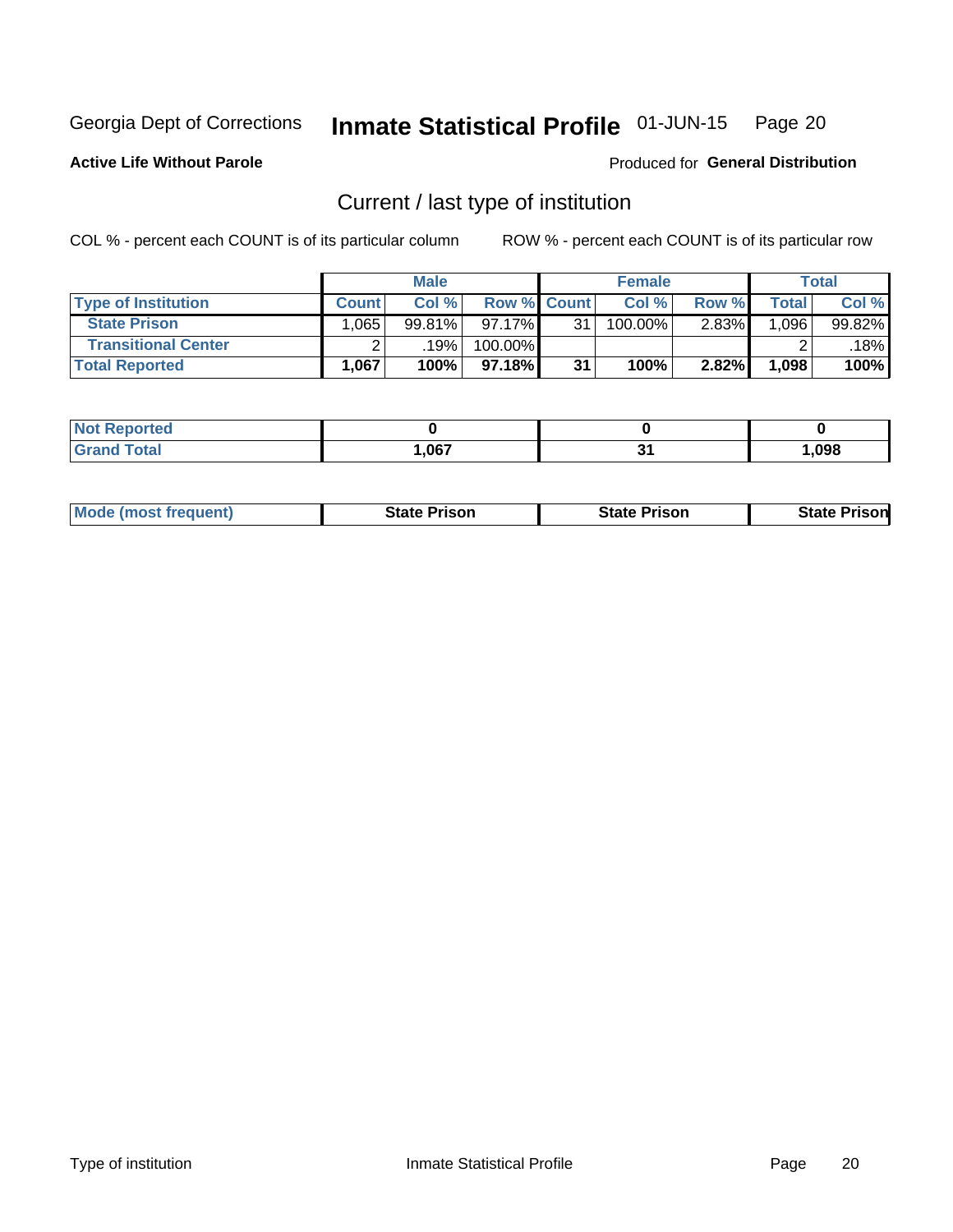Georgia Dept of Corrections **Inmate Statistical Profile** 01-JUN-15

**Active Life Without Parole**

Produced for **General Distribution**

## Current / last type of institution

COL % - percent each COUNT is of its particular column ROW % - percent each COUNT is of its particular row

| | Male | | | Female | | | Total | |
|---|---|---|---|---|---|---|---|---|
| **Type of Institution** | **Count** | **Col %** | **Row %** | **Count** | **Col %** | **Row %** | **Total** | **Col %** |
| **State Prison** | 1,065 | 99.81% | 97.17% | 31 | 100.00% | 2.83% | 1,096 | 99.82% |
| **Transitional Center** | 2 | .19% | 100.00% | | | | 2 | .18% |
| **Total Reported** | **1,067** | **100%** | **97.18%** | **31** | **100%** | **2.82%** | **1,098** | **100%** |

| | Male | Female | Total |
|---|---|---|---|
| **Not Reported** | **0** | **0** | **0** |
| **Grand Total** | **1,067** | **31** | **1,098** |

| | Male | Female | Total |
|---|---|---|---|
| **Mode (most frequent)** | **State Prison** | **State Prison** | **State Prison** |

Type of institution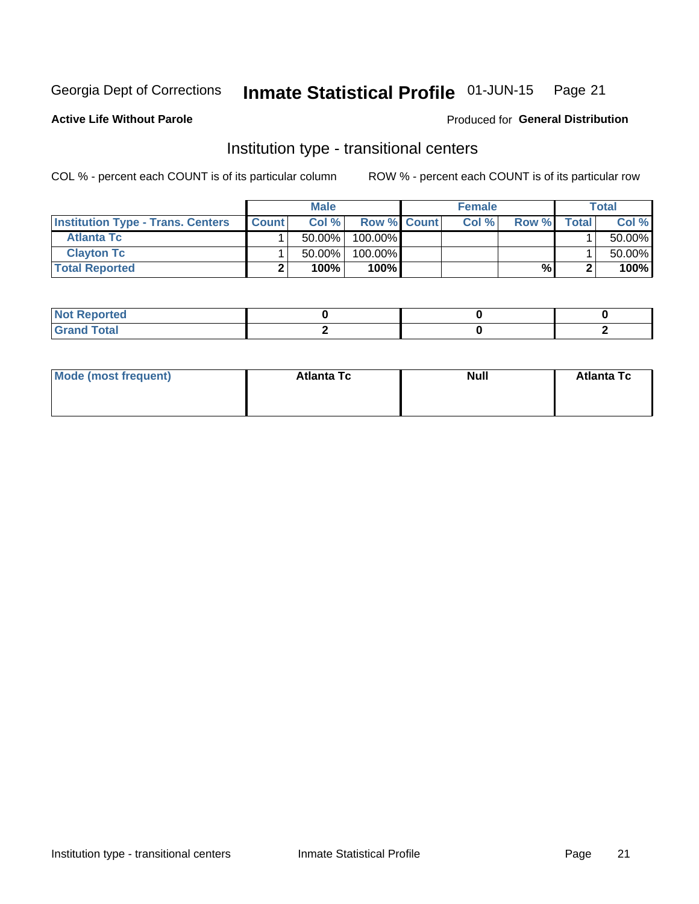Georgia Dept of Corrections **Inmate Statistical Profile** 01-JUN-15 Page 21

**Active Life Without Parole** Produced for **General Distribution**

## Institution type - transitional centers

COL % - percent each COUNT is of its particular column ROW % - percent each COUNT is of its particular row

| | Male | | | Female | | | Total | |
|---|---|---|---|---|---|---|---|---|
| **Institution Type - Trans. Centers** | **Count** | **Col %** | **Row %** | **Count** | **Col %** | **Row %** | **Total** | **Col %** |
| **Atlanta Tc** | 1 | 50.00% | 100.00% | | | | 1 | 50.00% |
| **Clayton Tc** | 1 | 50.00% | 100.00% | | | | 1 | 50.00% |
| **Total Reported** | **2** | **100%** | **100%** | | | **%** | **2** | **100%** |

| | Male | Female | Total |
|---|---|---|---|
| **Not Reported** | **0** | **0** | **0** |
| **Grand Total** | **2** | **0** | **2** |

| | Male | Female | Total |
|---|---|---|---|
| **Mode (most frequent)** | **Atlanta Tc** | **Null** | **Atlanta Tc** |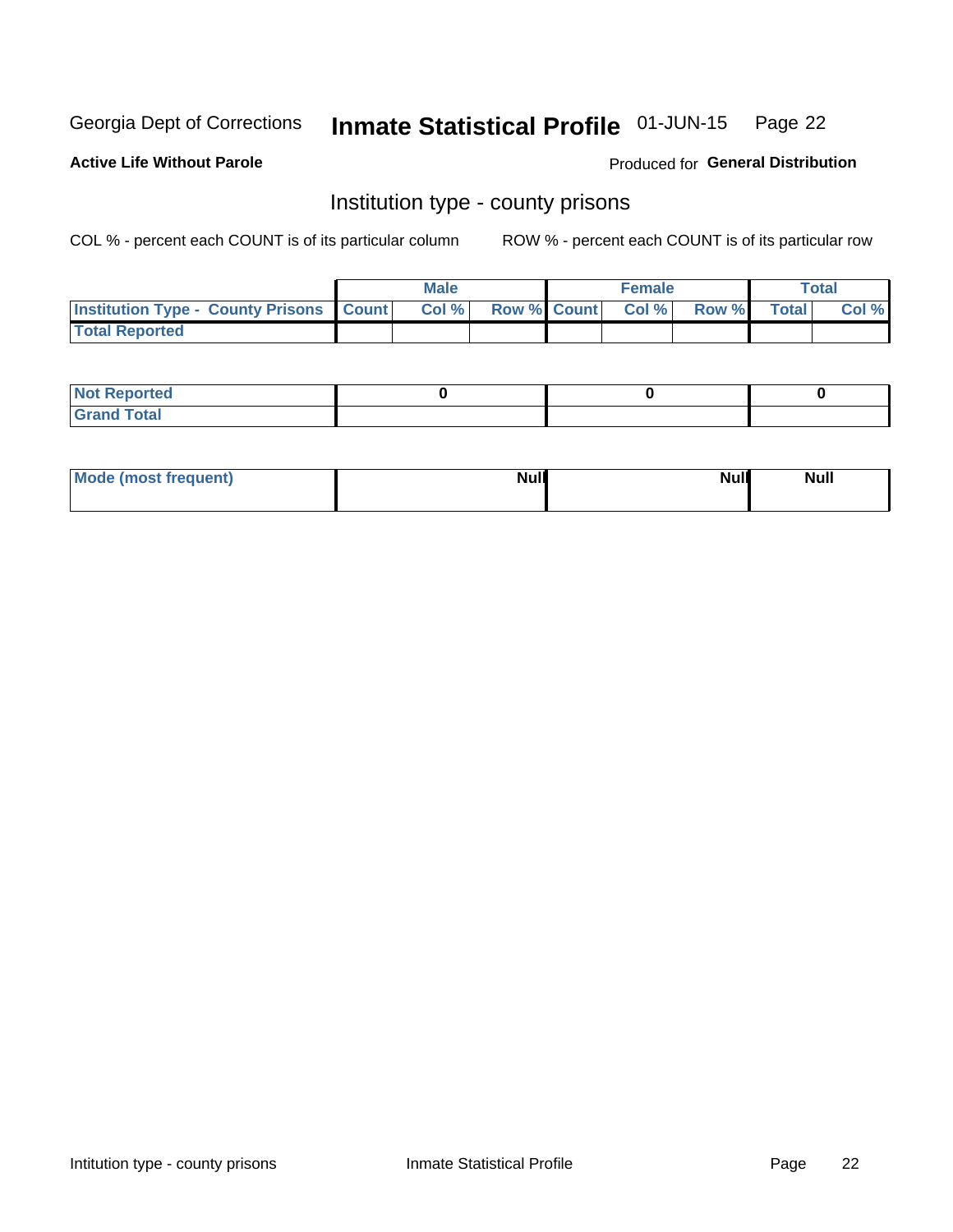Georgia Dept of Corrections **Inmate Statistical Profile** 01-JUN-15 Page 22

**Active Life Without Parole**

Produced for **General Distribution**

## Institution type - county prisons

COL % - percent each COUNT is of its particular column

ROW % - percent each COUNT is of its particular row

| | Male | | | Female | | | Total | |
|---|---|---|---|---|---|---|---|---|
| **Institution Type - County Prisons** | **Count** | **Col %** | **Row %** | **Count** | **Col %** | **Row %** | **Total** | **Col %** |
| **Total Reported** | | | | | | | | |

| | Male | Female | Total |
|---|---|---|---|
| **Not Reported** | 0 | 0 | 0 |
| **Grand Total** | | | |

| | Male | Female | Total |
|---|---|---|---|
| **Mode (most frequent)** | Null | Null | Null |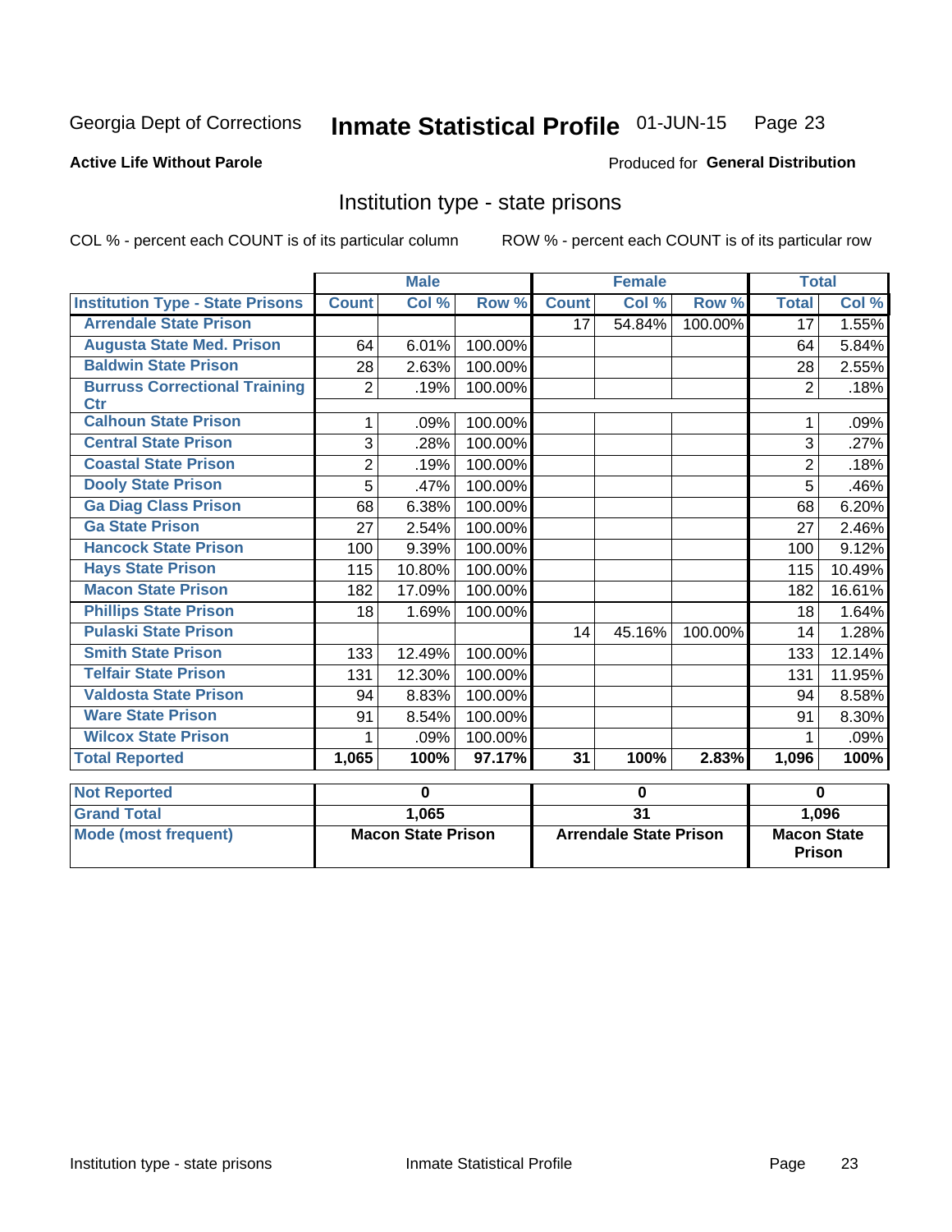Georgia Dept of Corrections **Inmate Statistical Profile** 01-JUN-15 Page 23

**Active Life Without Parole**

Produced for **General Distribution**

# Institution type - state prisons

COL % - percent each COUNT is of its particular column  ROW % - percent each COUNT is of its particular row

| | Male | | | Female | | | Total | |
|---|---|---|---|---|---|---|---|---|
| **Institution Type - State Prisons** | **Count** | **Col %** | **Row %** | **Count** | **Col %** | **Row %** | **Total** | **Col %** |
| **Arrendale State Prison** | | | | 17 | 54.84% | 100.00% | 17 | 1.55% |
| **Augusta State Med. Prison** | 64 | 6.01% | 100.00% | | | | 64 | 5.84% |
| **Baldwin State Prison** | 28 | 2.63% | 100.00% | | | | 28 | 2.55% |
| **Burruss Correctional Training Ctr** | 2 | .19% | 100.00% | | | | 2 | .18% |
| **Calhoun State Prison** | 1 | .09% | 100.00% | | | | 1 | .09% |
| **Central State Prison** | 3 | .28% | 100.00% | | | | 3 | .27% |
| **Coastal State Prison** | 2 | .19% | 100.00% | | | | 2 | .18% |
| **Dooly State Prison** | 5 | .47% | 100.00% | | | | 5 | .46% |
| **Ga Diag Class Prison** | 68 | 6.38% | 100.00% | | | | 68 | 6.20% |
| **Ga State Prison** | 27 | 2.54% | 100.00% | | | | 27 | 2.46% |
| **Hancock State Prison** | 100 | 9.39% | 100.00% | | | | 100 | 9.12% |
| **Hays State Prison** | 115 | 10.80% | 100.00% | | | | 115 | 10.49% |
| **Macon State Prison** | 182 | 17.09% | 100.00% | | | | 182 | 16.61% |
| **Phillips State Prison** | 18 | 1.69% | 100.00% | | | | 18 | 1.64% |
| **Pulaski State Prison** | | | | 14 | 45.16% | 100.00% | 14 | 1.28% |
| **Smith State Prison** | 133 | 12.49% | 100.00% | | | | 133 | 12.14% |
| **Telfair State Prison** | 131 | 12.30% | 100.00% | | | | 131 | 11.95% |
| **Valdosta State Prison** | 94 | 8.83% | 100.00% | | | | 94 | 8.58% |
| **Ware State Prison** | 91 | 8.54% | 100.00% | | | | 91 | 8.30% |
| **Wilcox State Prison** | 1 | .09% | 100.00% | | | | 1 | .09% |
| **Total Reported** | **1,065** | **100%** | **97.17%** | **31** | **100%** | **2.83%** | **1,096** | **100%** |

| | Male | Female | Total |
|---|---|---|---|
| **Not Reported** | **0** | **0** | **0** |
| **Grand Total** | **1,065** | **31** | **1,096** |
| **Mode (most frequent)** | **Macon State Prison** | **Arrendale State Prison** | **Macon State Prison** |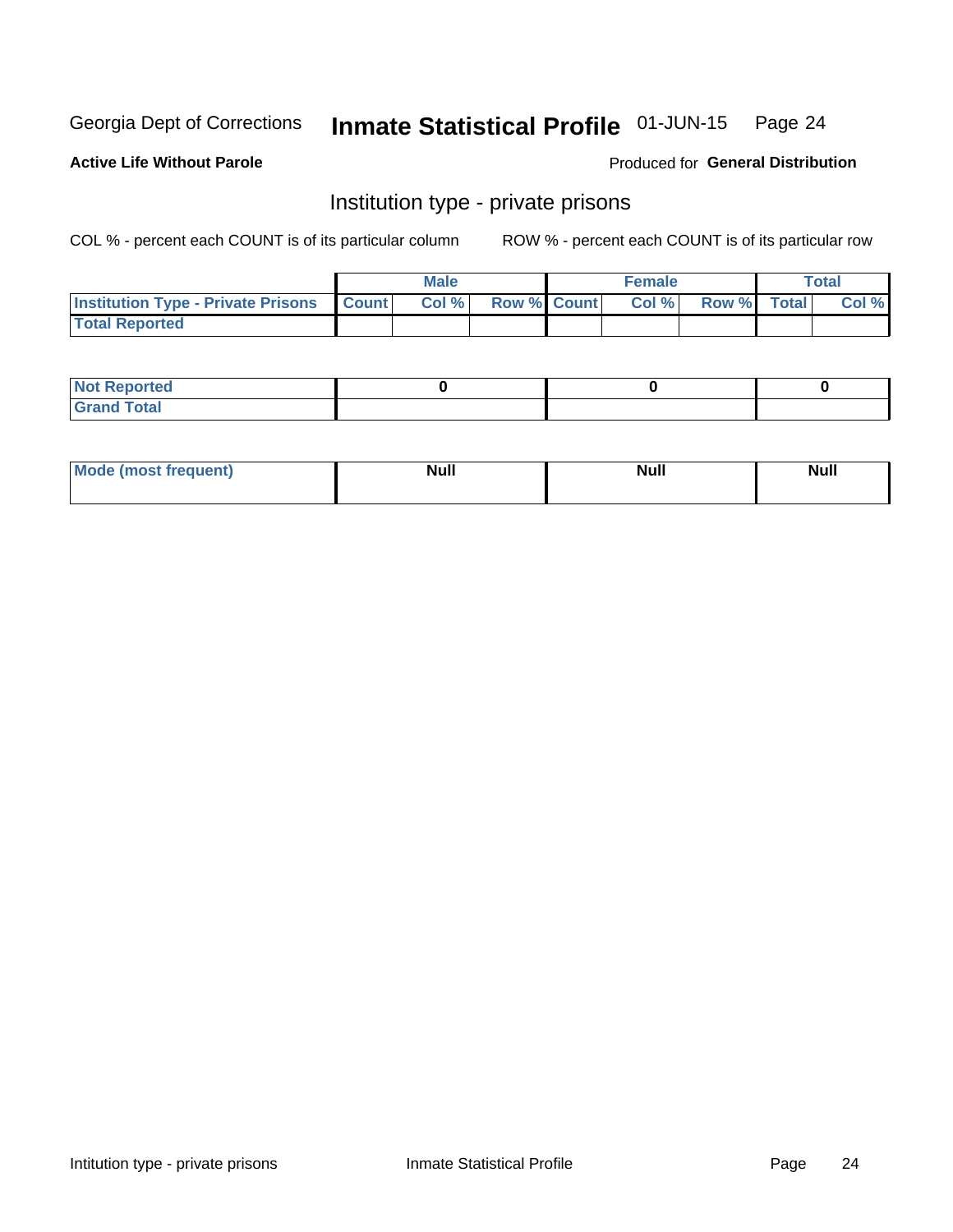Georgia Dept of Corrections **Inmate Statistical Profile** 01-JUN-15

**Active Life Without Parole** Produced for **General Distribution**

## Institution type - private prisons

COL % - percent each COUNT is of its particular column ROW % - percent each COUNT is of its particular row

| | Male | | | Female | | | Total | |
|---|---|---|---|---|---|---|---|---|
| **Institution Type - Private Prisons** | **Count** | **Col %** | **Row %** | **Count** | **Col %** | **Row %** | **Total** | **Col %** |
| **Total Reported** | | | | | | | | |

| | Male | Female | Total |
|---|---|---|---|
| **Not Reported** | 0 | 0 | 0 |
| **Grand Total** | | | |

| | Male | Female | Total |
|---|---|---|---|
| **Mode (most frequent)** | Null | Null | Null |

Intitution type - private prisons Inmate Statistical Profile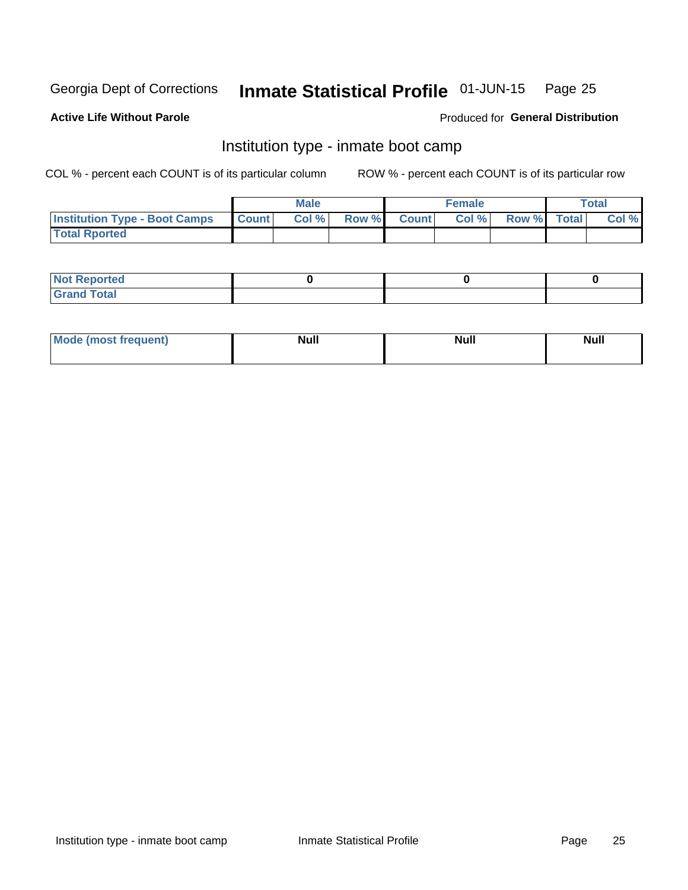Georgia Dept of Corrections **Inmate Statistical Profile** 01-JUN-15

**Active Life Without Parole**

Produced for **General Distribution**

## Institution type - inmate boot camp

COL % - percent each COUNT is of its particular column ROW % - percent each COUNT is of its particular row

| | Male | | | Female | | | Total | |
|---|---|---|---|---|---|---|---|---|
| Institution Type - Boot Camps | Count | Col % | Row % | Count | Col % | Row % | Total | Col % |
| Total Rported | | | | | | | | |

| | Male | Female | Total |
|---|---|---|---|
| Not Reported | 0 | 0 | 0 |
| Grand Total | | | |

| | Male | Female | Total |
|---|---|---|---|
| Mode (most frequent) | Null | Null | Null |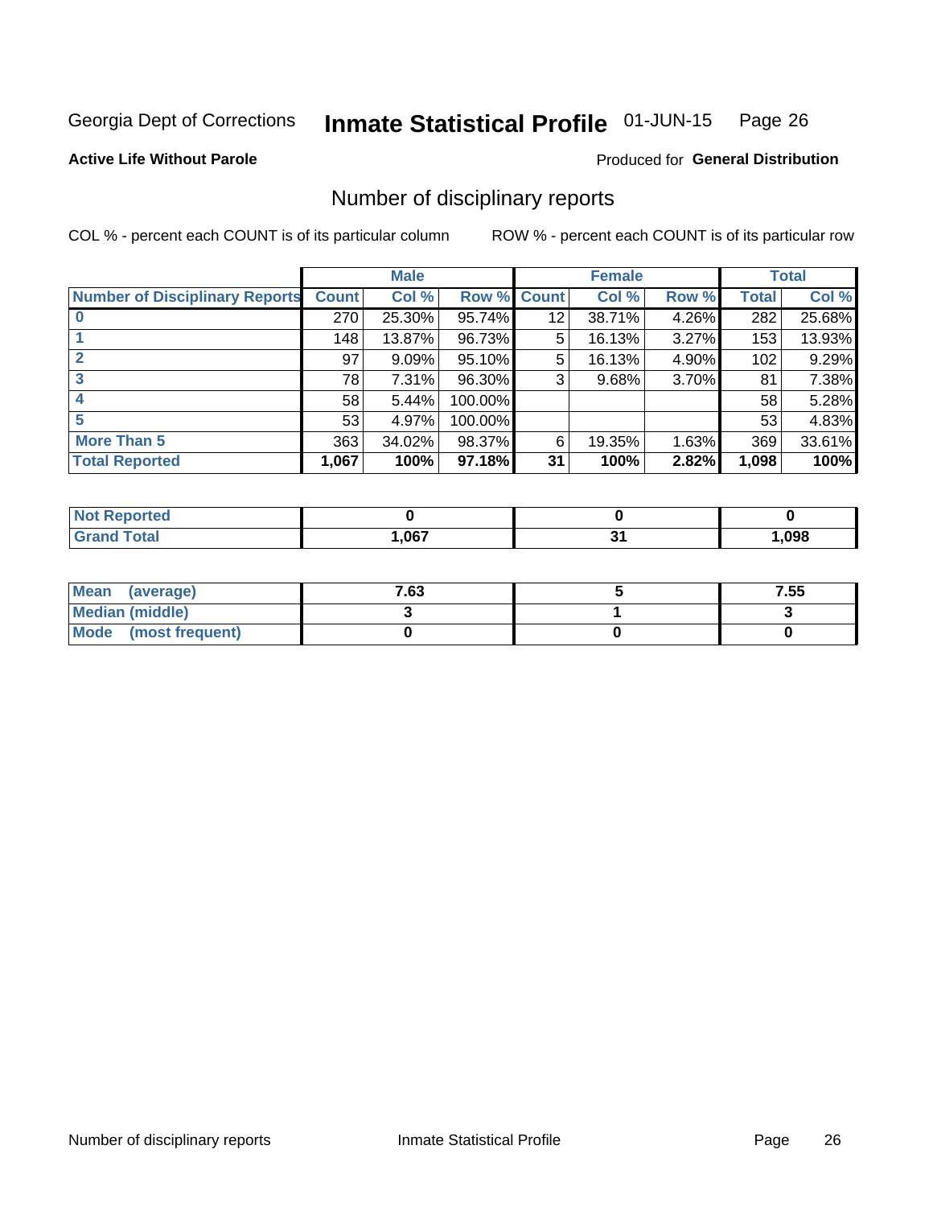Georgia Dept of Corrections **Inmate Statistical Profile** 01-JUN-15 Page 26

**Active Life Without Parole**

Produced for **General Distribution**

## Number of disciplinary reports

COL % - percent each COUNT is of its particular column

ROW % - percent each COUNT is of its particular row

| | Male | | | Female | | | Total | |
|---|---|---|---|---|---|---|---|---|
| Number of Disciplinary Reports | Count | Col % | Row % | Count | Col % | Row % | Total | Col % |
| 0 | 270 | 25.30% | 95.74% | 12 | 38.71% | 4.26% | 282 | 25.68% |
| 1 | 148 | 13.87% | 96.73% | 5 | 16.13% | 3.27% | 153 | 13.93% |
| 2 | 97 | 9.09% | 95.10% | 5 | 16.13% | 4.90% | 102 | 9.29% |
| 3 | 78 | 7.31% | 96.30% | 3 | 9.68% | 3.70% | 81 | 7.38% |
| 4 | 58 | 5.44% | 100.00% | | | | 58 | 5.28% |
| 5 | 53 | 4.97% | 100.00% | | | | 53 | 4.83% |
| More Than 5 | 363 | 34.02% | 98.37% | 6 | 19.35% | 1.63% | 369 | 33.61% |
| **Total Reported** | **1,067** | **100%** | **97.18%** | **31** | **100%** | **2.82%** | **1,098** | **100%** |

| | Male | Female | Total |
|---|---|---|---|
| Not Reported | 0 | 0 | 0 |
| Grand Total | 1,067 | 31 | 1,098 |

| | Male | Female | Total |
|---|---|---|---|
| Mean (average) | 7.63 | 5 | 7.55 |
| Median (middle) | 3 | 1 | 3 |
| Mode (most frequent) | 0 | 0 | 0 |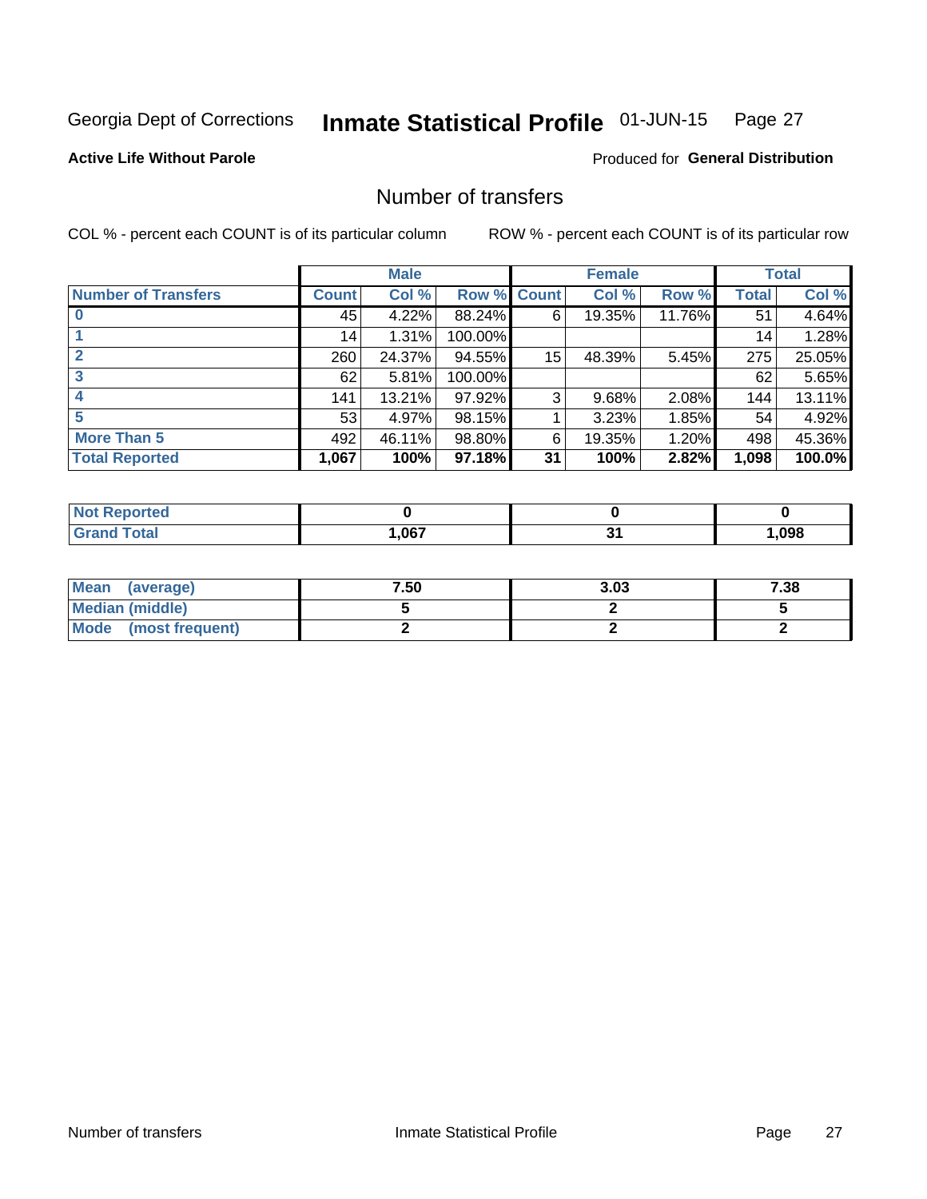Georgia Dept of Corrections **Inmate Statistical Profile** 01-JUN-15 Page 27

**Active Life Without Parole**

Produced for **General Distribution**

## Number of transfers

COL % - percent each COUNT is of its particular column

ROW % - percent each COUNT is of its particular row

| | Male | | | Female | | | Total | |
|---|---|---|---|---|---|---|---|---|
| **Number of Transfers** | **Count** | **Col %** | **Row %** | **Count** | **Col %** | **Row %** | **Total** | **Col %** |
| **0** | 45 | 4.22% | 88.24% | 6 | 19.35% | 11.76% | 51 | 4.64% |
| **1** | 14 | 1.31% | 100.00% | | | | 14 | 1.28% |
| **2** | 260 | 24.37% | 94.55% | 15 | 48.39% | 5.45% | 275 | 25.05% |
| **3** | 62 | 5.81% | 100.00% | | | | 62 | 5.65% |
| **4** | 141 | 13.21% | 97.92% | 3 | 9.68% | 2.08% | 144 | 13.11% |
| **5** | 53 | 4.97% | 98.15% | 1 | 3.23% | 1.85% | 54 | 4.92% |
| **More Than 5** | 492 | 46.11% | 98.80% | 6 | 19.35% | 1.20% | 498 | 45.36% |
| **Total Reported** | **1,067** | **100%** | **97.18%** | **31** | **100%** | **2.82%** | **1,098** | **100.0%** |

| | Male | Female | Total |
|---|---|---|---|
| **Not Reported** | **0** | **0** | **0** |
| **Grand Total** | **1,067** | **31** | **1,098** |

| | Male | Female | Total |
|---|---|---|---|
| **Mean (average)** | **7.50** | **3.03** | **7.38** |
| **Median (middle)** | **5** | **2** | **5** |
| **Mode (most frequent)** | **2** | **2** | **2** |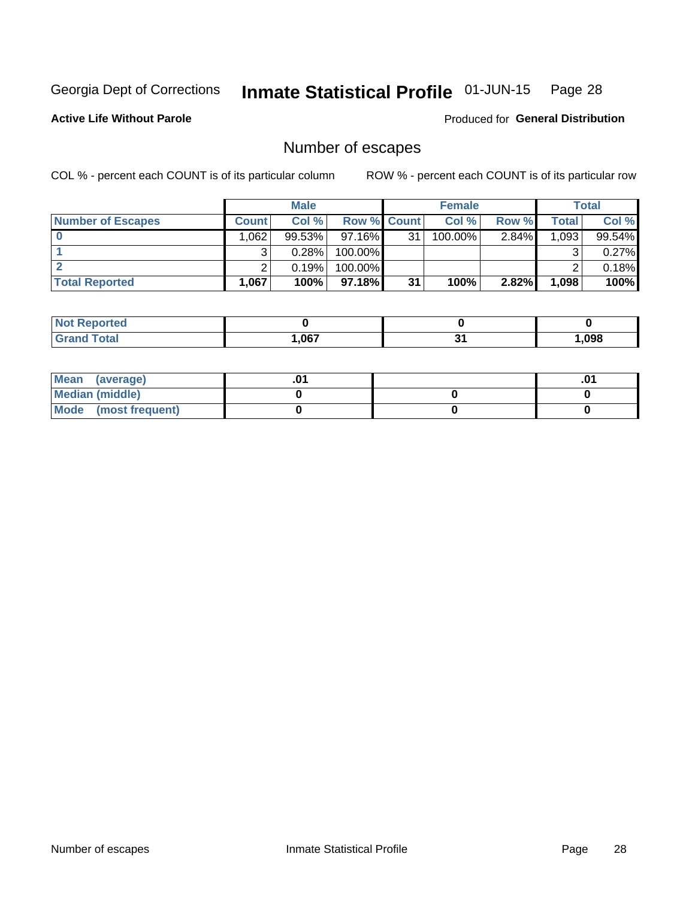Georgia Dept of Corrections **Inmate Statistical Profile** 01-JUN-15

**Active Life Without Parole**

Produced for **General Distribution**

## Number of escapes

COL % - percent each COUNT is of its particular column

ROW % - percent each COUNT is of its particular row

| | Male | | | Female | | | Total | |
|---|---|---|---|---|---|---|---|---|
| **Number of Escapes** | **Count** | **Col %** | **Row %** | **Count** | **Col %** | **Row %** | **Total** | **Col %** |
| **0** | 1,062 | 99.53% | 97.16% | 31 | 100.00% | 2.84% | 1,093 | 99.54% |
| **1** | 3 | 0.28% | 100.00% | | | | 3 | 0.27% |
| **2** | 2 | 0.19% | 100.00% | | | | 2 | 0.18% |
| **Total Reported** | **1,067** | **100%** | **97.18%** | **31** | **100%** | **2.82%** | **1,098** | **100%** |

| | Male | Female | Total |
|---|---|---|---|
| **Not Reported** | **0** | **0** | **0** |
| **Grand Total** | **1,067** | **31** | **1,098** |

| | Male | Female | Total |
|---|---|---|---|
| **Mean (average)** | **.01** | | **.01** |
| **Median (middle)** | **0** | **0** | **0** |
| **Mode (most frequent)** | **0** | **0** | **0** |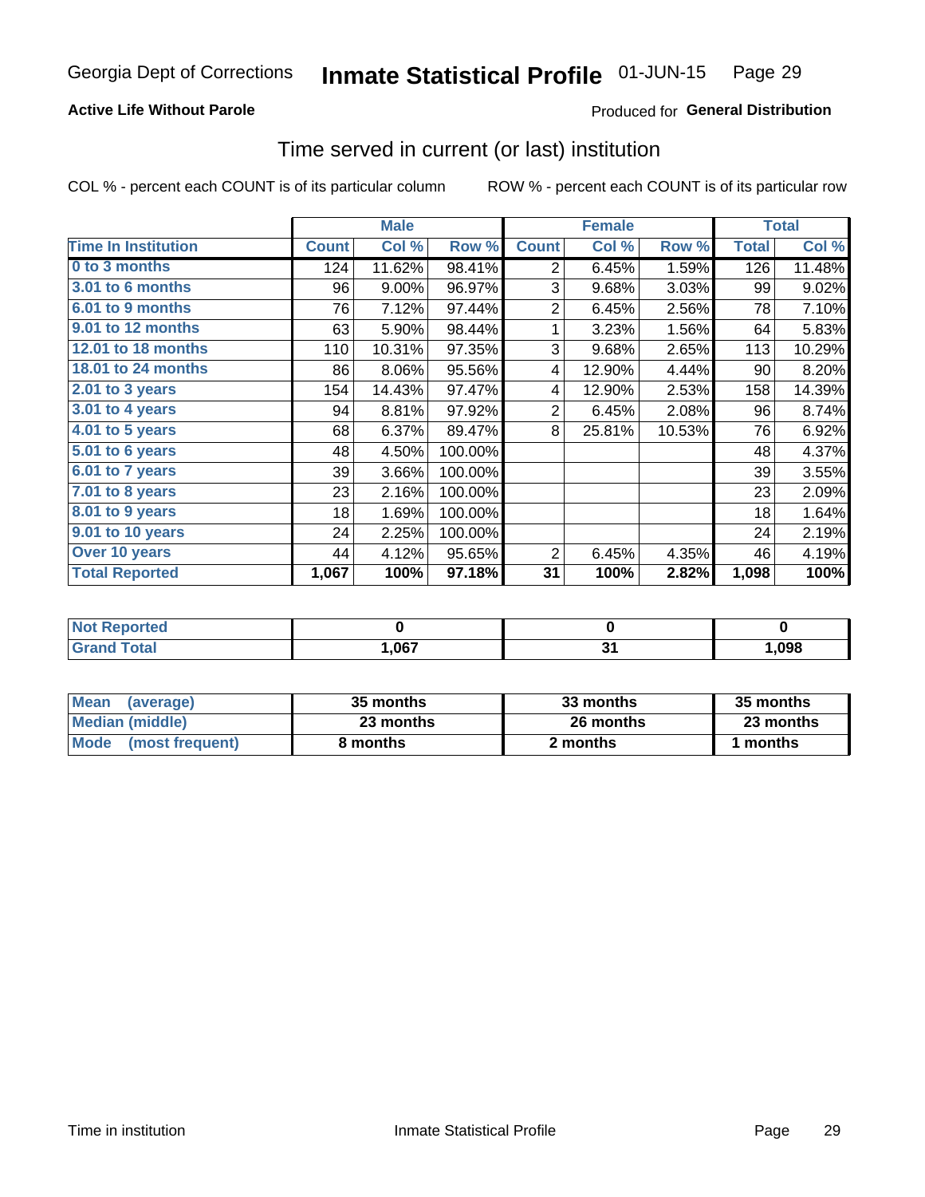Georgia Dept of Corrections **Inmate Statistical Profile** 01-JUN-15

**Active Life Without Parole**

Produced for **General Distribution**

## Time served in current (or last) institution

COL % - percent each COUNT is of its particular column

ROW % - percent each COUNT is of its particular row

| | Male | | | Female | | | Total | |
|---|---|---|---|---|---|---|---|---|
| **Time In Institution** | **Count** | **Col %** | **Row %** | **Count** | **Col %** | **Row %** | **Total** | **Col %** |
| **0 to 3 months** | 124 | 11.62% | 98.41% | 2 | 6.45% | 1.59% | 126 | 11.48% |
| **3.01 to 6 months** | 96 | 9.00% | 96.97% | 3 | 9.68% | 3.03% | 99 | 9.02% |
| **6.01 to 9 months** | 76 | 7.12% | 97.44% | 2 | 6.45% | 2.56% | 78 | 7.10% |
| **9.01 to 12 months** | 63 | 5.90% | 98.44% | 1 | 3.23% | 1.56% | 64 | 5.83% |
| **12.01 to 18 months** | 110 | 10.31% | 97.35% | 3 | 9.68% | 2.65% | 113 | 10.29% |
| **18.01 to 24 months** | 86 | 8.06% | 95.56% | 4 | 12.90% | 4.44% | 90 | 8.20% |
| **2.01 to 3 years** | 154 | 14.43% | 97.47% | 4 | 12.90% | 2.53% | 158 | 14.39% |
| **3.01 to 4 years** | 94 | 8.81% | 97.92% | 2 | 6.45% | 2.08% | 96 | 8.74% |
| **4.01 to 5 years** | 68 | 6.37% | 89.47% | 8 | 25.81% | 10.53% | 76 | 6.92% |
| **5.01 to 6 years** | 48 | 4.50% | 100.00% | | | | 48 | 4.37% |
| **6.01 to 7 years** | 39 | 3.66% | 100.00% | | | | 39 | 3.55% |
| **7.01 to 8 years** | 23 | 2.16% | 100.00% | | | | 23 | 2.09% |
| **8.01 to 9 years** | 18 | 1.69% | 100.00% | | | | 18 | 1.64% |
| **9.01 to 10 years** | 24 | 2.25% | 100.00% | | | | 24 | 2.19% |
| **Over 10 years** | 44 | 4.12% | 95.65% | 2 | 6.45% | 4.35% | 46 | 4.19% |
| **Total Reported** | **1,067** | **100%** | **97.18%** | **31** | **100%** | **2.82%** | **1,098** | **100%** |

| | Male | Female | Total |
|---|---|---|---|
| **Not Reported** | **0** | **0** | **0** |
| **Grand Total** | **1,067** | **31** | **1,098** |

| | Male | Female | Total |
|---|---|---|---|
| **Mean (average)** | **35 months** | **33 months** | **35 months** |
| **Median (middle)** | **23 months** | **26 months** | **23 months** |
| **Mode (most frequent)** | **8 months** | **2 months** | **1 months** |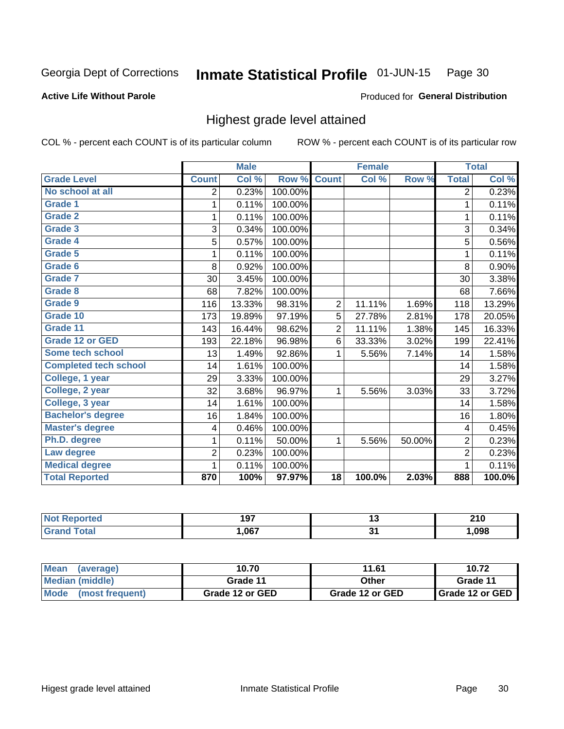Georgia Dept of Corrections **Inmate Statistical Profile** 01-JUN-15 Page 30

**Active Life Without Parole**

Produced for **General Distribution**

## Highest grade level attained

COL % - percent each COUNT is of its particular column ROW % - percent each COUNT is of its particular row

| | Male | | | Female | | | Total | |
|---|---|---|---|---|---|---|---|---|
| **Grade Level** | **Count** | **Col %** | **Row %** | **Count** | **Col %** | **Row %** | **Total** | **Col %** |
| **No school at all** | 2 | 0.23% | 100.00% | | | | 2 | 0.23% |
| **Grade 1** | 1 | 0.11% | 100.00% | | | | 1 | 0.11% |
| **Grade 2** | 1 | 0.11% | 100.00% | | | | 1 | 0.11% |
| **Grade 3** | 3 | 0.34% | 100.00% | | | | 3 | 0.34% |
| **Grade 4** | 5 | 0.57% | 100.00% | | | | 5 | 0.56% |
| **Grade 5** | 1 | 0.11% | 100.00% | | | | 1 | 0.11% |
| **Grade 6** | 8 | 0.92% | 100.00% | | | | 8 | 0.90% |
| **Grade 7** | 30 | 3.45% | 100.00% | | | | 30 | 3.38% |
| **Grade 8** | 68 | 7.82% | 100.00% | | | | 68 | 7.66% |
| **Grade 9** | 116 | 13.33% | 98.31% | 2 | 11.11% | 1.69% | 118 | 13.29% |
| **Grade 10** | 173 | 19.89% | 97.19% | 5 | 27.78% | 2.81% | 178 | 20.05% |
| **Grade 11** | 143 | 16.44% | 98.62% | 2 | 11.11% | 1.38% | 145 | 16.33% |
| **Grade 12 or GED** | 193 | 22.18% | 96.98% | 6 | 33.33% | 3.02% | 199 | 22.41% |
| **Some tech school** | 13 | 1.49% | 92.86% | 1 | 5.56% | 7.14% | 14 | 1.58% |
| **Completed tech school** | 14 | 1.61% | 100.00% | | | | 14 | 1.58% |
| **College, 1 year** | 29 | 3.33% | 100.00% | | | | 29 | 3.27% |
| **College, 2 year** | 32 | 3.68% | 96.97% | 1 | 5.56% | 3.03% | 33 | 3.72% |
| **College, 3 year** | 14 | 1.61% | 100.00% | | | | 14 | 1.58% |
| **Bachelor's degree** | 16 | 1.84% | 100.00% | | | | 16 | 1.80% |
| **Master's degree** | 4 | 0.46% | 100.00% | | | | 4 | 0.45% |
| **Ph.D. degree** | 1 | 0.11% | 50.00% | 1 | 5.56% | 50.00% | 2 | 0.23% |
| **Law degree** | 2 | 0.23% | 100.00% | | | | 2 | 0.23% |
| **Medical degree** | 1 | 0.11% | 100.00% | | | | 1 | 0.11% |
| **Total Reported** | **870** | **100%** | **97.97%** | **18** | **100.0%** | **2.03%** | **888** | **100.0%** |

| | Male | Female | Total |
|---|---|---|---|
| **Not Reported** | **197** | **13** | **210** |
| **Grand Total** | **1,067** | **31** | **1,098** |

| | Male | Female | Total |
|---|---|---|---|
| **Mean (average)** | **10.70** | **11.61** | **10.72** |
| **Median (middle)** | **Grade 11** | **Other** | **Grade 11** |
| **Mode (most frequent)** | **Grade 12 or GED** | **Grade 12 or GED** | **Grade 12 or GED** |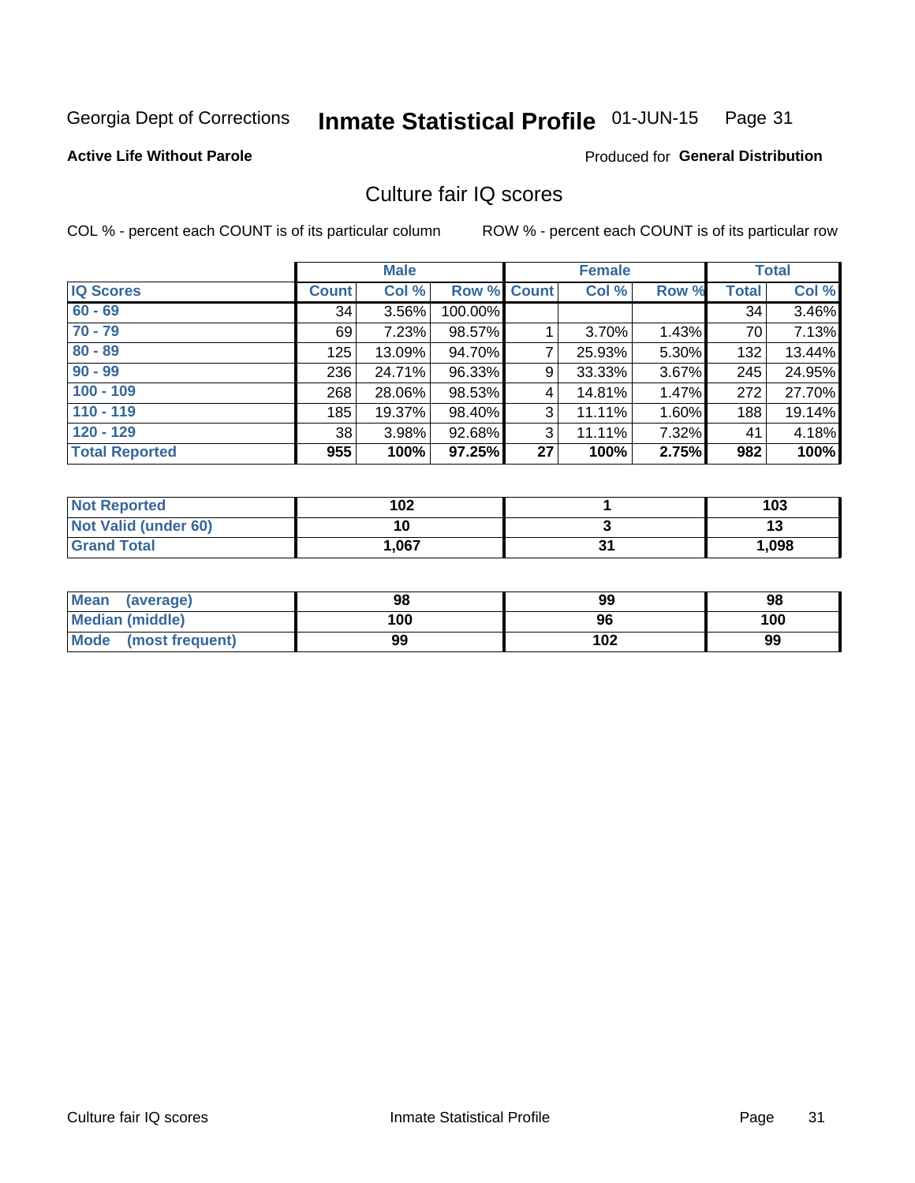Georgia Dept of Corrections **Inmate Statistical Profile** 01-JUN-15

**Active Life Without Parole**

Produced for **General Distribution**

## Culture fair IQ scores

COL % - percent each COUNT is of its particular column

ROW % - percent each COUNT is of its particular row

| | Male | | | Female | | | Total | |
|---|---|---|---|---|---|---|---|---|
| IQ Scores | Count | Col % | Row % | Count | Col % | Row % | Total | Col % |
| 60 - 69 | 34 | 3.56% | 100.00% | | | | 34 | 3.46% |
| 70 - 79 | 69 | 7.23% | 98.57% | 1 | 3.70% | 1.43% | 70 | 7.13% |
| 80 - 89 | 125 | 13.09% | 94.70% | 7 | 25.93% | 5.30% | 132 | 13.44% |
| 90 - 99 | 236 | 24.71% | 96.33% | 9 | 33.33% | 3.67% | 245 | 24.95% |
| 100 - 109 | 268 | 28.06% | 98.53% | 4 | 14.81% | 1.47% | 272 | 27.70% |
| 110 - 119 | 185 | 19.37% | 98.40% | 3 | 11.11% | 1.60% | 188 | 19.14% |
| 120 - 129 | 38 | 3.98% | 92.68% | 3 | 11.11% | 7.32% | 41 | 4.18% |
| **Total Reported** | **955** | **100%** | **97.25%** | **27** | **100%** | **2.75%** | **982** | **100%** |

| | Male | Female | Total |
|---|---|---|---|
| Not Reported | 102 | 1 | 103 |
| Not Valid (under 60) | 10 | 3 | 13 |
| Grand Total | 1,067 | 31 | 1,098 |

| | Male | Female | Total |
|---|---|---|---|
| Mean (average) | 98 | 99 | 98 |
| Median (middle) | 100 | 96 | 100 |
| Mode (most frequent) | 99 | 102 | 99 |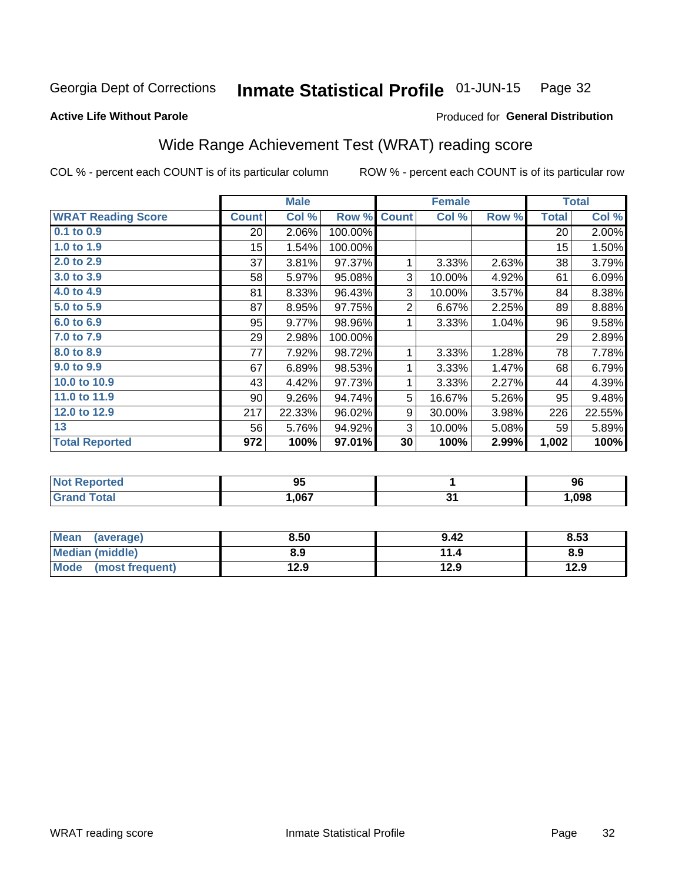Georgia Dept of Corrections **Inmate Statistical Profile** 01-JUN-15

**Active Life Without Parole**

Produced for **General Distribution**

## Wide Range Achievement Test (WRAT) reading score

COL % - percent each COUNT is of its particular column    ROW % - percent each COUNT is of its particular row

| | Male | | | Female | | | Total | |
|---|---|---|---|---|---|---|---|---|
| **WRAT Reading Score** | **Count** | **Col %** | **Row %** | **Count** | **Col %** | **Row %** | **Total** | **Col %** |
| 0.1 to 0.9 | 20 | 2.06% | 100.00% | | | | 20 | 2.00% |
| 1.0 to 1.9 | 15 | 1.54% | 100.00% | | | | 15 | 1.50% |
| 2.0 to 2.9 | 37 | 3.81% | 97.37% | 1 | 3.33% | 2.63% | 38 | 3.79% |
| 3.0 to 3.9 | 58 | 5.97% | 95.08% | 3 | 10.00% | 4.92% | 61 | 6.09% |
| 4.0 to 4.9 | 81 | 8.33% | 96.43% | 3 | 10.00% | 3.57% | 84 | 8.38% |
| 5.0 to 5.9 | 87 | 8.95% | 97.75% | 2 | 6.67% | 2.25% | 89 | 8.88% |
| 6.0 to 6.9 | 95 | 9.77% | 98.96% | 1 | 3.33% | 1.04% | 96 | 9.58% |
| 7.0 to 7.9 | 29 | 2.98% | 100.00% | | | | 29 | 2.89% |
| 8.0 to 8.9 | 77 | 7.92% | 98.72% | 1 | 3.33% | 1.28% | 78 | 7.78% |
| 9.0 to 9.9 | 67 | 6.89% | 98.53% | 1 | 3.33% | 1.47% | 68 | 6.79% |
| 10.0 to 10.9 | 43 | 4.42% | 97.73% | 1 | 3.33% | 2.27% | 44 | 4.39% |
| 11.0 to 11.9 | 90 | 9.26% | 94.74% | 5 | 16.67% | 5.26% | 95 | 9.48% |
| 12.0 to 12.9 | 217 | 22.33% | 96.02% | 9 | 30.00% | 3.98% | 226 | 22.55% |
| 13 | 56 | 5.76% | 94.92% | 3 | 10.00% | 5.08% | 59 | 5.89% |
| **Total Reported** | **972** | **100%** | **97.01%** | **30** | **100%** | **2.99%** | **1,002** | **100%** |

| | Male | Female | Total |
|---|---|---|---|
| Not Reported | 95 | 1 | 96 |
| Grand Total | 1,067 | 31 | 1,098 |

| | Male | Female | Total |
|---|---|---|---|
| Mean (average) | 8.50 | 9.42 | 8.53 |
| Median (middle) | 8.9 | 11.4 | 8.9 |
| Mode (most frequent) | 12.9 | 12.9 | 12.9 |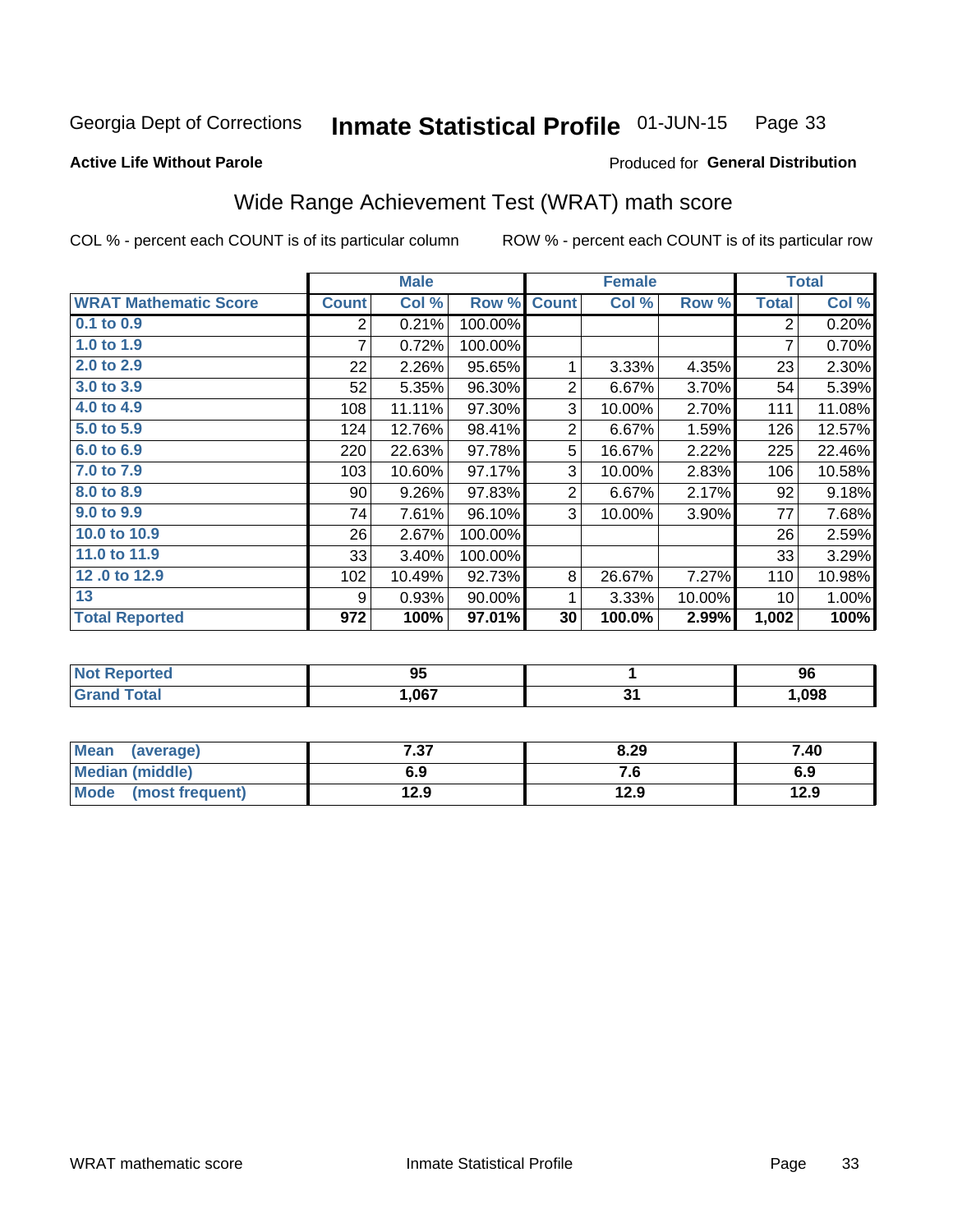Georgia Dept of Corrections **Inmate Statistical Profile** 01-JUN-15 Page 33

**Active Life Without Parole**

Produced for **General Distribution**

## Wide Range Achievement Test (WRAT) math score

COL % - percent each COUNT is of its particular column ROW % - percent each COUNT is of its particular row

| | Male | | | Female | | | Total | |
|---|---|---|---|---|---|---|---|---|
| **WRAT Mathematic Score** | **Count** | **Col %** | **Row %** | **Count** | **Col %** | **Row %** | **Total** | **Col %** |
| 0.1 to 0.9 | 2 | 0.21% | 100.00% | | | | 2 | 0.20% |
| 1.0 to 1.9 | 7 | 0.72% | 100.00% | | | | 7 | 0.70% |
| 2.0 to 2.9 | 22 | 2.26% | 95.65% | 1 | 3.33% | 4.35% | 23 | 2.30% |
| 3.0 to 3.9 | 52 | 5.35% | 96.30% | 2 | 6.67% | 3.70% | 54 | 5.39% |
| 4.0 to 4.9 | 108 | 11.11% | 97.30% | 3 | 10.00% | 2.70% | 111 | 11.08% |
| 5.0 to 5.9 | 124 | 12.76% | 98.41% | 2 | 6.67% | 1.59% | 126 | 12.57% |
| 6.0 to 6.9 | 220 | 22.63% | 97.78% | 5 | 16.67% | 2.22% | 225 | 22.46% |
| 7.0 to 7.9 | 103 | 10.60% | 97.17% | 3 | 10.00% | 2.83% | 106 | 10.58% |
| 8.0 to 8.9 | 90 | 9.26% | 97.83% | 2 | 6.67% | 2.17% | 92 | 9.18% |
| 9.0 to 9.9 | 74 | 7.61% | 96.10% | 3 | 10.00% | 3.90% | 77 | 7.68% |
| 10.0 to 10.9 | 26 | 2.67% | 100.00% | | | | 26 | 2.59% |
| 11.0 to 11.9 | 33 | 3.40% | 100.00% | | | | 33 | 3.29% |
| 12 .0 to 12.9 | 102 | 10.49% | 92.73% | 8 | 26.67% | 7.27% | 110 | 10.98% |
| 13 | 9 | 0.93% | 90.00% | 1 | 3.33% | 10.00% | 10 | 1.00% |
| **Total Reported** | **972** | **100%** | **97.01%** | **30** | **100.0%** | **2.99%** | **1,002** | **100%** |

| | Male | Female | Total |
|---|---|---|---|
| Not Reported | 95 | 1 | 96 |
| Grand Total | 1,067 | 31 | 1,098 |

| | Male | Female | Total |
|---|---|---|---|
| Mean (average) | 7.37 | 8.29 | 7.40 |
| Median (middle) | 6.9 | 7.6 | 6.9 |
| Mode (most frequent) | 12.9 | 12.9 | 12.9 |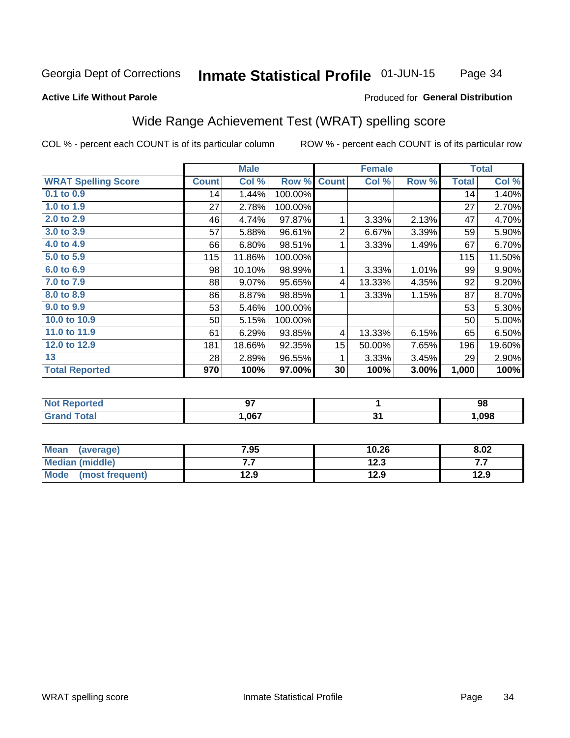Georgia Dept of Corrections **Inmate Statistical Profile** 01-JUN-15

**Active Life Without Parole**

Produced for **General Distribution**

## Wide Range Achievement Test (WRAT) spelling score

COL % - percent each COUNT is of its particular column ROW % - percent each COUNT is of its particular row

| | Male | | | Female | | | Total | |
|---|---|---|---|---|---|---|---|---|
| **WRAT Spelling Score** | **Count** | **Col %** | **Row %** | **Count** | **Col %** | **Row %** | **Total** | **Col %** |
| 0.1 to 0.9 | 14 | 1.44% | 100.00% | | | | 14 | 1.40% |
| 1.0 to 1.9 | 27 | 2.78% | 100.00% | | | | 27 | 2.70% |
| 2.0 to 2.9 | 46 | 4.74% | 97.87% | 1 | 3.33% | 2.13% | 47 | 4.70% |
| 3.0 to 3.9 | 57 | 5.88% | 96.61% | 2 | 6.67% | 3.39% | 59 | 5.90% |
| 4.0 to 4.9 | 66 | 6.80% | 98.51% | 1 | 3.33% | 1.49% | 67 | 6.70% |
| 5.0 to 5.9 | 115 | 11.86% | 100.00% | | | | 115 | 11.50% |
| 6.0 to 6.9 | 98 | 10.10% | 98.99% | 1 | 3.33% | 1.01% | 99 | 9.90% |
| 7.0 to 7.9 | 88 | 9.07% | 95.65% | 4 | 13.33% | 4.35% | 92 | 9.20% |
| 8.0 to 8.9 | 86 | 8.87% | 98.85% | 1 | 3.33% | 1.15% | 87 | 8.70% |
| 9.0 to 9.9 | 53 | 5.46% | 100.00% | | | | 53 | 5.30% |
| 10.0 to 10.9 | 50 | 5.15% | 100.00% | | | | 50 | 5.00% |
| 11.0 to 11.9 | 61 | 6.29% | 93.85% | 4 | 13.33% | 6.15% | 65 | 6.50% |
| 12.0 to 12.9 | 181 | 18.66% | 92.35% | 15 | 50.00% | 7.65% | 196 | 19.60% |
| 13 | 28 | 2.89% | 96.55% | 1 | 3.33% | 3.45% | 29 | 2.90% |
| **Total Reported** | **970** | **100%** | **97.00%** | **30** | **100%** | **3.00%** | **1,000** | **100%** |

| | Male | Female | Total |
|---|---|---|---|
| Not Reported | 97 | 1 | 98 |
| Grand Total | 1,067 | 31 | 1,098 |

| | Male | Female | Total |
|---|---|---|---|
| Mean (average) | 7.95 | 10.26 | 8.02 |
| Median (middle) | 7.7 | 12.3 | 7.7 |
| Mode (most frequent) | 12.9 | 12.9 | 12.9 |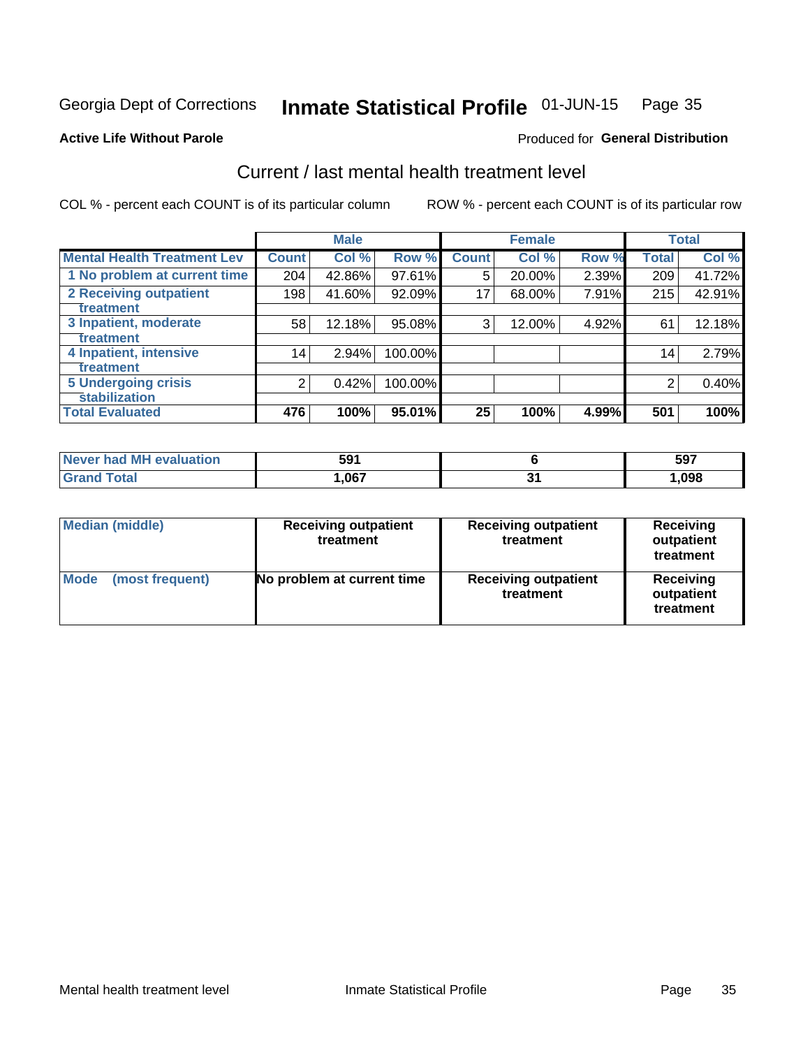Georgia Dept of Corrections **Inmate Statistical Profile** 01-JUN-15

**Active Life Without Parole**

Produced for **General Distribution**

## Current / last mental health treatment level

COL % - percent each COUNT is of its particular column ROW % - percent each COUNT is of its particular row

| | Male | | | Female | | | Total | |
|---|---|---|---|---|---|---|---|---|
| **Mental Health Treatment Lev** | **Count** | **Col %** | **Row %** | **Count** | **Col %** | **Row %** | **Total** | **Col %** |
| 1 No problem at current time | 204 | 42.86% | 97.61% | 5 | 20.00% | 2.39% | 209 | 41.72% |
| 2 Receiving outpatient treatment | 198 | 41.60% | 92.09% | 17 | 68.00% | 7.91% | 215 | 42.91% |
| 3 Inpatient, moderate treatment | 58 | 12.18% | 95.08% | 3 | 12.00% | 4.92% | 61 | 12.18% |
| 4 Inpatient, intensive treatment | 14 | 2.94% | 100.00% | | | | 14 | 2.79% |
| 5 Undergoing crisis stabilization | 2 | 0.42% | 100.00% | | | | 2 | 0.40% |
| **Total Evaluated** | **476** | **100%** | **95.01%** | **25** | **100%** | **4.99%** | **501** | **100%** |

| | Male | Female | Total |
|---|---|---|---|
| Never had MH evaluation | 591 | 6 | 597 |
| Grand Total | 1,067 | 31 | 1,098 |

| | Male | Female | Total |
|---|---|---|---|
| Median (middle) | Receiving outpatient treatment | Receiving outpatient treatment | Receiving outpatient treatment |
| Mode (most frequent) | No problem at current time | Receiving outpatient treatment | Receiving outpatient treatment |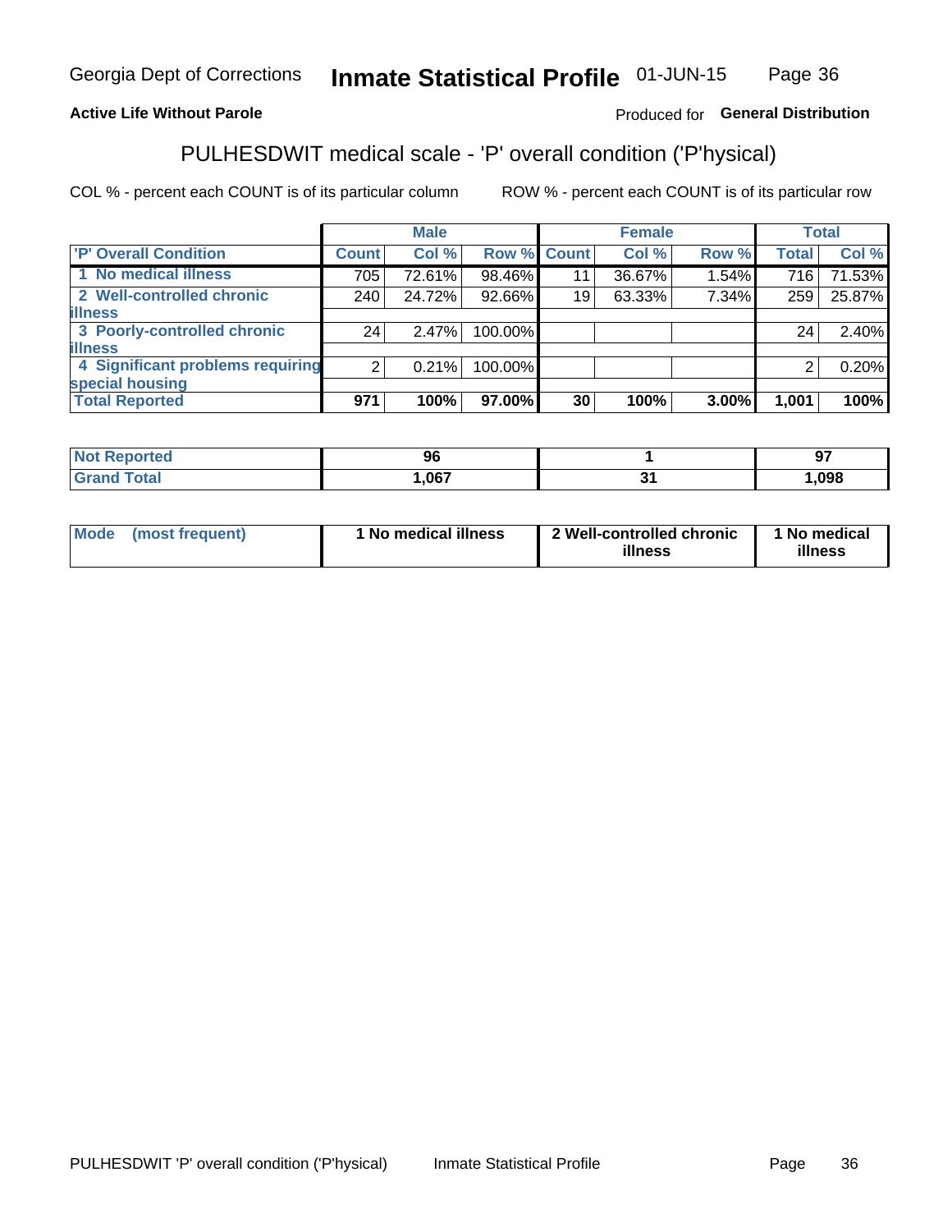Georgia Dept of Corrections **Inmate Statistical Profile** 01-JUN-15

**Active Life Without Parole**

Produced for **General Distribution**

## PULHESDWIT medical scale - 'P' overall condition ('P'hysical)

COL % - percent each COUNT is of its particular column ROW % - percent each COUNT is of its particular row

| | Male | | | Female | | | Total | |
|---|---|---|---|---|---|---|---|---|
| 'P' Overall Condition | Count | Col % | Row % | Count | Col % | Row % | Total | Col % |
| 1 No medical illness | 705 | 72.61% | 98.46% | 11 | 36.67% | 1.54% | 716 | 71.53% |
| 2 Well-controlled chronic illness | 240 | 24.72% | 92.66% | 19 | 63.33% | 7.34% | 259 | 25.87% |
| 3 Poorly-controlled chronic illness | 24 | 2.47% | 100.00% | | | | 24 | 2.40% |
| 4 Significant problems requiring special housing | 2 | 0.21% | 100.00% | | | | 2 | 0.20% |
| **Total Reported** | **971** | **100%** | **97.00%** | **30** | **100%** | **3.00%** | **1,001** | **100%** |

| | Male | Female | Total |
|---|---|---|---|
| Not Reported | 96 | 1 | 97 |
| Grand Total | 1,067 | 31 | 1,098 |

| | Male | Female | Total |
|---|---|---|---|
| Mode (most frequent) | 1 No medical illness | 2 Well-controlled chronic illness | 1 No medical illness |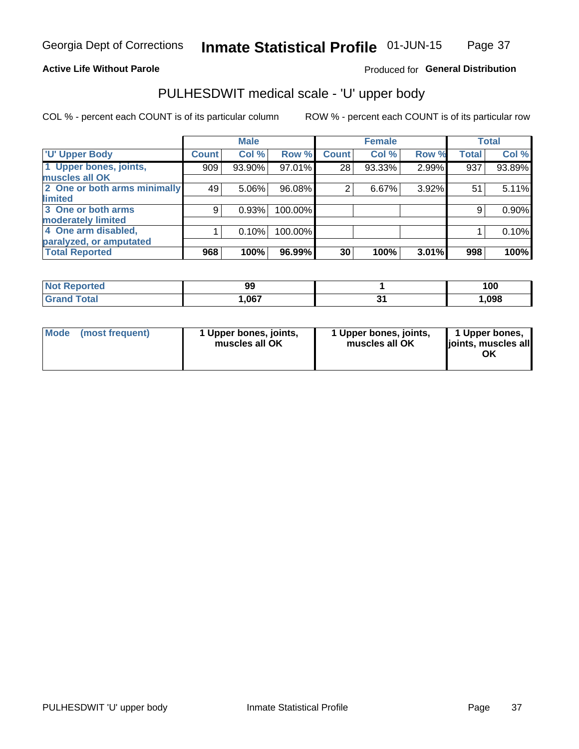Georgia Dept of Corrections **Inmate Statistical Profile** 01-JUN-15

**Active Life Without Parole**

Produced for **General Distribution**

## PULHESDWIT medical scale - 'U' upper body

COL % - percent each COUNT is of its particular column

ROW % - percent each COUNT is of its particular row

| | Male | | | Female | | | Total | |
|---|---|---|---|---|---|---|---|---|
| 'U' Upper Body | Count | Col % | Row % | Count | Col % | Row % | Total | Col % |
| 1 Upper bones, joints, muscles all OK | 909 | 93.90% | 97.01% | 28 | 93.33% | 2.99% | 937 | 93.89% |
| 2 One or both arms minimally limited | 49 | 5.06% | 96.08% | 2 | 6.67% | 3.92% | 51 | 5.11% |
| 3 One or both arms moderately limited | 9 | 0.93% | 100.00% | | | | 9 | 0.90% |
| 4 One arm disabled, paralyzed, or amputated | 1 | 0.10% | 100.00% | | | | 1 | 0.10% |
| **Total Reported** | **968** | **100%** | **96.99%** | **30** | **100%** | **3.01%** | **998** | **100%** |

| | Male | Female | Total |
|---|---|---|---|
| Not Reported | 99 | 1 | 100 |
| Grand Total | 1,067 | 31 | 1,098 |

| | Male | Female | Total |
|---|---|---|---|
| Mode (most frequent) | 1 Upper bones, joints, muscles all OK | 1 Upper bones, joints, muscles all OK | 1 Upper bones, joints, muscles all OK |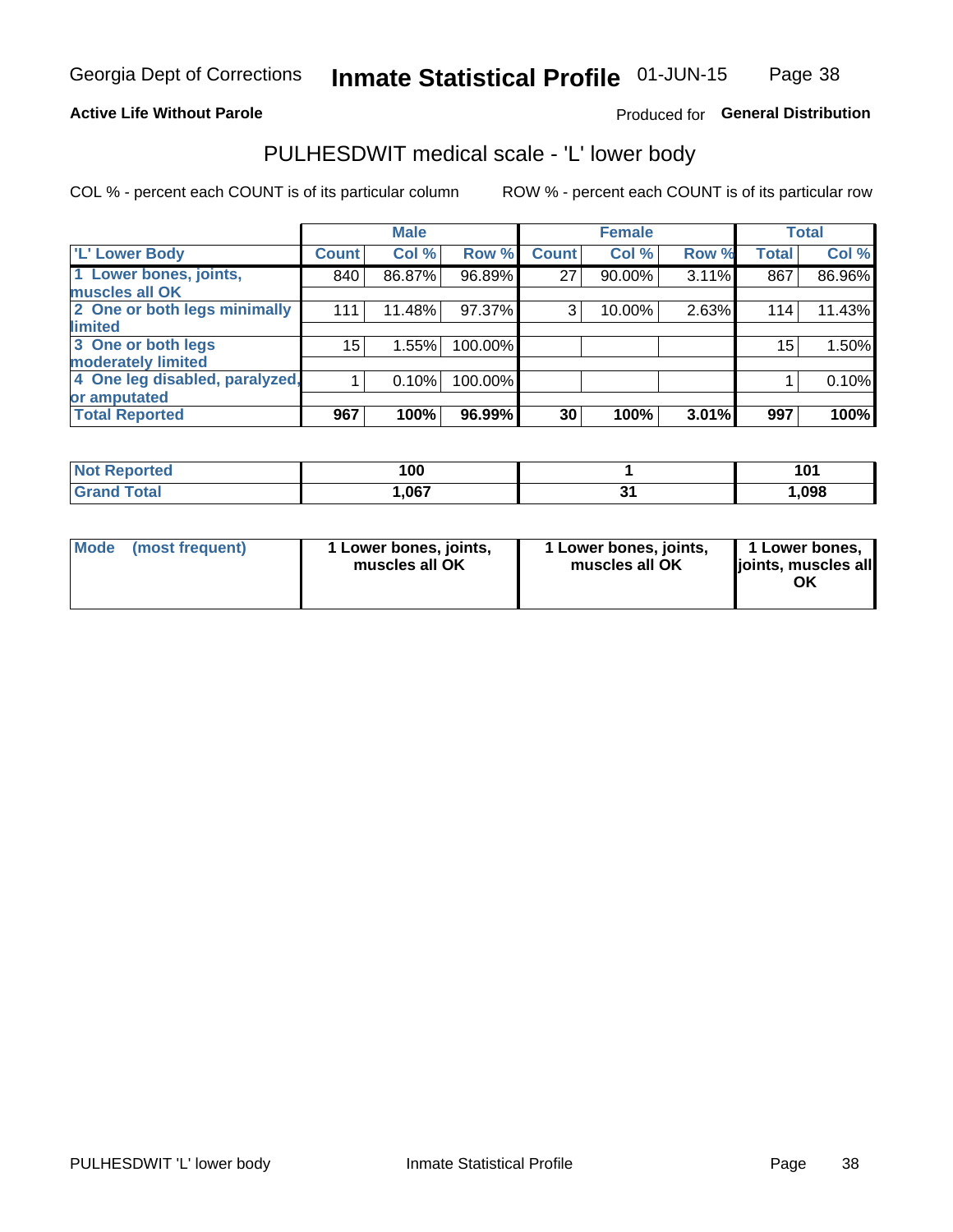Georgia Dept of Corrections **Inmate Statistical Profile** 01-JUN-15

**Active Life Without Parole**

Produced for **General Distribution**

## PULHESDWIT medical scale - 'L' lower body

COL % - percent each COUNT is of its particular column ROW % - percent each COUNT is of its particular row

| | Male | | | Female | | | Total | |
|---|---|---|---|---|---|---|---|---|
| 'L' Lower Body | Count | Col % | Row % | Count | Col % | Row % | Total | Col % |
| 1 Lower bones, joints, muscles all OK | 840 | 86.87% | 96.89% | 27 | 90.00% | 3.11% | 867 | 86.96% |
| 2 One or both legs minimally limited | 111 | 11.48% | 97.37% | 3 | 10.00% | 2.63% | 114 | 11.43% |
| 3 One or both legs moderately limited | 15 | 1.55% | 100.00% | | | | 15 | 1.50% |
| 4 One leg disabled, paralyzed, or amputated | 1 | 0.10% | 100.00% | | | | 1 | 0.10% |
| **Total Reported** | **967** | **100%** | **96.99%** | **30** | **100%** | **3.01%** | **997** | **100%** |

| | Male | Female | Total |
|---|---|---|---|
| Not Reported | 100 | 1 | 101 |
| Grand Total | 1,067 | 31 | 1,098 |

| | Male | Female | Total |
|---|---|---|---|
| Mode (most frequent) | 1 Lower bones, joints, muscles all OK | 1 Lower bones, joints, muscles all OK | 1 Lower bones, joints, muscles all OK |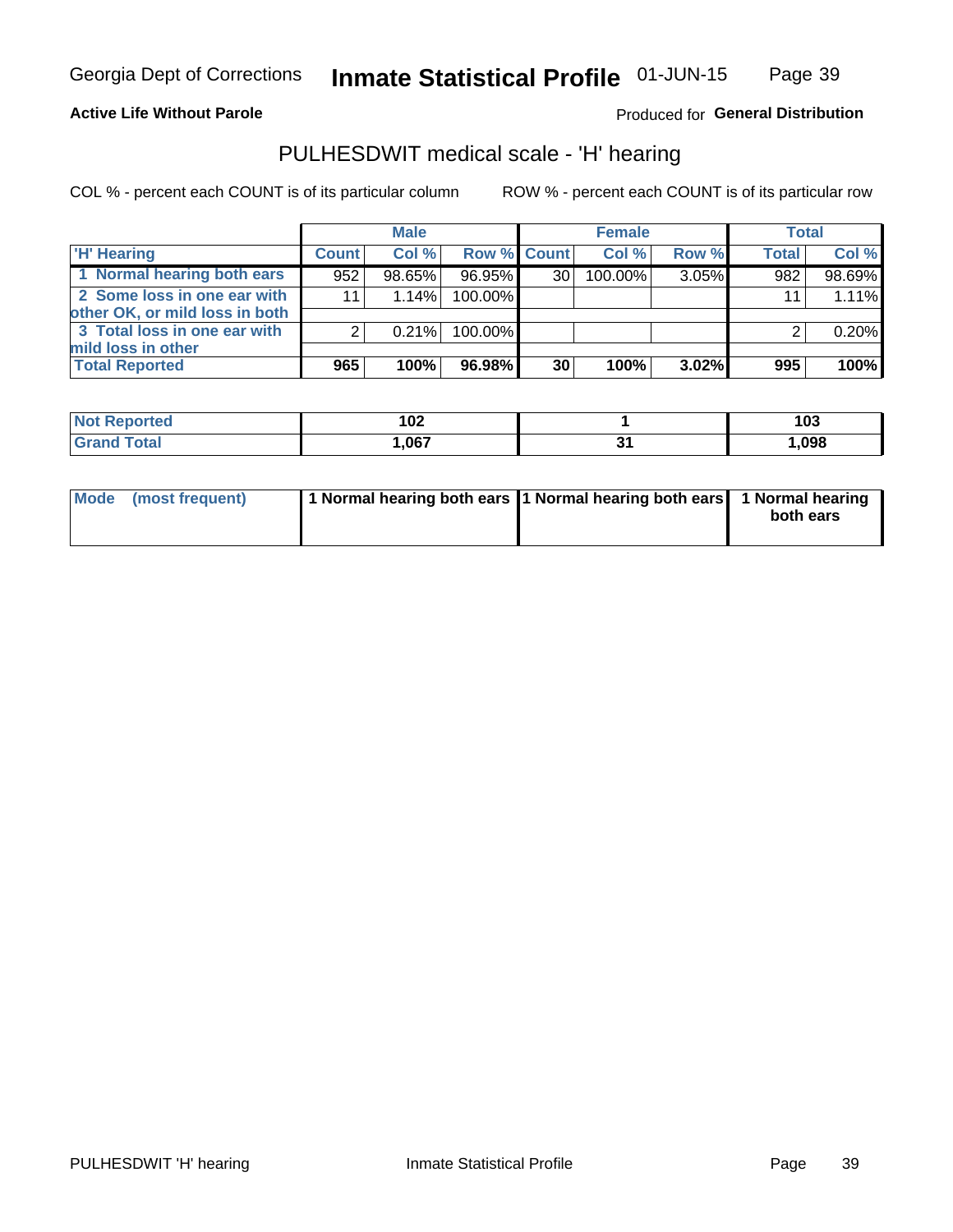**Active Life Without Parole**

Produced for **General Distribution**

## PULHESDWIT medical scale - 'H' hearing

COL % - percent each COUNT is of its particular column

ROW % - percent each COUNT is of its particular row

| | Male | | | Female | | | Total | |
|---|---|---|---|---|---|---|---|---|
| 'H' Hearing | Count | Col % | Row % | Count | Col % | Row % | Total | Col % |
| 1 Normal hearing both ears | 952 | 98.65% | 96.95% | 30 | 100.00% | 3.05% | 982 | 98.69% |
| 2 Some loss in one ear with other OK, or mild loss in both | 11 | 1.14% | 100.00% | | | | 11 | 1.11% |
| 3 Total loss in one ear with mild loss in other | 2 | 0.21% | 100.00% | | | | 2 | 0.20% |
| **Total Reported** | **965** | **100%** | **96.98%** | **30** | **100%** | **3.02%** | **995** | **100%** |

| | Male | Female | Total |
|---|---|---|---|
| Not Reported | 102 | 1 | 103 |
| Grand Total | 1,067 | 31 | 1,098 |

| | Male | Female | Total |
|---|---|---|---|
| Mode (most frequent) | 1 Normal hearing both ears | 1 Normal hearing both ears | 1 Normal hearing both ears |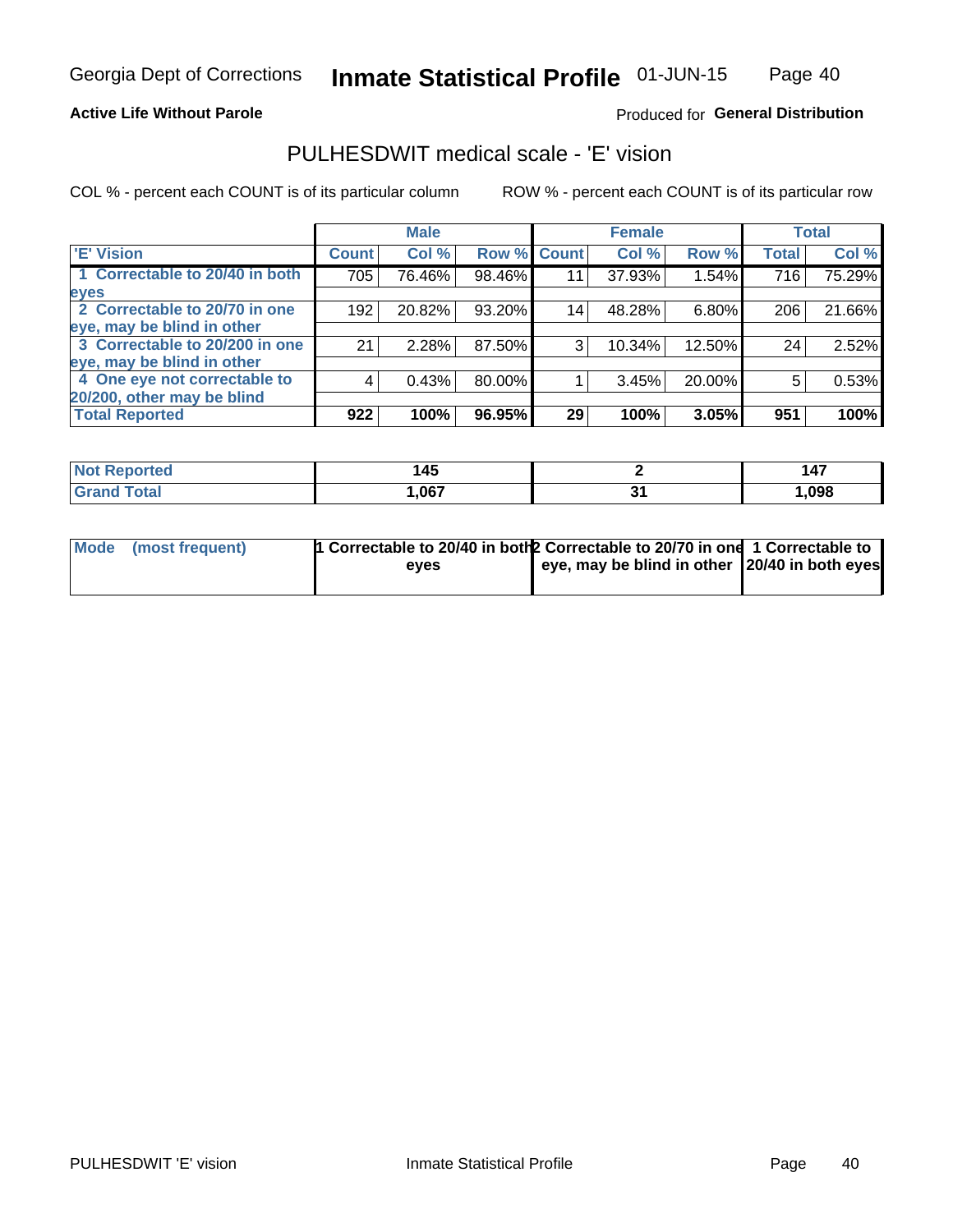Georgia Dept of Corrections **Inmate Statistical Profile** 01-JUN-15

**Active Life Without Parole**

Produced for **General Distribution**

## PULHESDWIT medical scale - 'E' vision

COL % - percent each COUNT is of its particular column

ROW % - percent each COUNT is of its particular row

| | Male | | | Female | | | Total | |
|---|---|---|---|---|---|---|---|---|
| 'E' Vision | Count | Col % | Row % | Count | Col % | Row % | Total | Col % |
| 1 Correctable to 20/40 in both eyes | 705 | 76.46% | 98.46% | 11 | 37.93% | 1.54% | 716 | 75.29% |
| 2 Correctable to 20/70 in one eye, may be blind in other | 192 | 20.82% | 93.20% | 14 | 48.28% | 6.80% | 206 | 21.66% |
| 3 Correctable to 20/200 in one eye, may be blind in other | 21 | 2.28% | 87.50% | 3 | 10.34% | 12.50% | 24 | 2.52% |
| 4 One eye not correctable to 20/200, other may be blind | 4 | 0.43% | 80.00% | 1 | 3.45% | 20.00% | 5 | 0.53% |
| **Total Reported** | **922** | **100%** | **96.95%** | **29** | **100%** | **3.05%** | **951** | **100%** |

| | Male | Female | Total |
|---|---|---|---|
| Not Reported | 145 | 2 | 147 |
| Grand Total | 1,067 | 31 | 1,098 |

| | Male | Female | Total |
|---|---|---|---|
| Mode (most frequent) | 1 Correctable to 20/40 in both eyes | 2 Correctable to 20/70 in one eye, may be blind in other | 1 Correctable to 20/40 in both eyes |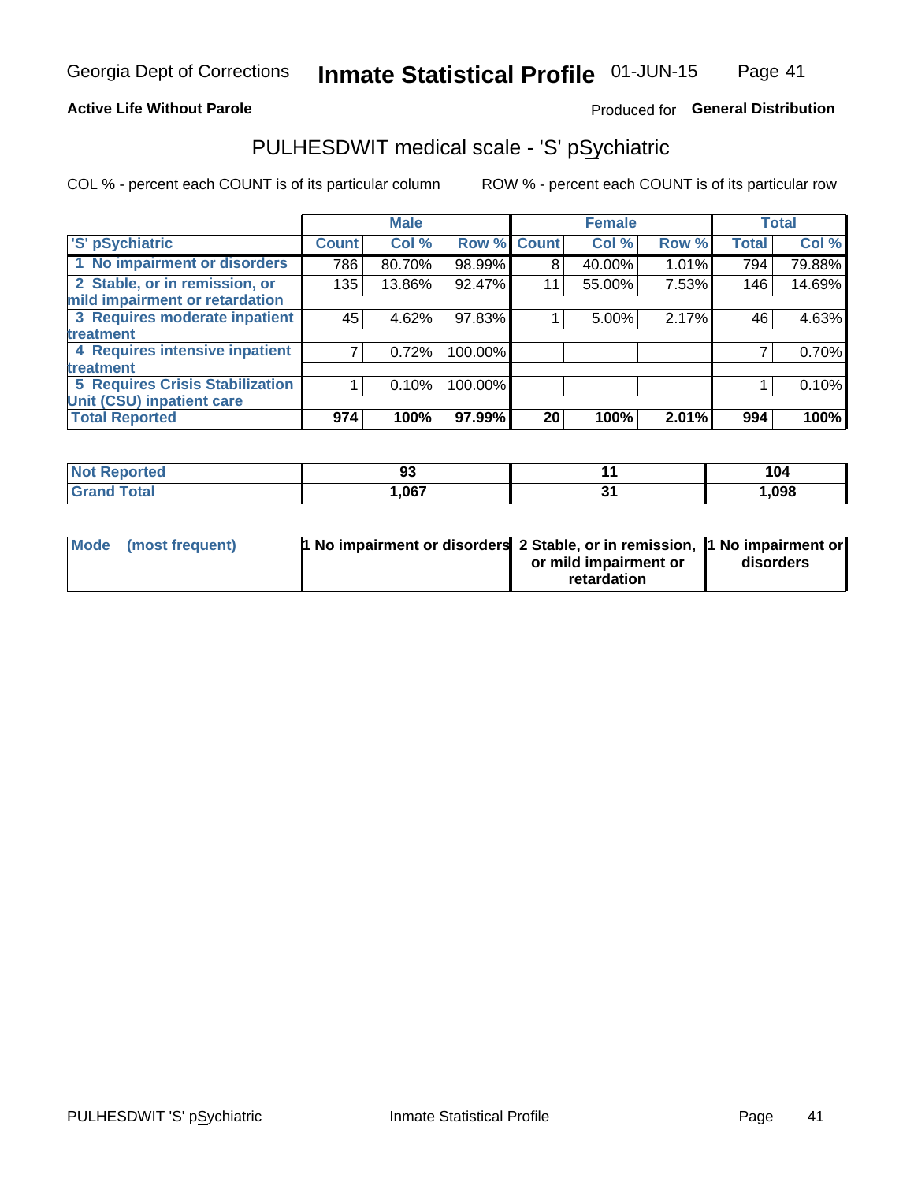Georgia Dept of Corrections **Inmate Statistical Profile** 01-JUN-15

**Active Life Without Parole**

Produced for **General Distribution**

## PULHESDWIT medical scale - 'S' pSychiatric

COL % - percent each COUNT is of its particular column

ROW % - percent each COUNT is of its particular row

| 'S' pSychiatric | Male | | | Female | | | Total | |
|---|---|---|---|---|---|---|---|---|
| | Count | Col % | Row % | Count | Col % | Row % | Total | Col % |
| 1 No impairment or disorders | 786 | 80.70% | 98.99% | 8 | 40.00% | 1.01% | 794 | 79.88% |
| 2 Stable, or in remission, or mild impairment or retardation | 135 | 13.86% | 92.47% | 11 | 55.00% | 7.53% | 146 | 14.69% |
| 3 Requires moderate inpatient treatment | 45 | 4.62% | 97.83% | 1 | 5.00% | 2.17% | 46 | 4.63% |
| 4 Requires intensive inpatient treatment | 7 | 0.72% | 100.00% | | | | 7 | 0.70% |
| 5 Requires Crisis Stabilization Unit (CSU) inpatient care | 1 | 0.10% | 100.00% | | | | 1 | 0.10% |
| **Total Reported** | **974** | **100%** | **97.99%** | **20** | **100%** | **2.01%** | **994** | **100%** |

| | Male | Female | Total |
|---|---|---|---|
| Not Reported | 93 | 11 | 104 |
| Grand Total | 1,067 | 31 | 1,098 |

| | Male | Female | Total |
|---|---|---|---|
| Mode (most frequent) | 1 No impairment or disorders | 2 Stable, or in remission, or mild impairment or retardation | 1 No impairment or disorders |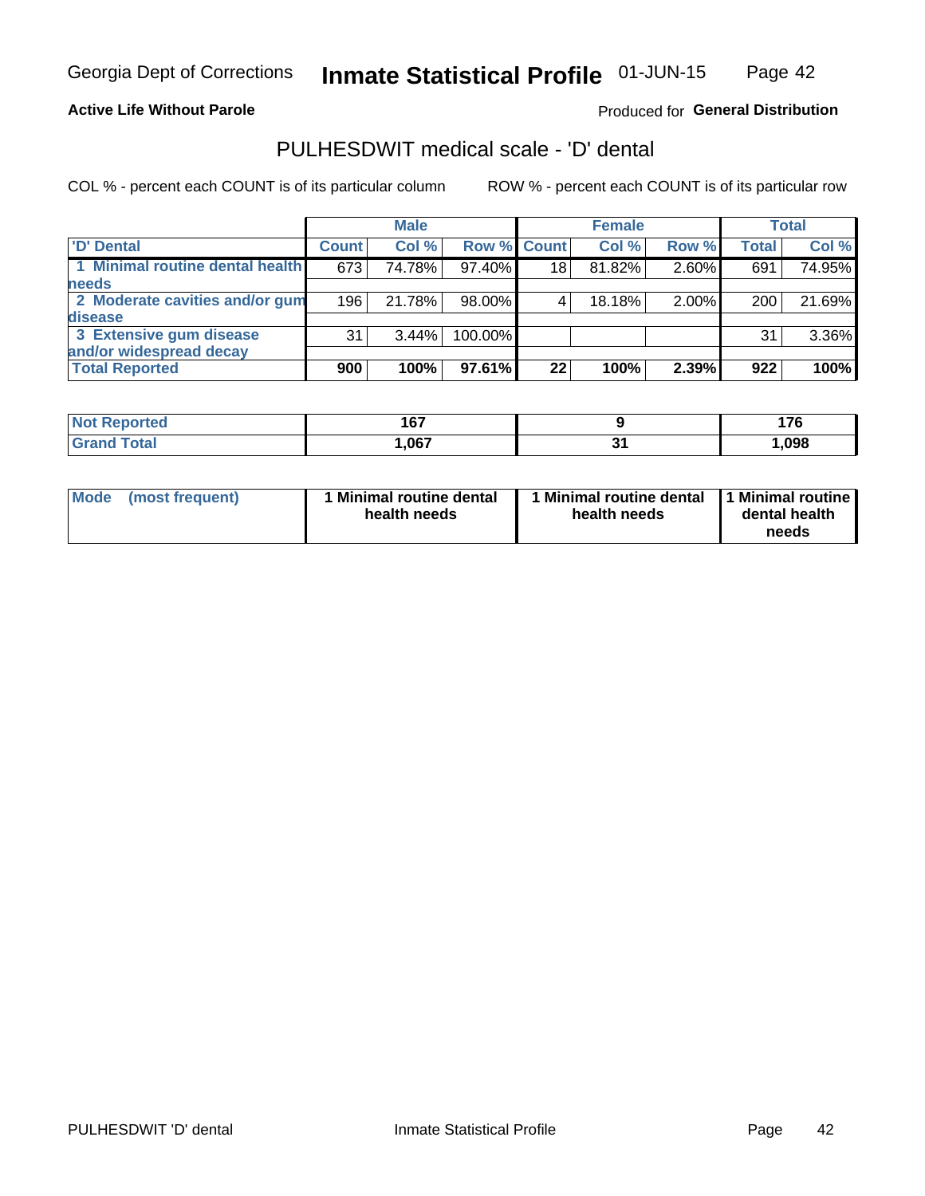Georgia Dept of Corrections **Inmate Statistical Profile** 01-JUN-15

**Active Life Without Parole**

Produced for **General Distribution**

## PULHESDWIT medical scale - 'D' dental

COL % - percent each COUNT is of its particular column

ROW % - percent each COUNT is of its particular row

| | Male | | | Female | | | Total | |
|---|---|---|---|---|---|---|---|---|
| 'D' Dental | Count | Col % | Row % | Count | Col % | Row % | Total | Col % |
| 1 Minimal routine dental health needs | 673 | 74.78% | 97.40% | 18 | 81.82% | 2.60% | 691 | 74.95% |
| 2 Moderate cavities and/or gum disease | 196 | 21.78% | 98.00% | 4 | 18.18% | 2.00% | 200 | 21.69% |
| 3 Extensive gum disease and/or widespread decay | 31 | 3.44% | 100.00% | | | | 31 | 3.36% |
| **Total Reported** | **900** | **100%** | **97.61%** | **22** | **100%** | **2.39%** | **922** | **100%** |

| | Male | Female | Total |
|---|---|---|---|
| Not Reported | 167 | 9 | 176 |
| Grand Total | 1,067 | 31 | 1,098 |

| | Male | Female | Total |
|---|---|---|---|
| Mode (most frequent) | 1 Minimal routine dental health needs | 1 Minimal routine dental health needs | 1 Minimal routine dental health needs |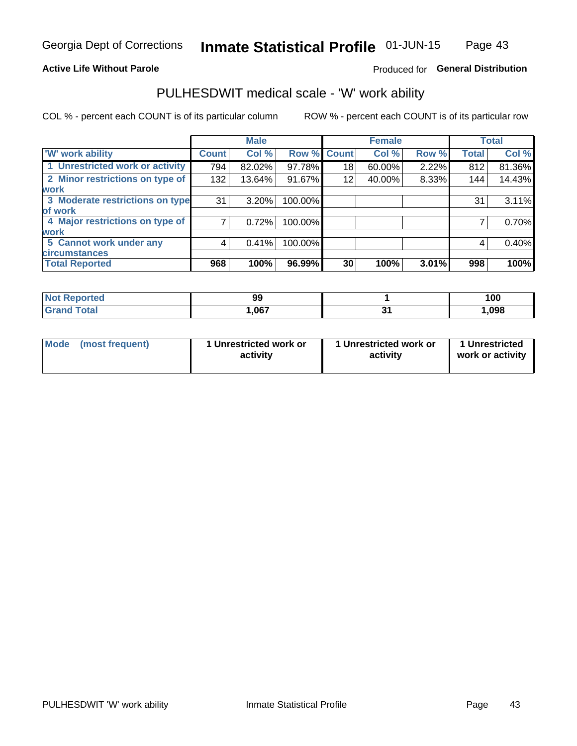Georgia Dept of Corrections **Inmate Statistical Profile** 01-JUN-15

**Active Life Without Parole**

Produced for **General Distribution**

## PULHESDWIT medical scale - 'W' work ability

COL % - percent each COUNT is of its particular column

ROW % - percent each COUNT is of its particular row

| | Male | | | Female | | | Total | |
|---|---|---|---|---|---|---|---|---|
| 'W' work ability | Count | Col % | Row % | Count | Col % | Row % | Total | Col % |
| 1 Unrestricted work or activity | 794 | 82.02% | 97.78% | 18 | 60.00% | 2.22% | 812 | 81.36% |
| 2 Minor restrictions on type of work | 132 | 13.64% | 91.67% | 12 | 40.00% | 8.33% | 144 | 14.43% |
| 3 Moderate restrictions on type of work | 31 | 3.20% | 100.00% | | | | 31 | 3.11% |
| 4 Major restrictions on type of work | 7 | 0.72% | 100.00% | | | | 7 | 0.70% |
| 5 Cannot work under any circumstances | 4 | 0.41% | 100.00% | | | | 4 | 0.40% |
| **Total Reported** | **968** | **100%** | **96.99%** | **30** | **100%** | **3.01%** | **998** | **100%** |

| | Male | Female | Total |
|---|---|---|---|
| Not Reported | 99 | 1 | 100 |
| Grand Total | 1,067 | 31 | 1,098 |

| | Male | Female | Total |
|---|---|---|---|
| Mode (most frequent) | 1 Unrestricted work or activity | 1 Unrestricted work or activity | 1 Unrestricted work or activity |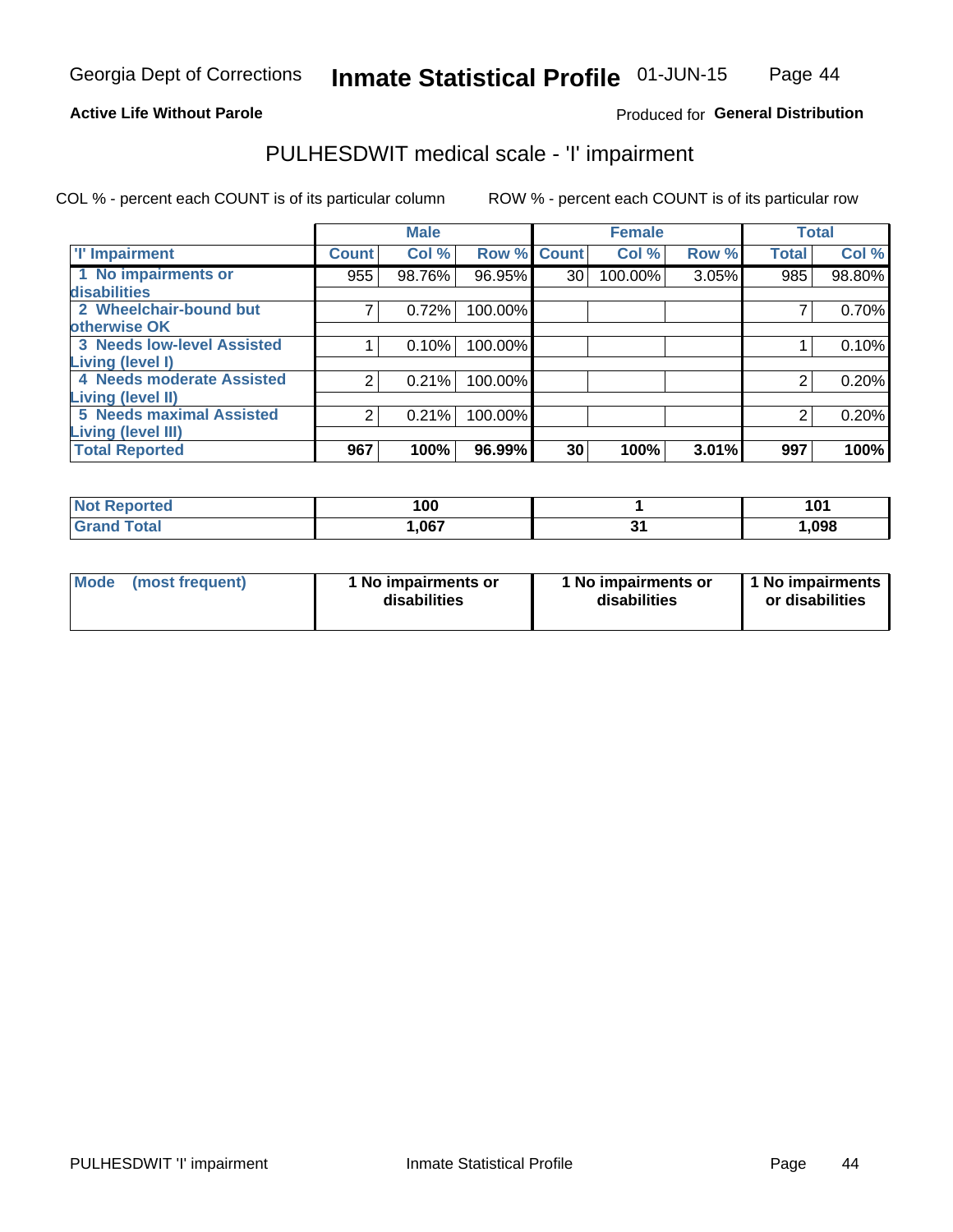Georgia Dept of Corrections **Inmate Statistical Profile** 01-JUN-15

**Active Life Without Parole** Produced for **General Distribution**

## PULHESDWIT medical scale - 'I' impairment

COL % - percent each COUNT is of its particular column ROW % - percent each COUNT is of its particular row

| | Male | | | Female | | | Total | |
|---|---|---|---|---|---|---|---|---|
| 'I' Impairment | Count | Col % | Row % | Count | Col % | Row % | Total | Col % |
| 1 No impairments or disabilities | 955 | 98.76% | 96.95% | 30 | 100.00% | 3.05% | 985 | 98.80% |
| 2 Wheelchair-bound but otherwise OK | 7 | 0.72% | 100.00% | | | | 7 | 0.70% |
| 3 Needs low-level Assisted Living (level I) | 1 | 0.10% | 100.00% | | | | 1 | 0.10% |
| 4 Needs moderate Assisted Living (level II) | 2 | 0.21% | 100.00% | | | | 2 | 0.20% |
| 5 Needs maximal Assisted Living (level III) | 2 | 0.21% | 100.00% | | | | 2 | 0.20% |
| **Total Reported** | **967** | **100%** | **96.99%** | **30** | **100%** | **3.01%** | **997** | **100%** |

| | Male | Female | Total |
|---|---|---|---|
| Not Reported | 100 | 1 | 101 |
| Grand Total | 1,067 | 31 | 1,098 |

| | Male | Female | Total |
|---|---|---|---|
| Mode (most frequent) | 1 No impairments or disabilities | 1 No impairments or disabilities | 1 No impairments or disabilities |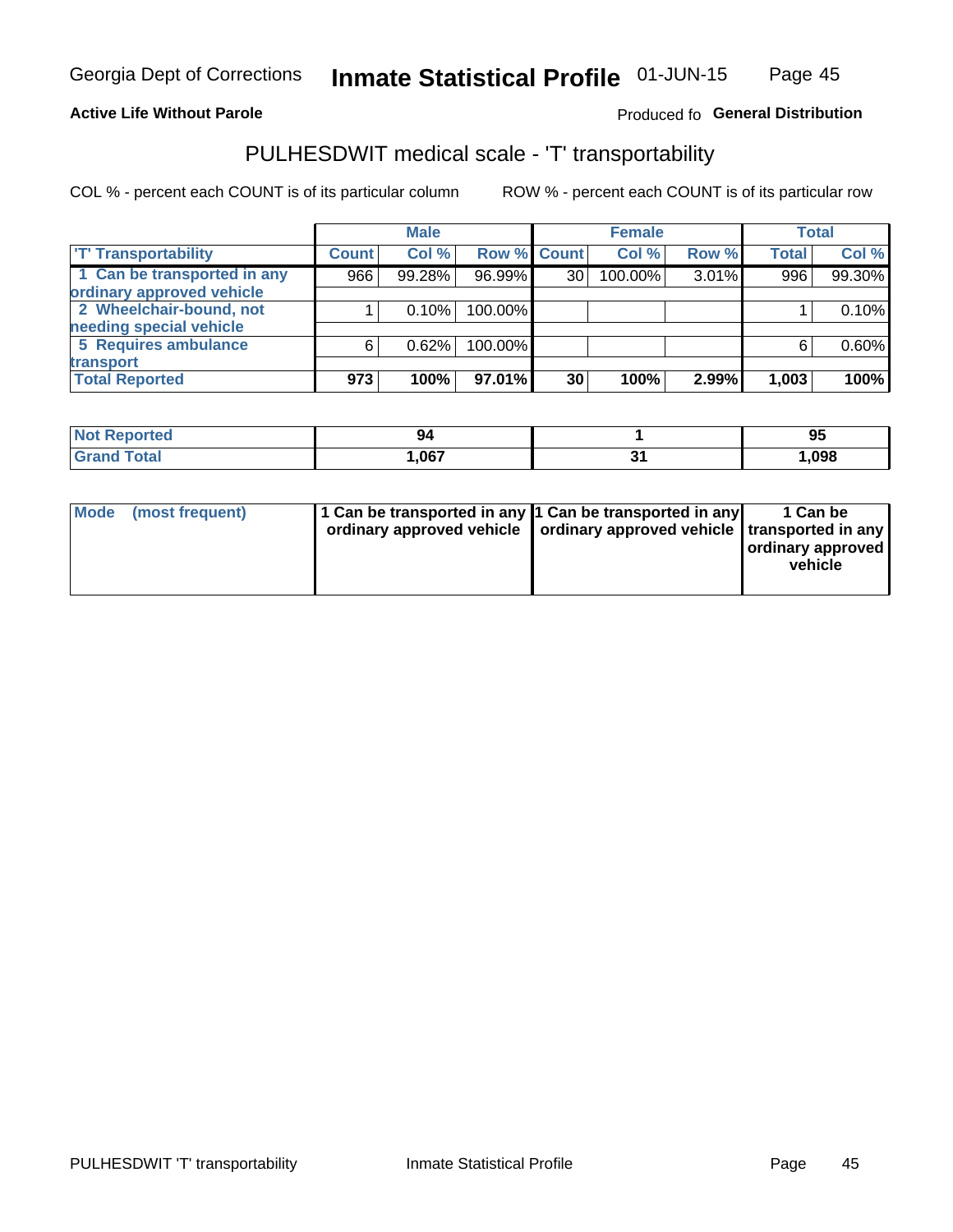Georgia Dept of Corrections **Inmate Statistical Profile** 01-JUN-15

**Active Life Without Parole**

Produced fo **General Distribution**

## PULHESDWIT medical scale - 'T' transportability

COL % - percent each COUNT is of its particular column

ROW % - percent each COUNT is of its particular row

| | Male | | | Female | | | Total | |
|---|---|---|---|---|---|---|---|---|
| 'T' Transportability | Count | Col % | Row % | Count | Col % | Row % | Total | Col % |
| 1 Can be transported in any ordinary approved vehicle | 966 | 99.28% | 96.99% | 30 | 100.00% | 3.01% | 996 | 99.30% |
| 2 Wheelchair-bound, not needing special vehicle | 1 | 0.10% | 100.00% | | | | 1 | 0.10% |
| 5 Requires ambulance transport | 6 | 0.62% | 100.00% | | | | 6 | 0.60% |
| **Total Reported** | **973** | **100%** | **97.01%** | **30** | **100%** | **2.99%** | **1,003** | **100%** |

| | Male | Female | Total |
|---|---|---|---|
| Not Reported | 94 | 1 | 95 |
| Grand Total | 1,067 | 31 | 1,098 |

| | Male | Female | Total |
|---|---|---|---|
| Mode (most frequent) | 1 Can be transported in any ordinary approved vehicle | 1 Can be transported in any ordinary approved vehicle | 1 Can be transported in any ordinary approved vehicle |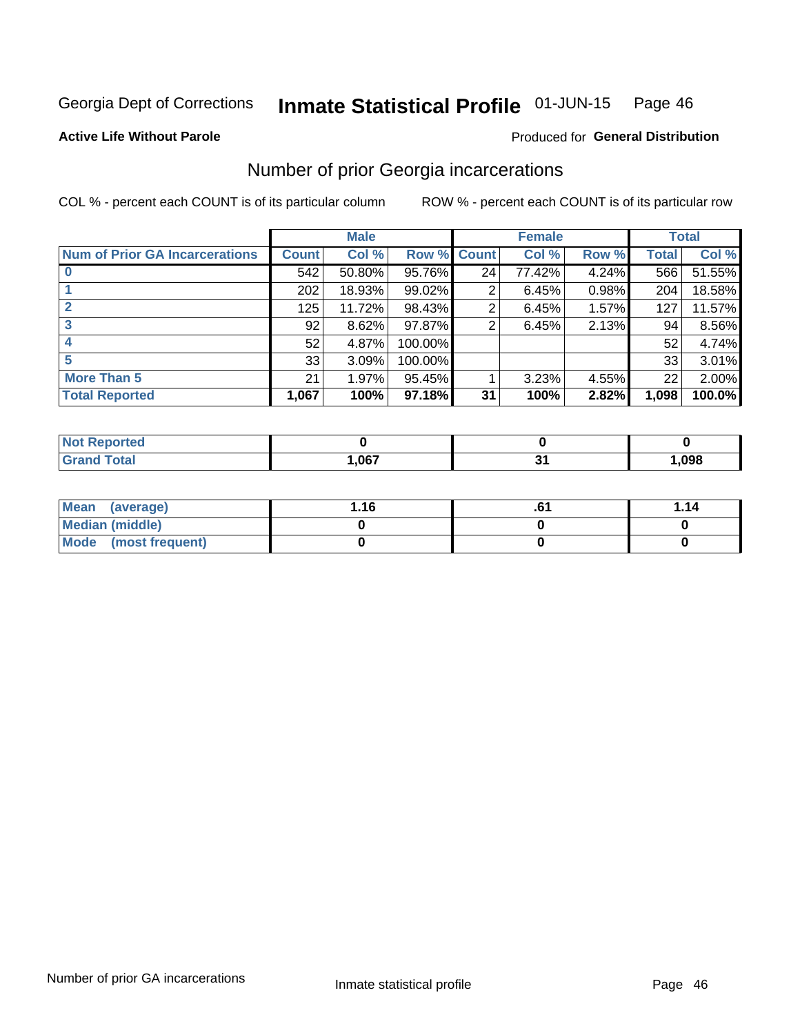Georgia Dept of Corrections **Inmate Statistical Profile** 01-JUN-15

**Active Life Without Parole**

Produced for **General Distribution**

## Number of prior Georgia incarcerations

COL % - percent each COUNT is of its particular column

ROW % - percent each COUNT is of its particular row

| | Male | | | Female | | | Total | |
|---|---|---|---|---|---|---|---|---|
| **Num of Prior GA Incarcerations** | **Count** | **Col %** | **Row %** | **Count** | **Col %** | **Row %** | **Total** | **Col %** |
| **0** | 542 | 50.80% | 95.76% | 24 | 77.42% | 4.24% | 566 | 51.55% |
| **1** | 202 | 18.93% | 99.02% | 2 | 6.45% | 0.98% | 204 | 18.58% |
| **2** | 125 | 11.72% | 98.43% | 2 | 6.45% | 1.57% | 127 | 11.57% |
| **3** | 92 | 8.62% | 97.87% | 2 | 6.45% | 2.13% | 94 | 8.56% |
| **4** | 52 | 4.87% | 100.00% | | | | 52 | 4.74% |
| **5** | 33 | 3.09% | 100.00% | | | | 33 | 3.01% |
| **More Than 5** | 21 | 1.97% | 95.45% | 1 | 3.23% | 4.55% | 22 | 2.00% |
| **Total Reported** | **1,067** | **100%** | **97.18%** | **31** | **100%** | **2.82%** | **1,098** | **100.0%** |

| | Male | Female | Total |
|---|---|---|---|
| **Not Reported** | **0** | **0** | **0** |
| **Grand Total** | **1,067** | **31** | **1,098** |

| | Male | Female | Total |
|---|---|---|---|
| **Mean (average)** | **1.16** | **.61** | **1.14** |
| **Median (middle)** | **0** | **0** | **0** |
| **Mode (most frequent)** | **0** | **0** | **0** |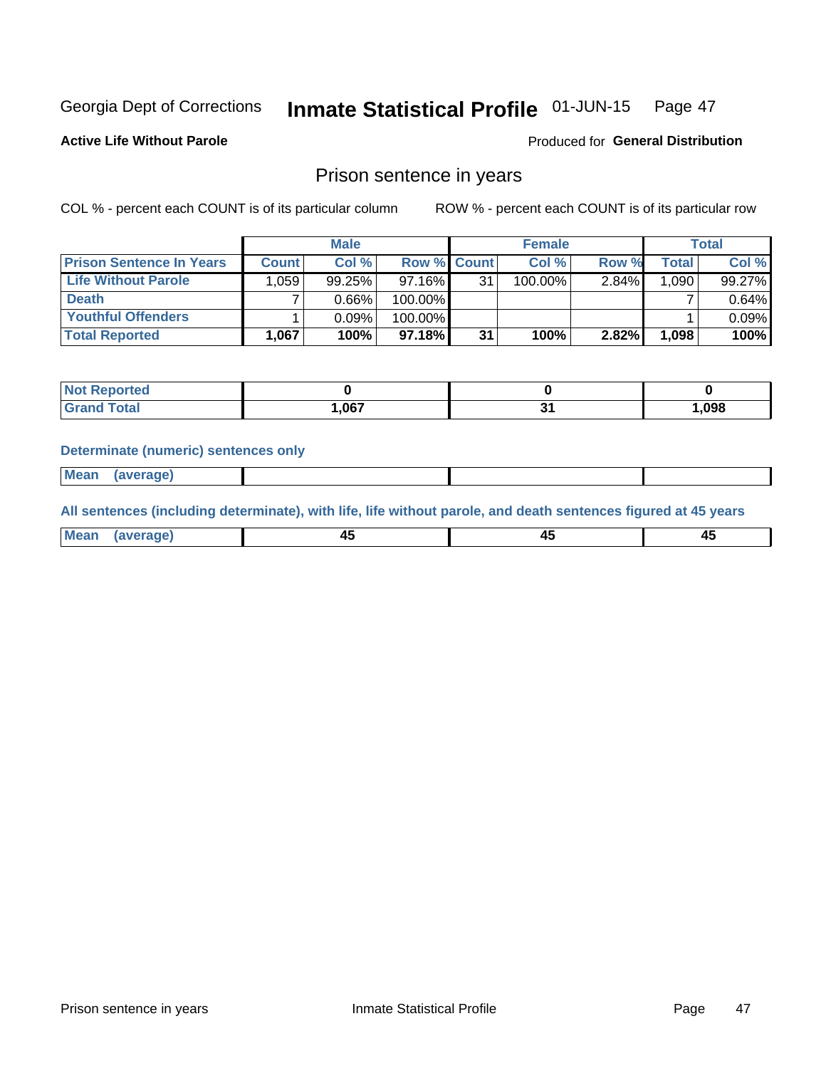Georgia Dept of Corrections **Inmate Statistical Profile** 01-JUN-15 Page 47

**Active Life Without Parole**

Produced for **General Distribution**

## Prison sentence in years

COL % - percent each COUNT is of its particular column ROW % - percent each COUNT is of its particular row

| | Male | | | Female | | | Total | |
|---|---|---|---|---|---|---|---|---|
| **Prison Sentence In Years** | **Count** | **Col %** | **Row %** | **Count** | **Col %** | **Row %** | **Total** | **Col %** |
| **Life Without Parole** | 1,059 | 99.25% | 97.16% | 31 | 100.00% | 2.84% | 1,090 | 99.27% |
| **Death** | 7 | 0.66% | 100.00% | | | | 7 | 0.64% |
| **Youthful Offenders** | 1 | 0.09% | 100.00% | | | | 1 | 0.09% |
| **Total Reported** | **1,067** | **100%** | **97.18%** | **31** | **100%** | **2.82%** | **1,098** | **100%** |

| | Male | Female | Total |
|---|---|---|---|
| **Not Reported** | **0** | **0** | **0** |
| **Grand Total** | **1,067** | **31** | **1,098** |

**Determinate (numeric) sentences only**

| | Male | Female | Total |
|---|---|---|---|
| **Mean (average)** | | | |

**All sentences (including determinate), with life, life without parole, and death sentences figured at 45 years**

| | Male | Female | Total |
|---|---|---|---|
| **Mean (average)** | **45** | **45** | **45** |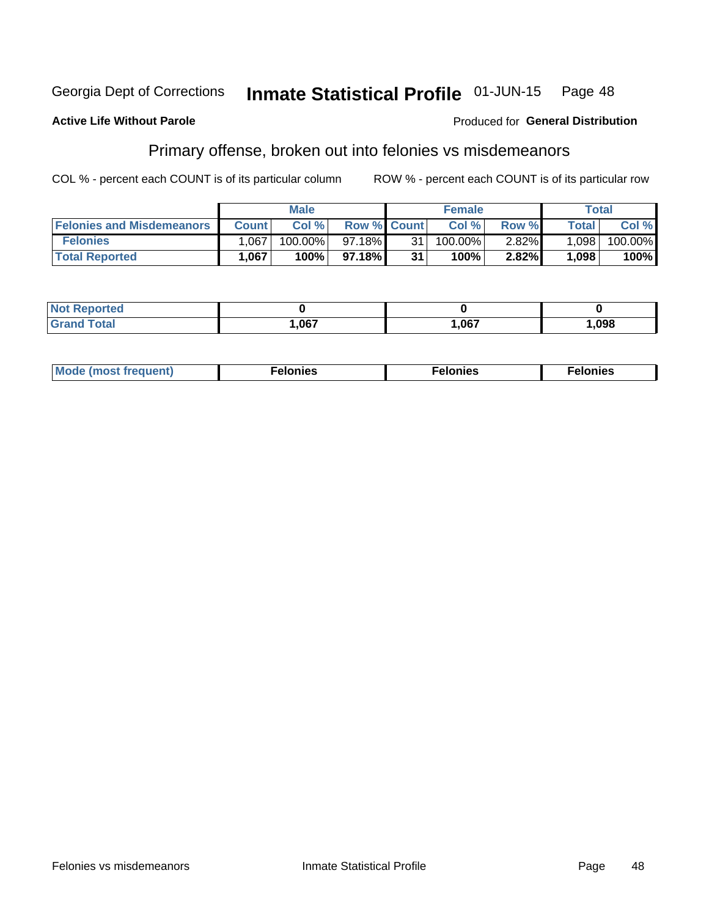Georgia Dept of Corrections **Inmate Statistical Profile** 01-JUN-15

**Active Life Without Parole**

Produced for **General Distribution**

## Primary offense, broken out into felonies vs misdemeanors

COL % - percent each COUNT is of its particular column    ROW % - percent each COUNT is of its particular row

| | Male | | | Female | | | Total | |
|---|---|---|---|---|---|---|---|---|
| **Felonies and Misdemeanors** | **Count** | **Col %** | **Row %** | **Count** | **Col %** | **Row %** | **Total** | **Col %** |
| **Felonies** | 1,067 | 100.00% | 97.18% | 31 | 100.00% | 2.82% | 1,098 | 100.00% |
| **Total Reported** | **1,067** | **100%** | **97.18%** | **31** | **100%** | **2.82%** | **1,098** | **100%** |

| | | | |
|---|---|---|---|
| **Not Reported** | **0** | **0** | **0** |
| **Grand Total** | **1,067** | **1,067** | **1,098** |

| | | | |
|---|---|---|---|
| **Mode (most frequent)** | **Felonies** | **Felonies** | **Felonies** |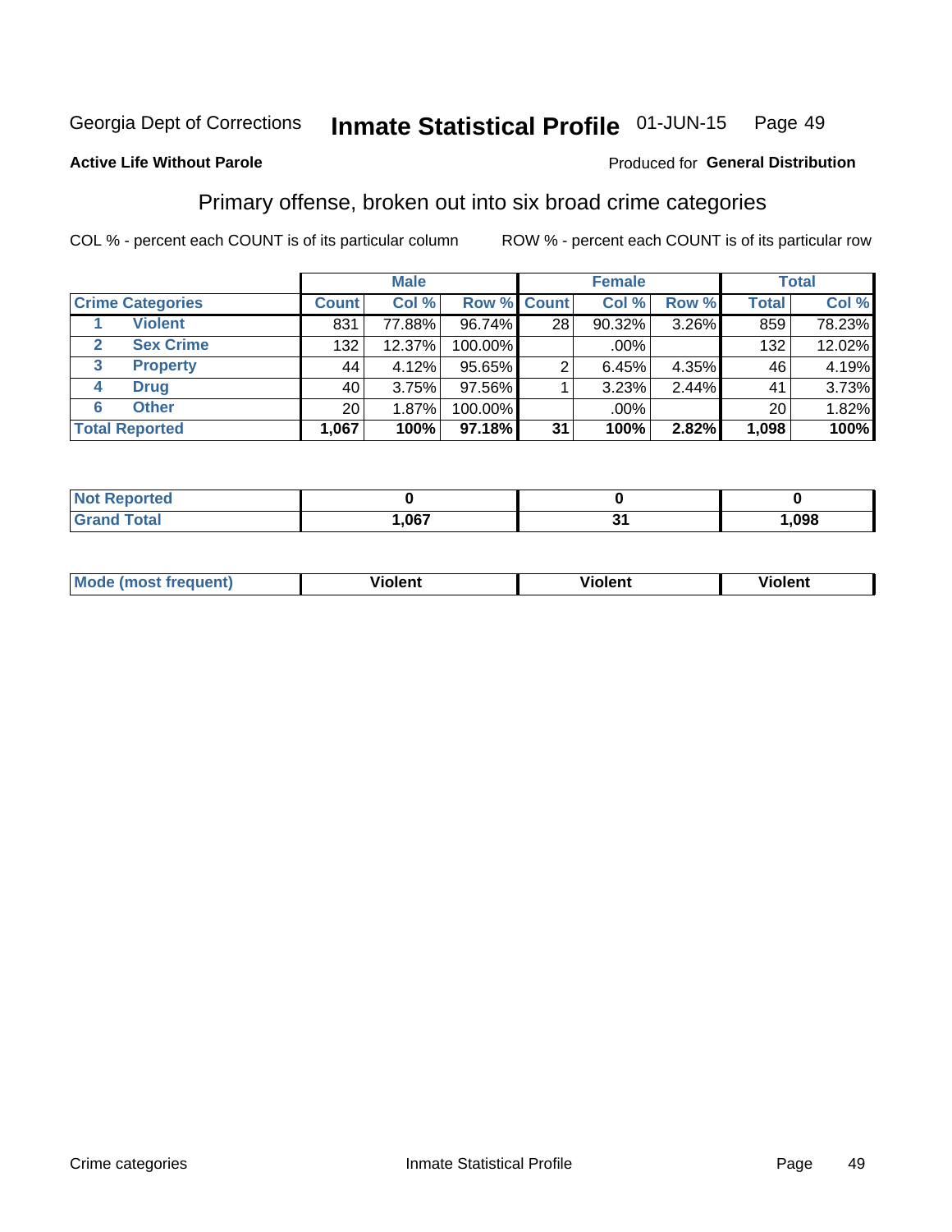Georgia Dept of Corrections **Inmate Statistical Profile** 01-JUN-15 Page 49

**Active Life Without Parole**

Produced for **General Distribution**

## Primary offense, broken out into six broad crime categories

COL % - percent each COUNT is of its particular column

ROW % - percent each COUNT is of its particular row

| | | Male | | | Female | | | Total | |
|---|---|---|---|---|---|---|---|---|---|
| **Crime Categories** | | **Count** | **Col %** | **Row %** | **Count** | **Col %** | **Row %** | **Total** | **Col %** |
| 1 | Violent | 831 | 77.88% | 96.74% | 28 | 90.32% | 3.26% | 859 | 78.23% |
| 2 | Sex Crime | 132 | 12.37% | 100.00% | | .00% | | 132 | 12.02% |
| 3 | Property | 44 | 4.12% | 95.65% | 2 | 6.45% | 4.35% | 46 | 4.19% |
| 4 | Drug | 40 | 3.75% | 97.56% | 1 | 3.23% | 2.44% | 41 | 3.73% |
| 6 | Other | 20 | 1.87% | 100.00% | | .00% | | 20 | 1.82% |
| **Total Reported** | | **1,067** | **100%** | **97.18%** | **31** | **100%** | **2.82%** | **1,098** | **100%** |

| | Male | Female | Total |
|---|---|---|---|
| Not Reported | 0 | 0 | 0 |
| Grand Total | 1,067 | 31 | 1,098 |

| | Male | Female | Total |
|---|---|---|---|
| Mode (most frequent) | Violent | Violent | Violent |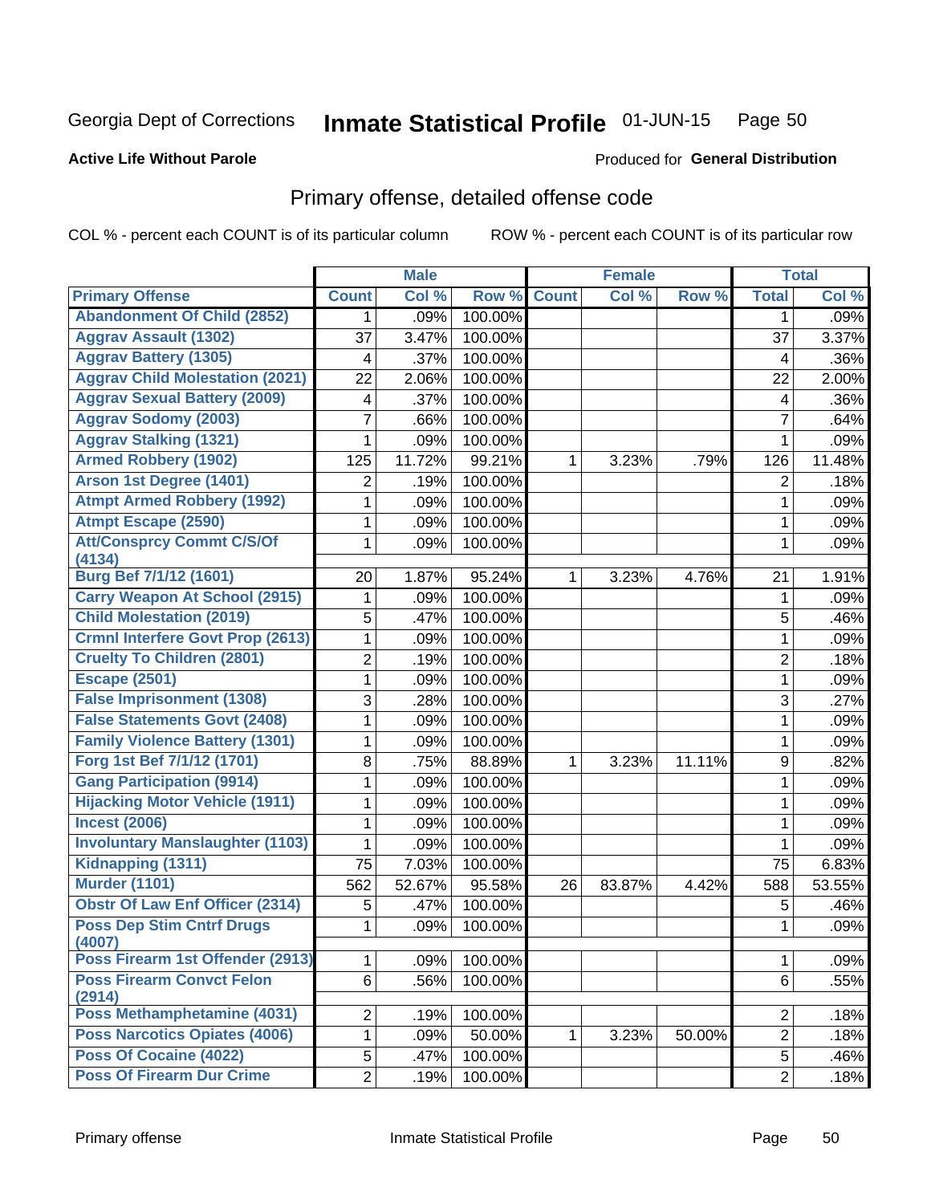Georgia Dept of Corrections **Inmate Statistical Profile** 01-JUN-15

**Active Life Without Parole**

Produced for **General Distribution**

## Primary offense, detailed offense code

COL % - percent each COUNT is of its particular column ROW % - percent each COUNT is of its particular row

| | Male | | | Female | | | Total | |
|---|---|---|---|---|---|---|---|---|
| **Primary Offense** | **Count** | **Col %** | **Row %** | **Count** | **Col %** | **Row %** | **Total** | **Col %** |
| Abandonment Of Child (2852) | 1 | .09% | 100.00% | | | | 1 | .09% |
| Aggrav Assault (1302) | 37 | 3.47% | 100.00% | | | | 37 | 3.37% |
| Aggrav Battery (1305) | 4 | .37% | 100.00% | | | | 4 | .36% |
| Aggrav Child Molestation (2021) | 22 | 2.06% | 100.00% | | | | 22 | 2.00% |
| Aggrav Sexual Battery (2009) | 4 | .37% | 100.00% | | | | 4 | .36% |
| Aggrav Sodomy (2003) | 7 | .66% | 100.00% | | | | 7 | .64% |
| Aggrav Stalking (1321) | 1 | .09% | 100.00% | | | | 1 | .09% |
| Armed Robbery (1902) | 125 | 11.72% | 99.21% | 1 | 3.23% | .79% | 126 | 11.48% |
| Arson 1st Degree (1401) | 2 | .19% | 100.00% | | | | 2 | .18% |
| Atmpt Armed Robbery (1992) | 1 | .09% | 100.00% | | | | 1 | .09% |
| Atmpt Escape (2590) | 1 | .09% | 100.00% | | | | 1 | .09% |
| Att/Consprcy Commt C/S/Of (4134) | 1 | .09% | 100.00% | | | | 1 | .09% |
| Burg Bef 7/1/12 (1601) | 20 | 1.87% | 95.24% | 1 | 3.23% | 4.76% | 21 | 1.91% |
| Carry Weapon At School (2915) | 1 | .09% | 100.00% | | | | 1 | .09% |
| Child Molestation (2019) | 5 | .47% | 100.00% | | | | 5 | .46% |
| Crmnl Interfere Govt Prop (2613) | 1 | .09% | 100.00% | | | | 1 | .09% |
| Cruelty To Children (2801) | 2 | .19% | 100.00% | | | | 2 | .18% |
| Escape (2501) | 1 | .09% | 100.00% | | | | 1 | .09% |
| False Imprisonment (1308) | 3 | .28% | 100.00% | | | | 3 | .27% |
| False Statements Govt (2408) | 1 | .09% | 100.00% | | | | 1 | .09% |
| Family Violence Battery (1301) | 1 | .09% | 100.00% | | | | 1 | .09% |
| Forg 1st Bef 7/1/12 (1701) | 8 | .75% | 88.89% | 1 | 3.23% | 11.11% | 9 | .82% |
| Gang Participation (9914) | 1 | .09% | 100.00% | | | | 1 | .09% |
| Hijacking Motor Vehicle (1911) | 1 | .09% | 100.00% | | | | 1 | .09% |
| Incest (2006) | 1 | .09% | 100.00% | | | | 1 | .09% |
| Involuntary Manslaughter (1103) | 1 | .09% | 100.00% | | | | 1 | .09% |
| Kidnapping (1311) | 75 | 7.03% | 100.00% | | | | 75 | 6.83% |
| Murder (1101) | 562 | 52.67% | 95.58% | 26 | 83.87% | 4.42% | 588 | 53.55% |
| Obstr Of Law Enf Officer (2314) | 5 | .47% | 100.00% | | | | 5 | .46% |
| Poss Dep Stim Cntrf Drugs (4007) | 1 | .09% | 100.00% | | | | 1 | .09% |
| Poss Firearm 1st Offender (2913) | 1 | .09% | 100.00% | | | | 1 | .09% |
| Poss Firearm Convct Felon (2914) | 6 | .56% | 100.00% | | | | 6 | .55% |
| Poss Methamphetamine (4031) | 2 | .19% | 100.00% | | | | 2 | .18% |
| Poss Narcotics Opiates (4006) | 1 | .09% | 50.00% | 1 | 3.23% | 50.00% | 2 | .18% |
| Poss Of Cocaine (4022) | 5 | .47% | 100.00% | | | | 5 | .46% |
| Poss Of Firearm Dur Crime | 2 | .19% | 100.00% | | | | 2 | .18% |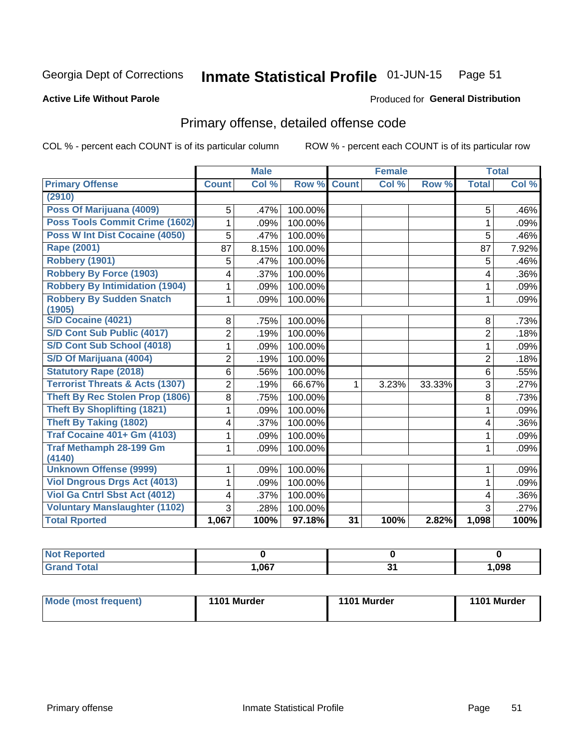Georgia Dept of Corrections **Inmate Statistical Profile** 01-JUN-15

**Active Life Without Parole**

Produced for **General Distribution**

## Primary offense, detailed offense code

COL % - percent each COUNT is of its particular column

ROW % - percent each COUNT is of its particular row

| | Male | | | Female | | | Total | |
|---|---|---|---|---|---|---|---|---|
| **Primary Offense** | **Count** | **Col %** | **Row %** | **Count** | **Col %** | **Row %** | **Total** | **Col %** |
| **(2910)** | | | | | | | | |
| **Poss Of Marijuana (4009)** | 5 | .47% | 100.00% | | | | 5 | .46% |
| **Poss Tools Commit Crime (1602)** | 1 | .09% | 100.00% | | | | 1 | .09% |
| **Poss W Int Dist Cocaine (4050)** | 5 | .47% | 100.00% | | | | 5 | .46% |
| **Rape (2001)** | 87 | 8.15% | 100.00% | | | | 87 | 7.92% |
| **Robbery (1901)** | 5 | .47% | 100.00% | | | | 5 | .46% |
| **Robbery By Force (1903)** | 4 | .37% | 100.00% | | | | 4 | .36% |
| **Robbery By Intimidation (1904)** | 1 | .09% | 100.00% | | | | 1 | .09% |
| **Robbery By Sudden Snatch (1905)** | 1 | .09% | 100.00% | | | | 1 | .09% |
| **S/D Cocaine (4021)** | 8 | .75% | 100.00% | | | | 8 | .73% |
| **S/D Cont Sub Public (4017)** | 2 | .19% | 100.00% | | | | 2 | .18% |
| **S/D Cont Sub School (4018)** | 1 | .09% | 100.00% | | | | 1 | .09% |
| **S/D Of Marijuana (4004)** | 2 | .19% | 100.00% | | | | 2 | .18% |
| **Statutory Rape (2018)** | 6 | .56% | 100.00% | | | | 6 | .55% |
| **Terrorist Threats & Acts (1307)** | 2 | .19% | 66.67% | 1 | 3.23% | 33.33% | 3 | .27% |
| **Theft By Rec Stolen Prop (1806)** | 8 | .75% | 100.00% | | | | 8 | .73% |
| **Theft By Shoplifting (1821)** | 1 | .09% | 100.00% | | | | 1 | .09% |
| **Theft By Taking (1802)** | 4 | .37% | 100.00% | | | | 4 | .36% |
| **Traf Cocaine 401+ Gm (4103)** | 1 | .09% | 100.00% | | | | 1 | .09% |
| **Traf Methamph 28-199 Gm (4140)** | 1 | .09% | 100.00% | | | | 1 | .09% |
| **Unknown Offense (9999)** | 1 | .09% | 100.00% | | | | 1 | .09% |
| **Viol Dngrous Drgs Act (4013)** | 1 | .09% | 100.00% | | | | 1 | .09% |
| **Viol Ga Cntrl Sbst Act (4012)** | 4 | .37% | 100.00% | | | | 4 | .36% |
| **Voluntary Manslaughter (1102)** | 3 | .28% | 100.00% | | | | 3 | .27% |
| **Total Rported** | **1,067** | **100%** | **97.18%** | **31** | **100%** | **2.82%** | **1,098** | **100%** |

| | Male | Female | Total |
|---|---|---|---|
| **Not Reported** | **0** | **0** | **0** |
| **Grand Total** | **1,067** | **31** | **1,098** |

| | Male | Female | Total |
|---|---|---|---|
| **Mode (most frequent)** | **1101 Murder** | **1101 Murder** | **1101 Murder** |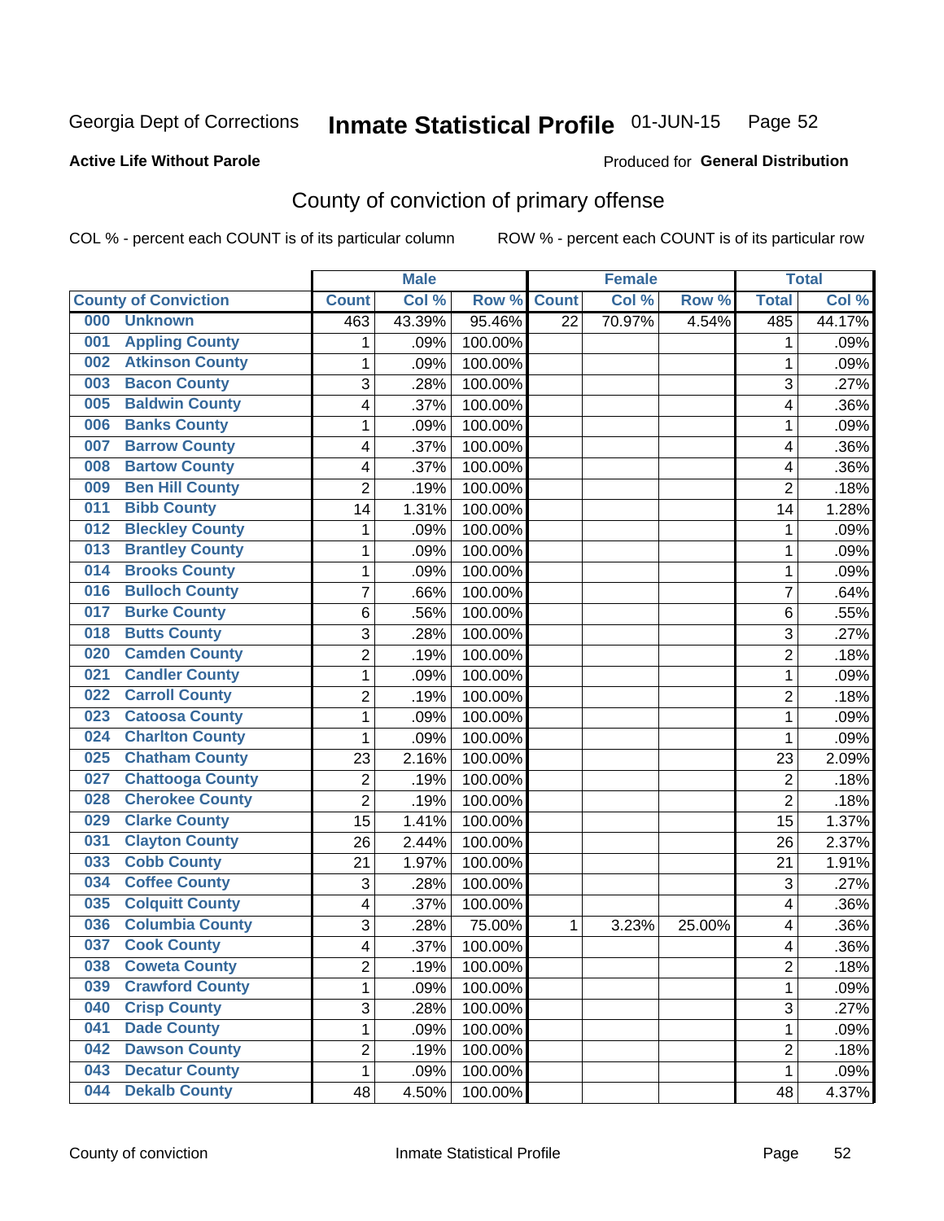Georgia Dept of Corrections **Inmate Statistical Profile** 01-JUN-15

**Active Life Without Parole**

Produced for **General Distribution**

## County of conviction of primary offense

COL % - percent each COUNT is of its particular column ROW % - percent each COUNT is of its particular row

| | Male | | | Female | | | Total | |
|---|---|---|---|---|---|---|---|---|
| County of Conviction | Count | Col % | Row % | Count | Col % | Row % | Total | Col % |
| 000 Unknown | 463 | 43.39% | 95.46% | 22 | 70.97% | 4.54% | 485 | 44.17% |
| 001 Appling County | 1 | .09% | 100.00% | | | | 1 | .09% |
| 002 Atkinson County | 1 | .09% | 100.00% | | | | 1 | .09% |
| 003 Bacon County | 3 | .28% | 100.00% | | | | 3 | .27% |
| 005 Baldwin County | 4 | .37% | 100.00% | | | | 4 | .36% |
| 006 Banks County | 1 | .09% | 100.00% | | | | 1 | .09% |
| 007 Barrow County | 4 | .37% | 100.00% | | | | 4 | .36% |
| 008 Bartow County | 4 | .37% | 100.00% | | | | 4 | .36% |
| 009 Ben Hill County | 2 | .19% | 100.00% | | | | 2 | .18% |
| 011 Bibb County | 14 | 1.31% | 100.00% | | | | 14 | 1.28% |
| 012 Bleckley County | 1 | .09% | 100.00% | | | | 1 | .09% |
| 013 Brantley County | 1 | .09% | 100.00% | | | | 1 | .09% |
| 014 Brooks County | 1 | .09% | 100.00% | | | | 1 | .09% |
| 016 Bulloch County | 7 | .66% | 100.00% | | | | 7 | .64% |
| 017 Burke County | 6 | .56% | 100.00% | | | | 6 | .55% |
| 018 Butts County | 3 | .28% | 100.00% | | | | 3 | .27% |
| 020 Camden County | 2 | .19% | 100.00% | | | | 2 | .18% |
| 021 Candler County | 1 | .09% | 100.00% | | | | 1 | .09% |
| 022 Carroll County | 2 | .19% | 100.00% | | | | 2 | .18% |
| 023 Catoosa County | 1 | .09% | 100.00% | | | | 1 | .09% |
| 024 Charlton County | 1 | .09% | 100.00% | | | | 1 | .09% |
| 025 Chatham County | 23 | 2.16% | 100.00% | | | | 23 | 2.09% |
| 027 Chattooga County | 2 | .19% | 100.00% | | | | 2 | .18% |
| 028 Cherokee County | 2 | .19% | 100.00% | | | | 2 | .18% |
| 029 Clarke County | 15 | 1.41% | 100.00% | | | | 15 | 1.37% |
| 031 Clayton County | 26 | 2.44% | 100.00% | | | | 26 | 2.37% |
| 033 Cobb County | 21 | 1.97% | 100.00% | | | | 21 | 1.91% |
| 034 Coffee County | 3 | .28% | 100.00% | | | | 3 | .27% |
| 035 Colquitt County | 4 | .37% | 100.00% | | | | 4 | .36% |
| 036 Columbia County | 3 | .28% | 75.00% | 1 | 3.23% | 25.00% | 4 | .36% |
| 037 Cook County | 4 | .37% | 100.00% | | | | 4 | .36% |
| 038 Coweta County | 2 | .19% | 100.00% | | | | 2 | .18% |
| 039 Crawford County | 1 | .09% | 100.00% | | | | 1 | .09% |
| 040 Crisp County | 3 | .28% | 100.00% | | | | 3 | .27% |
| 041 Dade County | 1 | .09% | 100.00% | | | | 1 | .09% |
| 042 Dawson County | 2 | .19% | 100.00% | | | | 2 | .18% |
| 043 Decatur County | 1 | .09% | 100.00% | | | | 1 | .09% |
| 044 Dekalb County | 48 | 4.50% | 100.00% | | | | 48 | 4.37% |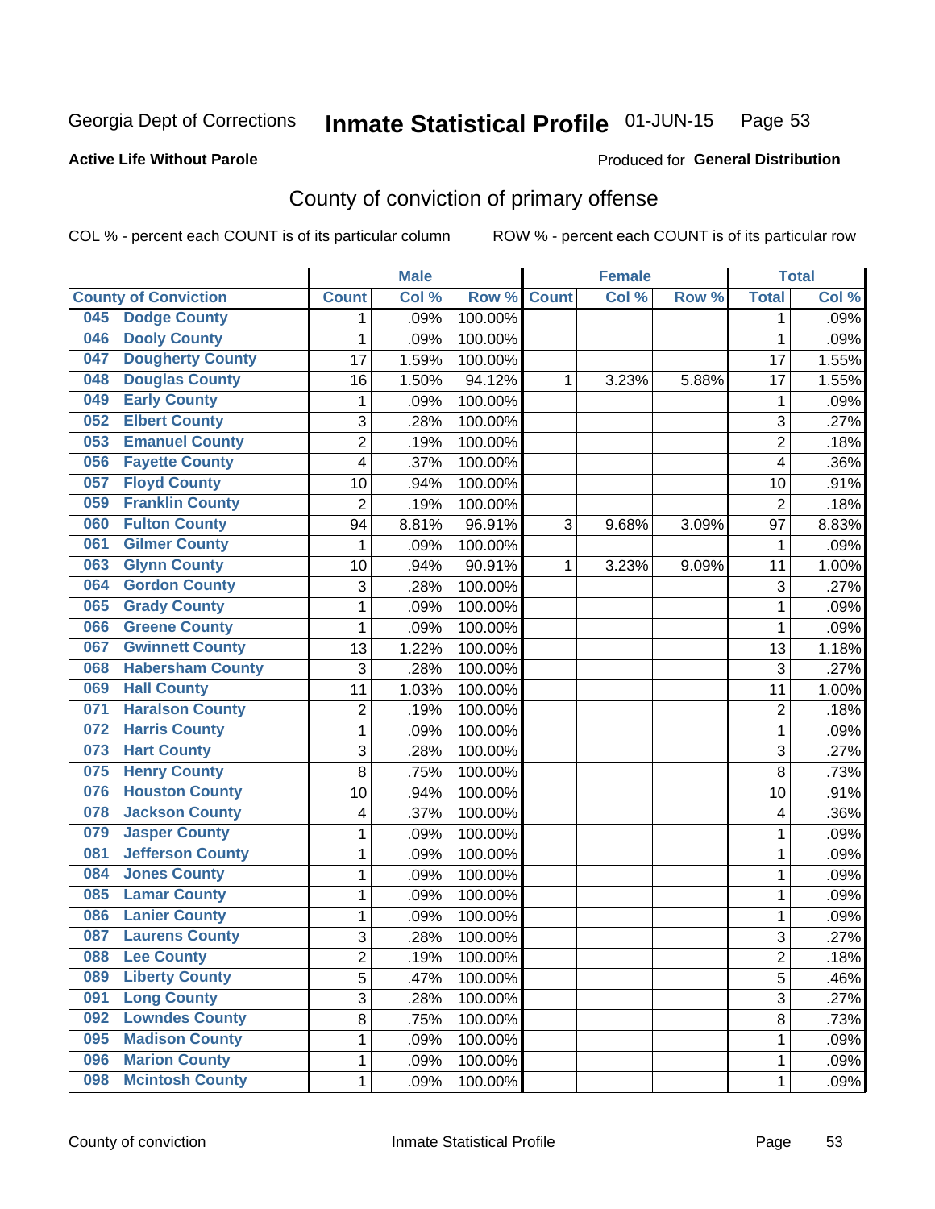Georgia Dept of Corrections **Inmate Statistical Profile** 01-JUN-15

**Active Life Without Parole**

Produced for **General Distribution**

## County of conviction of primary offense

COL % - percent each COUNT is of its particular column ROW % - percent each COUNT is of its particular row

| County of Conviction | Male | | | Female | | | Total | |
|---|---|---|---|---|---|---|---|---|
| | Count | Col % | Row % | Count | Col % | Row % | Total | Col % |
| 045 Dodge County | 1 | .09% | 100.00% | | | | 1 | .09% |
| 046 Dooly County | 1 | .09% | 100.00% | | | | 1 | .09% |
| 047 Dougherty County | 17 | 1.59% | 100.00% | | | | 17 | 1.55% |
| 048 Douglas County | 16 | 1.50% | 94.12% | 1 | 3.23% | 5.88% | 17 | 1.55% |
| 049 Early County | 1 | .09% | 100.00% | | | | 1 | .09% |
| 052 Elbert County | 3 | .28% | 100.00% | | | | 3 | .27% |
| 053 Emanuel County | 2 | .19% | 100.00% | | | | 2 | .18% |
| 056 Fayette County | 4 | .37% | 100.00% | | | | 4 | .36% |
| 057 Floyd County | 10 | .94% | 100.00% | | | | 10 | .91% |
| 059 Franklin County | 2 | .19% | 100.00% | | | | 2 | .18% |
| 060 Fulton County | 94 | 8.81% | 96.91% | 3 | 9.68% | 3.09% | 97 | 8.83% |
| 061 Gilmer County | 1 | .09% | 100.00% | | | | 1 | .09% |
| 063 Glynn County | 10 | .94% | 90.91% | 1 | 3.23% | 9.09% | 11 | 1.00% |
| 064 Gordon County | 3 | .28% | 100.00% | | | | 3 | .27% |
| 065 Grady County | 1 | .09% | 100.00% | | | | 1 | .09% |
| 066 Greene County | 1 | .09% | 100.00% | | | | 1 | .09% |
| 067 Gwinnett County | 13 | 1.22% | 100.00% | | | | 13 | 1.18% |
| 068 Habersham County | 3 | .28% | 100.00% | | | | 3 | .27% |
| 069 Hall County | 11 | 1.03% | 100.00% | | | | 11 | 1.00% |
| 071 Haralson County | 2 | .19% | 100.00% | | | | 2 | .18% |
| 072 Harris County | 1 | .09% | 100.00% | | | | 1 | .09% |
| 073 Hart County | 3 | .28% | 100.00% | | | | 3 | .27% |
| 075 Henry County | 8 | .75% | 100.00% | | | | 8 | .73% |
| 076 Houston County | 10 | .94% | 100.00% | | | | 10 | .91% |
| 078 Jackson County | 4 | .37% | 100.00% | | | | 4 | .36% |
| 079 Jasper County | 1 | .09% | 100.00% | | | | 1 | .09% |
| 081 Jefferson County | 1 | .09% | 100.00% | | | | 1 | .09% |
| 084 Jones County | 1 | .09% | 100.00% | | | | 1 | .09% |
| 085 Lamar County | 1 | .09% | 100.00% | | | | 1 | .09% |
| 086 Lanier County | 1 | .09% | 100.00% | | | | 1 | .09% |
| 087 Laurens County | 3 | .28% | 100.00% | | | | 3 | .27% |
| 088 Lee County | 2 | .19% | 100.00% | | | | 2 | .18% |
| 089 Liberty County | 5 | .47% | 100.00% | | | | 5 | .46% |
| 091 Long County | 3 | .28% | 100.00% | | | | 3 | .27% |
| 092 Lowndes County | 8 | .75% | 100.00% | | | | 8 | .73% |
| 095 Madison County | 1 | .09% | 100.00% | | | | 1 | .09% |
| 096 Marion County | 1 | .09% | 100.00% | | | | 1 | .09% |
| 098 Mcintosh County | 1 | .09% | 100.00% | | | | 1 | .09% |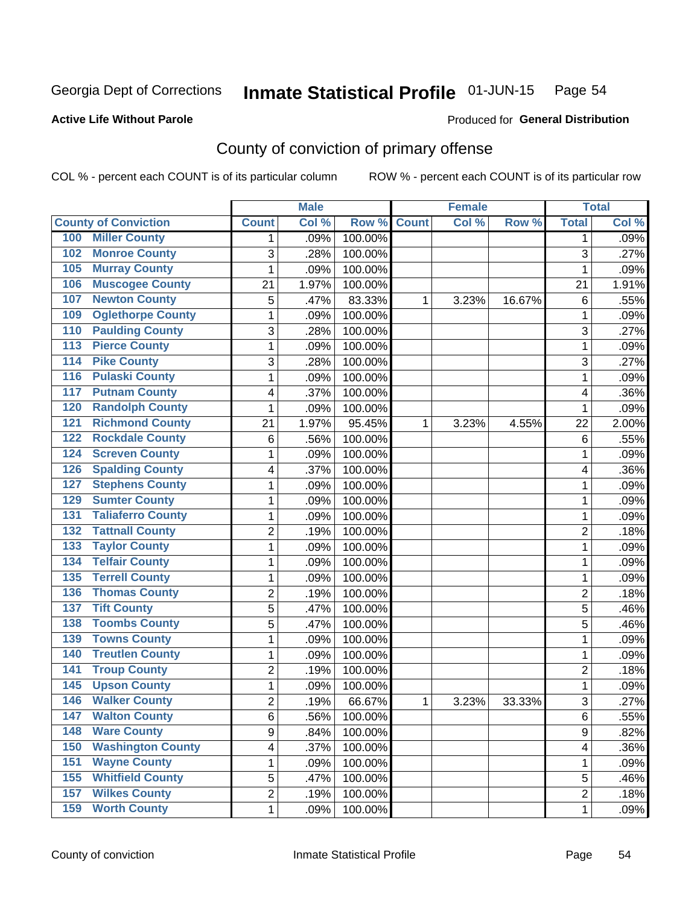Georgia Dept of Corrections **Inmate Statistical Profile** 01-JUN-15

**Active Life Without Parole**

Produced for **General Distribution**

## County of conviction of primary offense

COL % - percent each COUNT is of its particular column     ROW % - percent each COUNT is of its particular row

| County of Conviction | Male | | | Female | | | Total | |
|---|---|---|---|---|---|---|---|---|
| | Count | Col % | Row % | Count | Col % | Row % | Total | Col % |
| 100 Miller County | 1 | .09% | 100.00% | | | | 1 | .09% |
| 102 Monroe County | 3 | .28% | 100.00% | | | | 3 | .27% |
| 105 Murray County | 1 | .09% | 100.00% | | | | 1 | .09% |
| 106 Muscogee County | 21 | 1.97% | 100.00% | | | | 21 | 1.91% |
| 107 Newton County | 5 | .47% | 83.33% | 1 | 3.23% | 16.67% | 6 | .55% |
| 109 Oglethorpe County | 1 | .09% | 100.00% | | | | 1 | .09% |
| 110 Paulding County | 3 | .28% | 100.00% | | | | 3 | .27% |
| 113 Pierce County | 1 | .09% | 100.00% | | | | 1 | .09% |
| 114 Pike County | 3 | .28% | 100.00% | | | | 3 | .27% |
| 116 Pulaski County | 1 | .09% | 100.00% | | | | 1 | .09% |
| 117 Putnam County | 4 | .37% | 100.00% | | | | 4 | .36% |
| 120 Randolph County | 1 | .09% | 100.00% | | | | 1 | .09% |
| 121 Richmond County | 21 | 1.97% | 95.45% | 1 | 3.23% | 4.55% | 22 | 2.00% |
| 122 Rockdale County | 6 | .56% | 100.00% | | | | 6 | .55% |
| 124 Screven County | 1 | .09% | 100.00% | | | | 1 | .09% |
| 126 Spalding County | 4 | .37% | 100.00% | | | | 4 | .36% |
| 127 Stephens County | 1 | .09% | 100.00% | | | | 1 | .09% |
| 129 Sumter County | 1 | .09% | 100.00% | | | | 1 | .09% |
| 131 Taliaferro County | 1 | .09% | 100.00% | | | | 1 | .09% |
| 132 Tattnall County | 2 | .19% | 100.00% | | | | 2 | .18% |
| 133 Taylor County | 1 | .09% | 100.00% | | | | 1 | .09% |
| 134 Telfair County | 1 | .09% | 100.00% | | | | 1 | .09% |
| 135 Terrell County | 1 | .09% | 100.00% | | | | 1 | .09% |
| 136 Thomas County | 2 | .19% | 100.00% | | | | 2 | .18% |
| 137 Tift County | 5 | .47% | 100.00% | | | | 5 | .46% |
| 138 Toombs County | 5 | .47% | 100.00% | | | | 5 | .46% |
| 139 Towns County | 1 | .09% | 100.00% | | | | 1 | .09% |
| 140 Treutlen County | 1 | .09% | 100.00% | | | | 1 | .09% |
| 141 Troup County | 2 | .19% | 100.00% | | | | 2 | .18% |
| 145 Upson County | 1 | .09% | 100.00% | | | | 1 | .09% |
| 146 Walker County | 2 | .19% | 66.67% | 1 | 3.23% | 33.33% | 3 | .27% |
| 147 Walton County | 6 | .56% | 100.00% | | | | 6 | .55% |
| 148 Ware County | 9 | .84% | 100.00% | | | | 9 | .82% |
| 150 Washington County | 4 | .37% | 100.00% | | | | 4 | .36% |
| 151 Wayne County | 1 | .09% | 100.00% | | | | 1 | .09% |
| 155 Whitfield County | 5 | .47% | 100.00% | | | | 5 | .46% |
| 157 Wilkes County | 2 | .19% | 100.00% | | | | 2 | .18% |
| 159 Worth County | 1 | .09% | 100.00% | | | | 1 | .09% |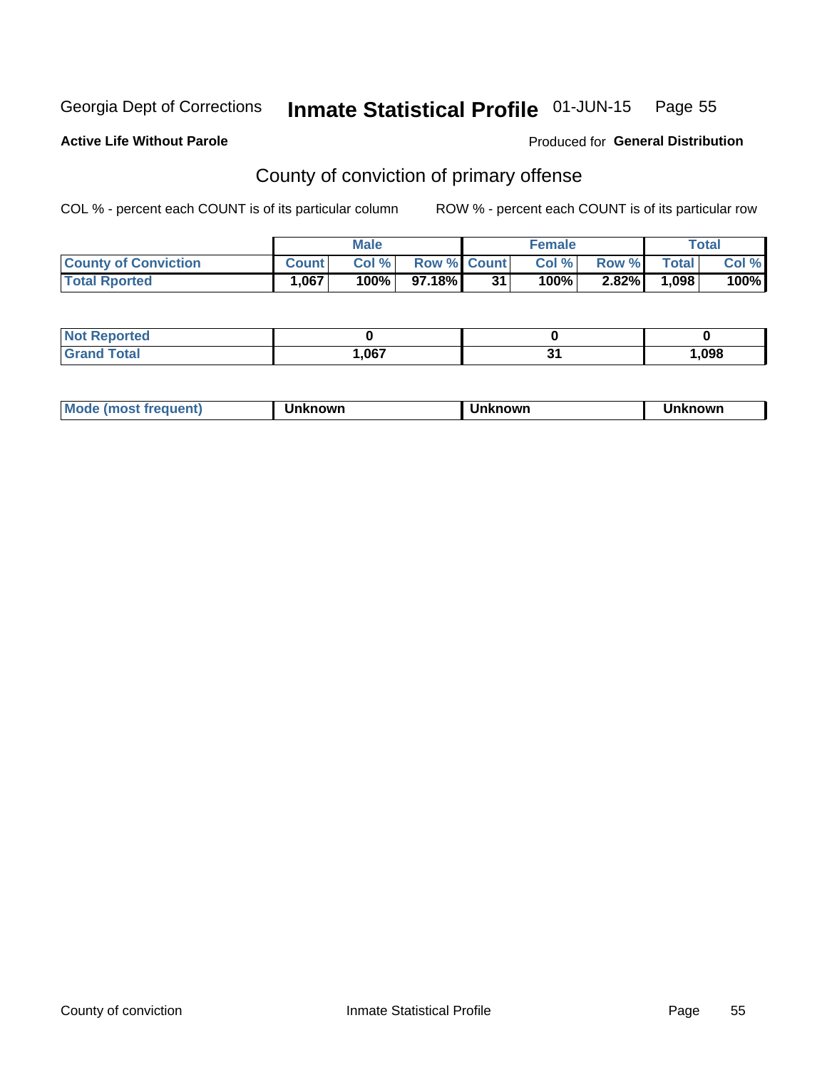Georgia Dept of Corrections **Inmate Statistical Profile** 01-JUN-15

**Active Life Without Parole**

Produced for **General Distribution**

## County of conviction of primary offense

COL % - percent each COUNT is of its particular column

ROW % - percent each COUNT is of its particular row

| | Male | | | Female | | | Total | |
|---|---|---|---|---|---|---|---|---|
| County of Conviction | Count | Col % | Row % | Count | Col % | Row % | Total | Col % |
| Total Rported | 1,067 | 100% | 97.18% | 31 | 100% | 2.82% | 1,098 | 100% |

| | Male | Female | Total |
|---|---|---|---|
| Not Reported | 0 | 0 | 0 |
| Grand Total | 1,067 | 31 | 1,098 |

| | Male | Female | Total |
|---|---|---|---|
| Mode (most frequent) | Unknown | Unknown | Unknown |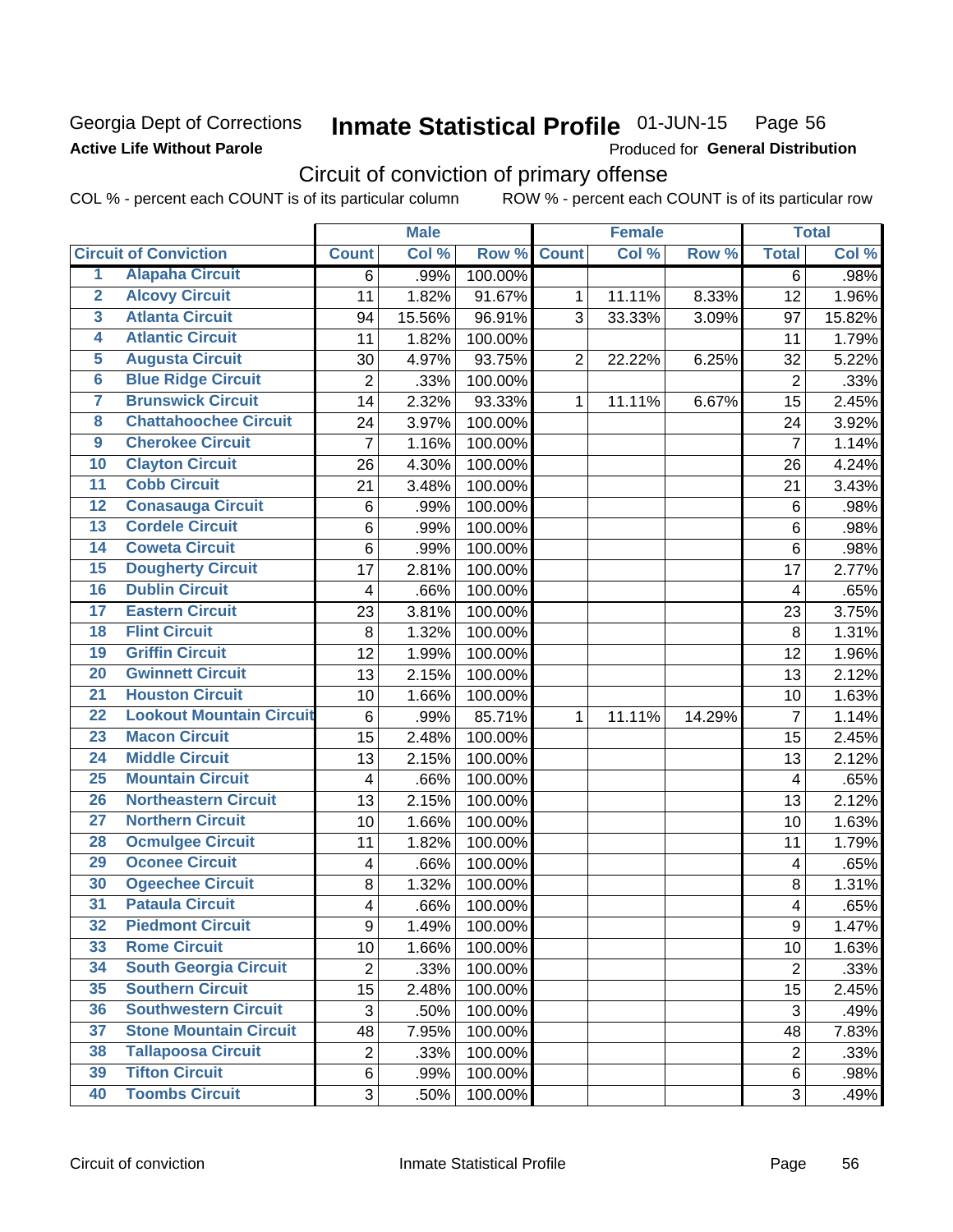Georgia Dept of Corrections
**Active Life Without Parole**

# Inmate Statistical Profile 01-JUN-15 Page 56

Produced for **General Distribution**

## Circuit of conviction of primary offense

COL % - percent each COUNT is of its particular column ROW % - percent each COUNT is of its particular row

| | | Male | | | Female | | | Total | |
|---|---|---|---|---|---|---|---|---|---|
| **Circuit of Conviction** | | **Count** | **Col %** | **Row %** | **Count** | **Col %** | **Row %** | **Total** | **Col %** |
| 1 | Alapaha Circuit | 6 | .99% | 100.00% | | | | 6 | .98% |
| 2 | Alcovy Circuit | 11 | 1.82% | 91.67% | 1 | 11.11% | 8.33% | 12 | 1.96% |
| 3 | Atlanta Circuit | 94 | 15.56% | 96.91% | 3 | 33.33% | 3.09% | 97 | 15.82% |
| 4 | Atlantic Circuit | 11 | 1.82% | 100.00% | | | | 11 | 1.79% |
| 5 | Augusta Circuit | 30 | 4.97% | 93.75% | 2 | 22.22% | 6.25% | 32 | 5.22% |
| 6 | Blue Ridge Circuit | 2 | .33% | 100.00% | | | | 2 | .33% |
| 7 | Brunswick Circuit | 14 | 2.32% | 93.33% | 1 | 11.11% | 6.67% | 15 | 2.45% |
| 8 | Chattahoochee Circuit | 24 | 3.97% | 100.00% | | | | 24 | 3.92% |
| 9 | Cherokee Circuit | 7 | 1.16% | 100.00% | | | | 7 | 1.14% |
| 10 | Clayton Circuit | 26 | 4.30% | 100.00% | | | | 26 | 4.24% |
| 11 | Cobb Circuit | 21 | 3.48% | 100.00% | | | | 21 | 3.43% |
| 12 | Conasauga Circuit | 6 | .99% | 100.00% | | | | 6 | .98% |
| 13 | Cordele Circuit | 6 | .99% | 100.00% | | | | 6 | .98% |
| 14 | Coweta Circuit | 6 | .99% | 100.00% | | | | 6 | .98% |
| 15 | Dougherty Circuit | 17 | 2.81% | 100.00% | | | | 17 | 2.77% |
| 16 | Dublin Circuit | 4 | .66% | 100.00% | | | | 4 | .65% |
| 17 | Eastern Circuit | 23 | 3.81% | 100.00% | | | | 23 | 3.75% |
| 18 | Flint Circuit | 8 | 1.32% | 100.00% | | | | 8 | 1.31% |
| 19 | Griffin Circuit | 12 | 1.99% | 100.00% | | | | 12 | 1.96% |
| 20 | Gwinnett Circuit | 13 | 2.15% | 100.00% | | | | 13 | 2.12% |
| 21 | Houston Circuit | 10 | 1.66% | 100.00% | | | | 10 | 1.63% |
| 22 | Lookout Mountain Circuit | 6 | .99% | 85.71% | 1 | 11.11% | 14.29% | 7 | 1.14% |
| 23 | Macon Circuit | 15 | 2.48% | 100.00% | | | | 15 | 2.45% |
| 24 | Middle Circuit | 13 | 2.15% | 100.00% | | | | 13 | 2.12% |
| 25 | Mountain Circuit | 4 | .66% | 100.00% | | | | 4 | .65% |
| 26 | Northeastern Circuit | 13 | 2.15% | 100.00% | | | | 13 | 2.12% |
| 27 | Northern Circuit | 10 | 1.66% | 100.00% | | | | 10 | 1.63% |
| 28 | Ocmulgee Circuit | 11 | 1.82% | 100.00% | | | | 11 | 1.79% |
| 29 | Oconee Circuit | 4 | .66% | 100.00% | | | | 4 | .65% |
| 30 | Ogeechee Circuit | 8 | 1.32% | 100.00% | | | | 8 | 1.31% |
| 31 | Pataula Circuit | 4 | .66% | 100.00% | | | | 4 | .65% |
| 32 | Piedmont Circuit | 9 | 1.49% | 100.00% | | | | 9 | 1.47% |
| 33 | Rome Circuit | 10 | 1.66% | 100.00% | | | | 10 | 1.63% |
| 34 | South Georgia Circuit | 2 | .33% | 100.00% | | | | 2 | .33% |
| 35 | Southern Circuit | 15 | 2.48% | 100.00% | | | | 15 | 2.45% |
| 36 | Southwestern Circuit | 3 | .50% | 100.00% | | | | 3 | .49% |
| 37 | Stone Mountain Circuit | 48 | 7.95% | 100.00% | | | | 48 | 7.83% |
| 38 | Tallapoosa Circuit | 2 | .33% | 100.00% | | | | 2 | .33% |
| 39 | Tifton Circuit | 6 | .99% | 100.00% | | | | 6 | .98% |
| 40 | Toombs Circuit | 3 | .50% | 100.00% | | | | 3 | .49% |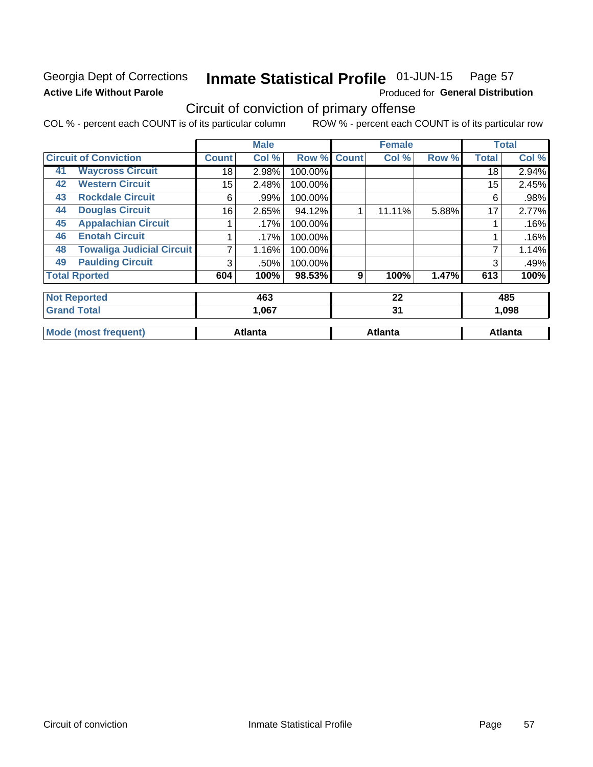Georgia Dept of Corrections
**Active Life Without Parole**

# Inmate Statistical Profile 01-JUN-15 Page 57

Produced for **General Distribution**

## Circuit of conviction of primary offense

COL % - percent each COUNT is of its particular column ROW % - percent each COUNT is of its particular row

| | | Male | | | Female | | | Total | |
|---|---|---|---|---|---|---|---|---|---|
| **Circuit of Conviction** | | **Count** | **Col %** | **Row %** | **Count** | **Col %** | **Row %** | **Total** | **Col %** |
| 41 | **Waycross Circuit** | 18 | 2.98% | 100.00% | | | | 18 | 2.94% |
| 42 | **Western Circuit** | 15 | 2.48% | 100.00% | | | | 15 | 2.45% |
| 43 | **Rockdale Circuit** | 6 | .99% | 100.00% | | | | 6 | .98% |
| 44 | **Douglas Circuit** | 16 | 2.65% | 94.12% | 1 | 11.11% | 5.88% | 17 | 2.77% |
| 45 | **Appalachian Circuit** | 1 | .17% | 100.00% | | | | 1 | .16% |
| 46 | **Enotah Circuit** | 1 | .17% | 100.00% | | | | 1 | .16% |
| 48 | **Towaliga Judicial Circuit** | 7 | 1.16% | 100.00% | | | | 7 | 1.14% |
| 49 | **Paulding Circuit** | 3 | .50% | 100.00% | | | | 3 | .49% |
| **Total Rported** | | **604** | **100%** | **98.53%** | **9** | **100%** | **1.47%** | **613** | **100%** |

| | Male | Female | Total |
|---|---|---|---|
| **Not Reported** | **463** | **22** | **485** |
| **Grand Total** | **1,067** | **31** | **1,098** |

| | Male | Female | Total |
|---|---|---|---|
| **Mode (most frequent)** | **Atlanta** | **Atlanta** | **Atlanta** |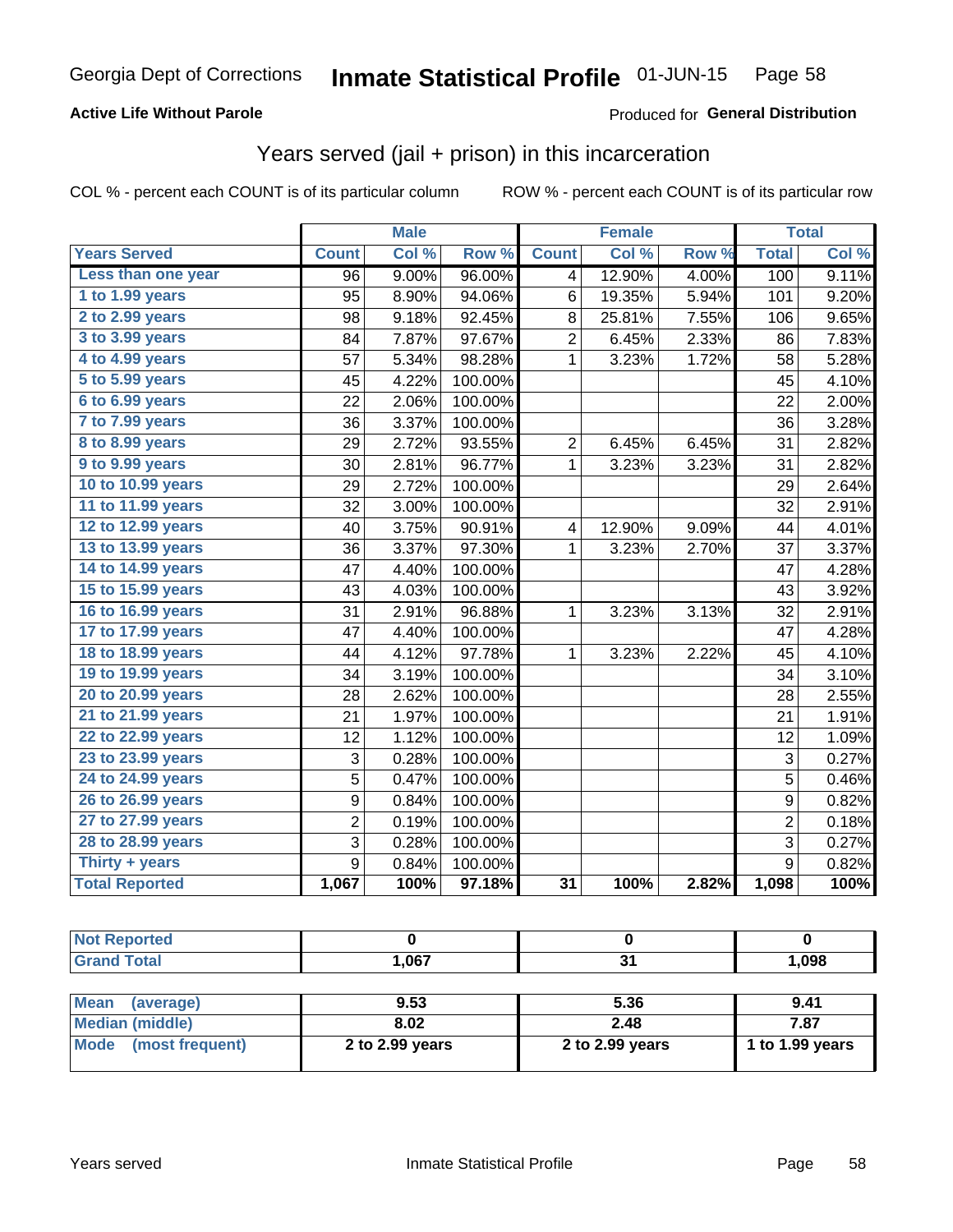Georgia Dept of Corrections **Inmate Statistical Profile** 01-JUN-15

**Active Life Without Parole**

Produced for **General Distribution**

## Years served (jail + prison) in this incarceration

COL % - percent each COUNT is of its particular column

ROW % - percent each COUNT is of its particular row

| | Male | | | Female | | | Total | |
|---|---|---|---|---|---|---|---|---|
| **Years Served** | **Count** | **Col %** | **Row %** | **Count** | **Col %** | **Row %** | **Total** | **Col %** |
| Less than one year | 96 | 9.00% | 96.00% | 4 | 12.90% | 4.00% | 100 | 9.11% |
| 1 to 1.99 years | 95 | 8.90% | 94.06% | 6 | 19.35% | 5.94% | 101 | 9.20% |
| 2 to 2.99 years | 98 | 9.18% | 92.45% | 8 | 25.81% | 7.55% | 106 | 9.65% |
| 3 to 3.99 years | 84 | 7.87% | 97.67% | 2 | 6.45% | 2.33% | 86 | 7.83% |
| 4 to 4.99 years | 57 | 5.34% | 98.28% | 1 | 3.23% | 1.72% | 58 | 5.28% |
| 5 to 5.99 years | 45 | 4.22% | 100.00% | | | | 45 | 4.10% |
| 6 to 6.99 years | 22 | 2.06% | 100.00% | | | | 22 | 2.00% |
| 7 to 7.99 years | 36 | 3.37% | 100.00% | | | | 36 | 3.28% |
| 8 to 8.99 years | 29 | 2.72% | 93.55% | 2 | 6.45% | 6.45% | 31 | 2.82% |
| 9 to 9.99 years | 30 | 2.81% | 96.77% | 1 | 3.23% | 3.23% | 31 | 2.82% |
| 10 to 10.99 years | 29 | 2.72% | 100.00% | | | | 29 | 2.64% |
| 11 to 11.99 years | 32 | 3.00% | 100.00% | | | | 32 | 2.91% |
| 12 to 12.99 years | 40 | 3.75% | 90.91% | 4 | 12.90% | 9.09% | 44 | 4.01% |
| 13 to 13.99 years | 36 | 3.37% | 97.30% | 1 | 3.23% | 2.70% | 37 | 3.37% |
| 14 to 14.99 years | 47 | 4.40% | 100.00% | | | | 47 | 4.28% |
| 15 to 15.99 years | 43 | 4.03% | 100.00% | | | | 43 | 3.92% |
| 16 to 16.99 years | 31 | 2.91% | 96.88% | 1 | 3.23% | 3.13% | 32 | 2.91% |
| 17 to 17.99 years | 47 | 4.40% | 100.00% | | | | 47 | 4.28% |
| 18 to 18.99 years | 44 | 4.12% | 97.78% | 1 | 3.23% | 2.22% | 45 | 4.10% |
| 19 to 19.99 years | 34 | 3.19% | 100.00% | | | | 34 | 3.10% |
| 20 to 20.99 years | 28 | 2.62% | 100.00% | | | | 28 | 2.55% |
| 21 to 21.99 years | 21 | 1.97% | 100.00% | | | | 21 | 1.91% |
| 22 to 22.99 years | 12 | 1.12% | 100.00% | | | | 12 | 1.09% |
| 23 to 23.99 years | 3 | 0.28% | 100.00% | | | | 3 | 0.27% |
| 24 to 24.99 years | 5 | 0.47% | 100.00% | | | | 5 | 0.46% |
| 26 to 26.99 years | 9 | 0.84% | 100.00% | | | | 9 | 0.82% |
| 27 to 27.99 years | 2 | 0.19% | 100.00% | | | | 2 | 0.18% |
| 28 to 28.99 years | 3 | 0.28% | 100.00% | | | | 3 | 0.27% |
| Thirty + years | 9 | 0.84% | 100.00% | | | | 9 | 0.82% |
| **Total Reported** | **1,067** | **100%** | **97.18%** | **31** | **100%** | **2.82%** | **1,098** | **100%** |

| | Male | Female | Total |
|---|---|---|---|
| Not Reported | 0 | 0 | 0 |
| Grand Total | 1,067 | 31 | 1,098 |

| | Male | Female | Total |
|---|---|---|---|
| Mean (average) | 9.53 | 5.36 | 9.41 |
| Median (middle) | 8.02 | 2.48 | 7.87 |
| Mode (most frequent) | 2 to 2.99 years | 2 to 2.99 years | 1 to 1.99 years |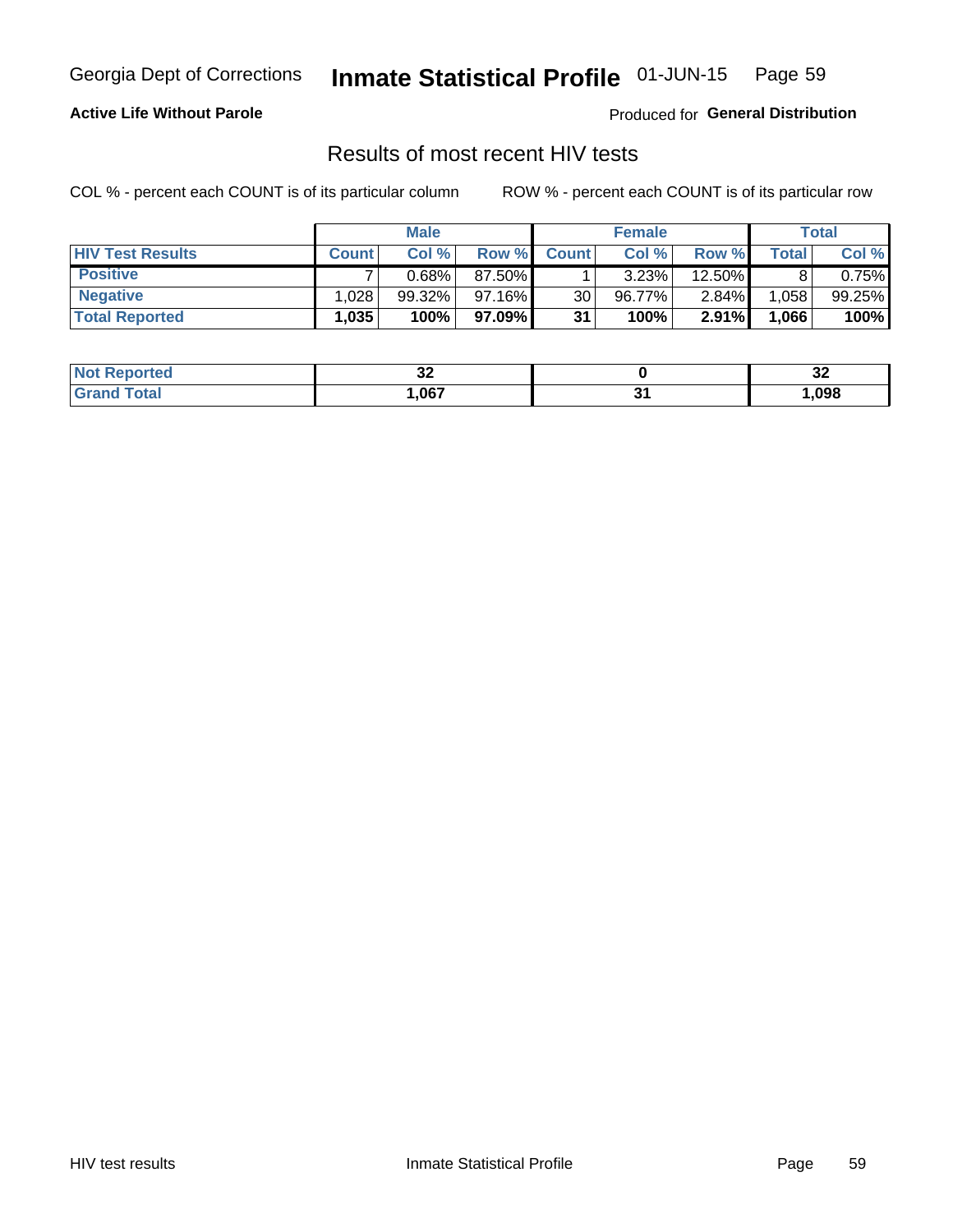Georgia Dept of Corrections **Inmate Statistical Profile** 01-JUN-15

**Active Life Without Parole**

Produced for **General Distribution**

## Results of most recent HIV tests

COL % - percent each COUNT is of its particular column

ROW % - percent each COUNT is of its particular row

| | Male | | | Female | | | Total | |
|---|---|---|---|---|---|---|---|---|
| **HIV Test Results** | **Count** | **Col %** | **Row %** | **Count** | **Col %** | **Row %** | **Total** | **Col %** |
| **Positive** | 7 | 0.68% | 87.50% | 1 | 3.23% | 12.50% | 8 | 0.75% |
| **Negative** | 1,028 | 99.32% | 97.16% | 30 | 96.77% | 2.84% | 1,058 | 99.25% |
| **Total Reported** | **1,035** | **100%** | **97.09%** | **31** | **100%** | **2.91%** | **1,066** | **100%** |

| | Male | Female | Total |
|---|---|---|---|
| **Not Reported** | **32** | **0** | **32** |
| **Grand Total** | **1,067** | **31** | **1,098** |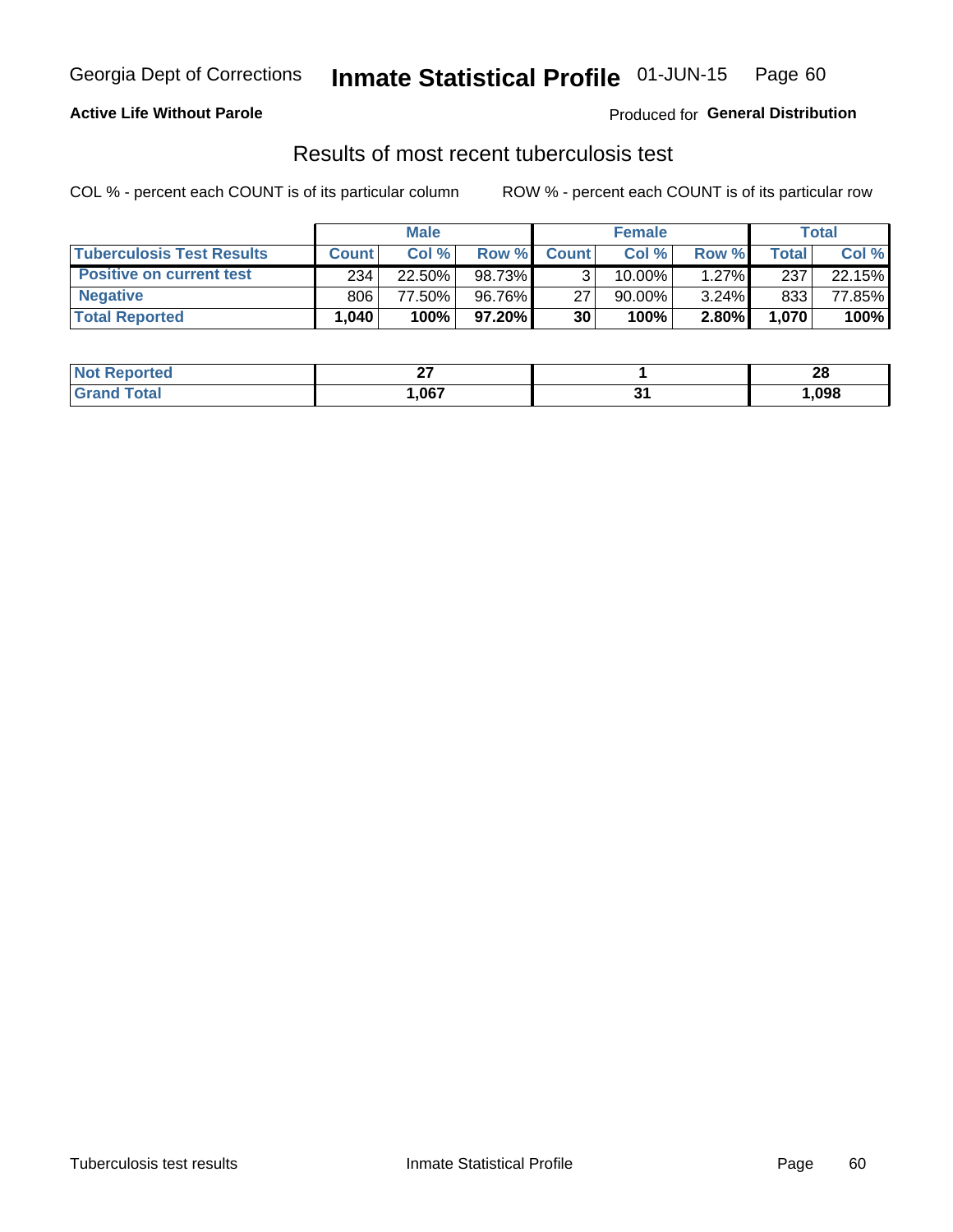**Active Life Without Parole**

Produced for **General Distribution**

## Results of most recent tuberculosis test

COL % - percent each COUNT is of its particular column

ROW % - percent each COUNT is of its particular row

| | Male | | | Female | | | Total | |
|---|---|---|---|---|---|---|---|---|
| **Tuberculosis Test Results** | **Count** | **Col %** | **Row %** | **Count** | **Col %** | **Row %** | **Total** | **Col %** |
| **Positive on current test** | 234 | 22.50% | 98.73% | 3 | 10.00% | 1.27% | 237 | 22.15% |
| **Negative** | 806 | 77.50% | 96.76% | 27 | 90.00% | 3.24% | 833 | 77.85% |
| **Total Reported** | **1,040** | **100%** | **97.20%** | **30** | **100%** | **2.80%** | **1,070** | **100%** |

| | Male | Female | Total |
|---|---|---|---|
| **Not Reported** | **27** | **1** | **28** |
| **Grand Total** | **1,067** | **31** | **1,098** |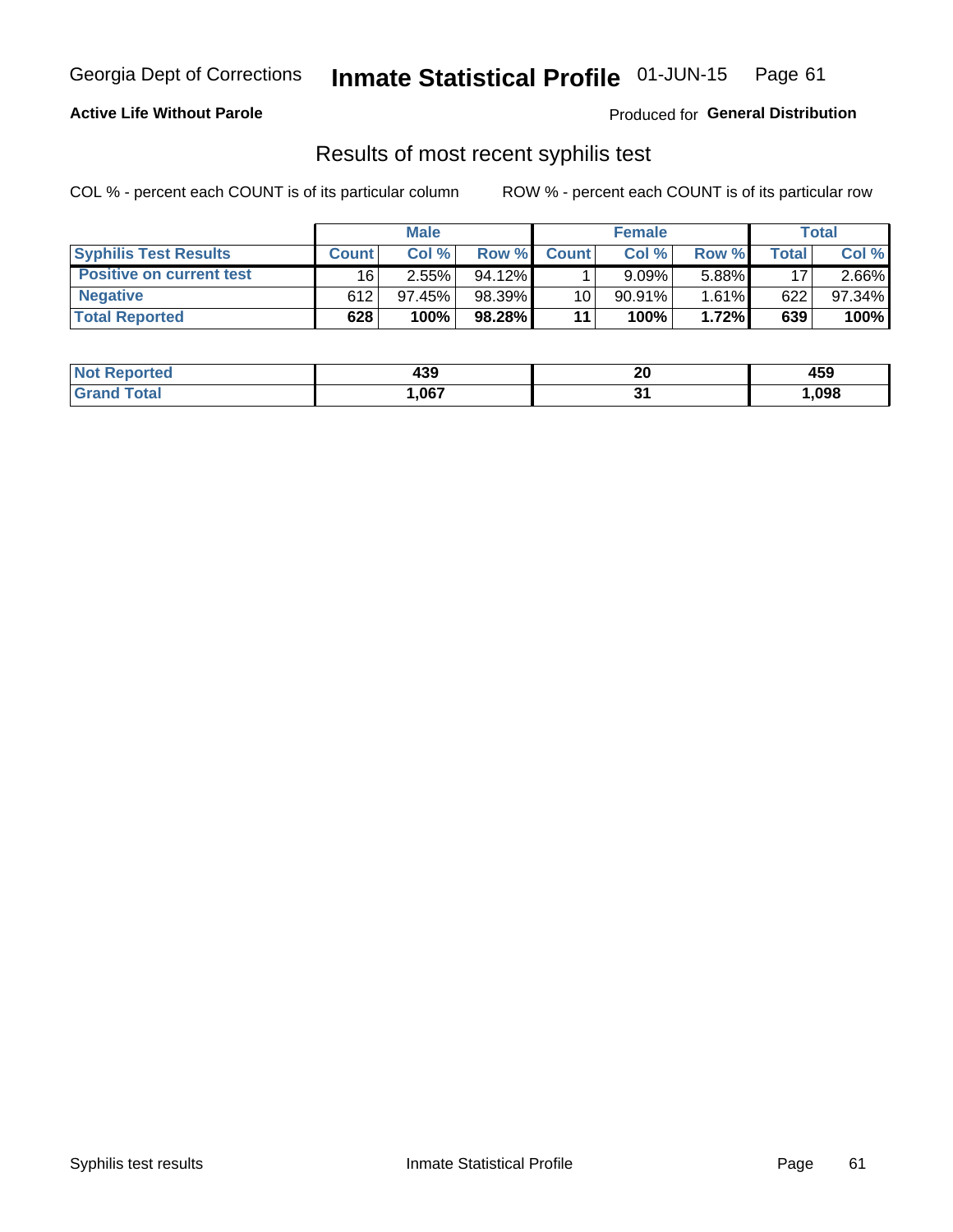Georgia Dept of Corrections **Inmate Statistical Profile** 01-JUN-15 Page 61

**Active Life Without Parole**

Produced for **General Distribution**

## Results of most recent syphilis test

COL % - percent each COUNT is of its particular column      ROW % - percent each COUNT is of its particular row

| | Male | | | Female | | | Total | |
|---|---|---|---|---|---|---|---|---|
| **Syphilis Test Results** | **Count** | **Col %** | **Row %** | **Count** | **Col %** | **Row %** | **Total** | **Col %** |
| **Positive on current test** | 16 | 2.55% | 94.12% | 1 | 9.09% | 5.88% | 17 | 2.66% |
| **Negative** | 612 | 97.45% | 98.39% | 10 | 90.91% | 1.61% | 622 | 97.34% |
| **Total Reported** | **628** | **100%** | **98.28%** | **11** | **100%** | **1.72%** | **639** | **100%** |

| | Male | Female | Total |
|---|---|---|---|
| **Not Reported** | **439** | **20** | **459** |
| **Grand Total** | **1,067** | **31** | **1,098** |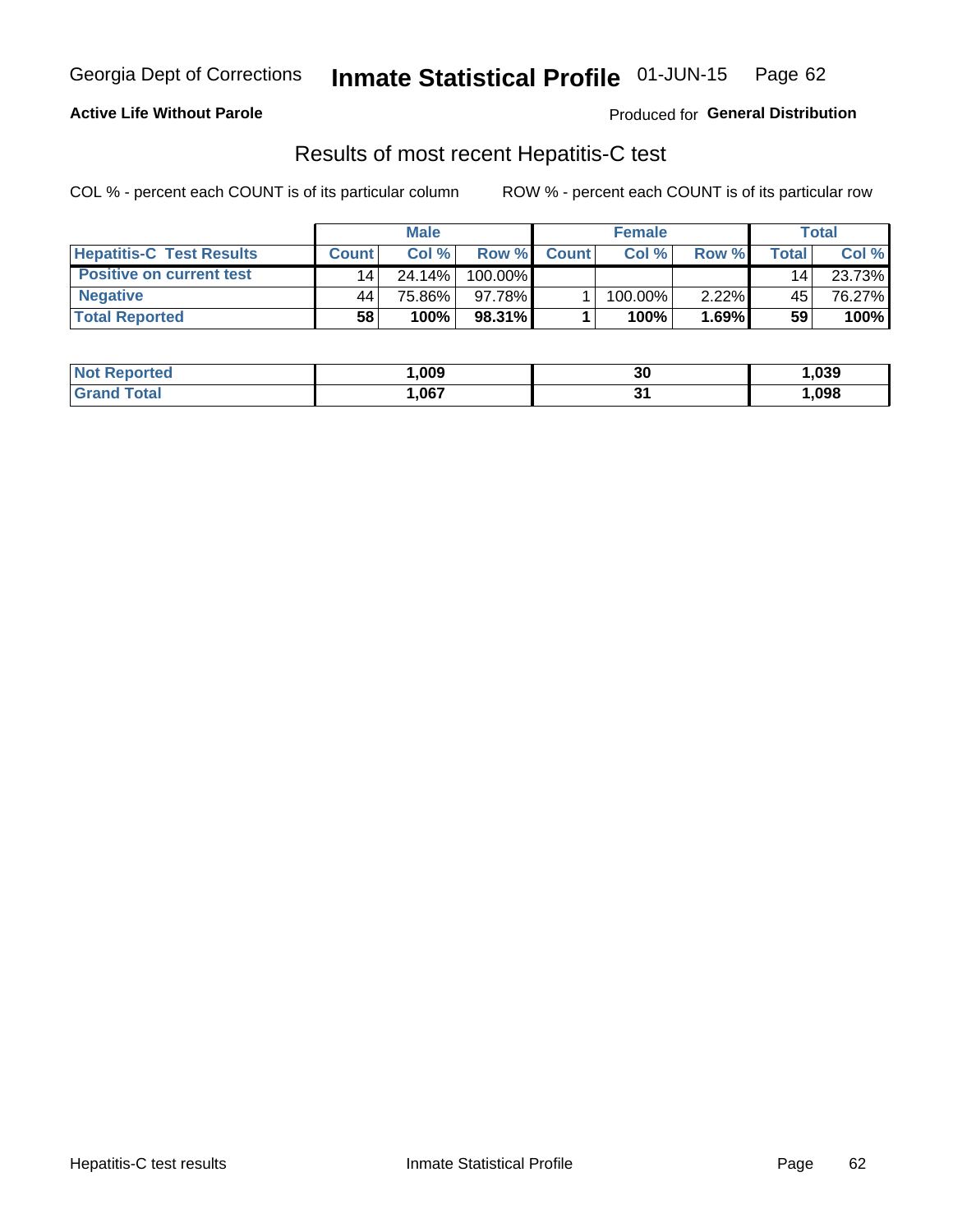Georgia Dept of Corrections **Inmate Statistical Profile** 01-JUN-15

**Active Life Without Parole**

Produced for **General Distribution**

## Results of most recent Hepatitis-C test

COL % - percent each COUNT is of its particular column

ROW % - percent each COUNT is of its particular row

| | Male | | | Female | | | Total | |
|---|---|---|---|---|---|---|---|---|
| **Hepatitis-C Test Results** | **Count** | **Col %** | **Row %** | **Count** | **Col %** | **Row %** | **Total** | **Col %** |
| **Positive on current test** | 14 | 24.14% | 100.00% | | | | 14 | 23.73% |
| **Negative** | 44 | 75.86% | 97.78% | 1 | 100.00% | 2.22% | 45 | 76.27% |
| **Total Reported** | **58** | **100%** | **98.31%** | **1** | **100%** | **1.69%** | **59** | **100%** |

| | Male | Female | Total |
|---|---|---|---|
| **Not Reported** | **1,009** | **30** | **1,039** |
| **Grand Total** | **1,067** | **31** | **1,098** |

Hepatitis-C test results